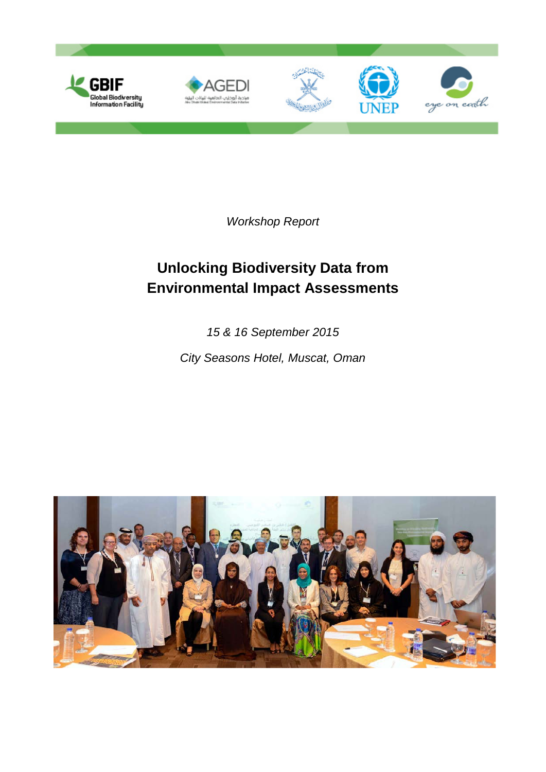*Workshop Report*

# Unlocking Biodiversity Data from Environmental Impact Assessments

*15 & 16 September 2015*

*City Seasons Hotel, Muscat, Oman*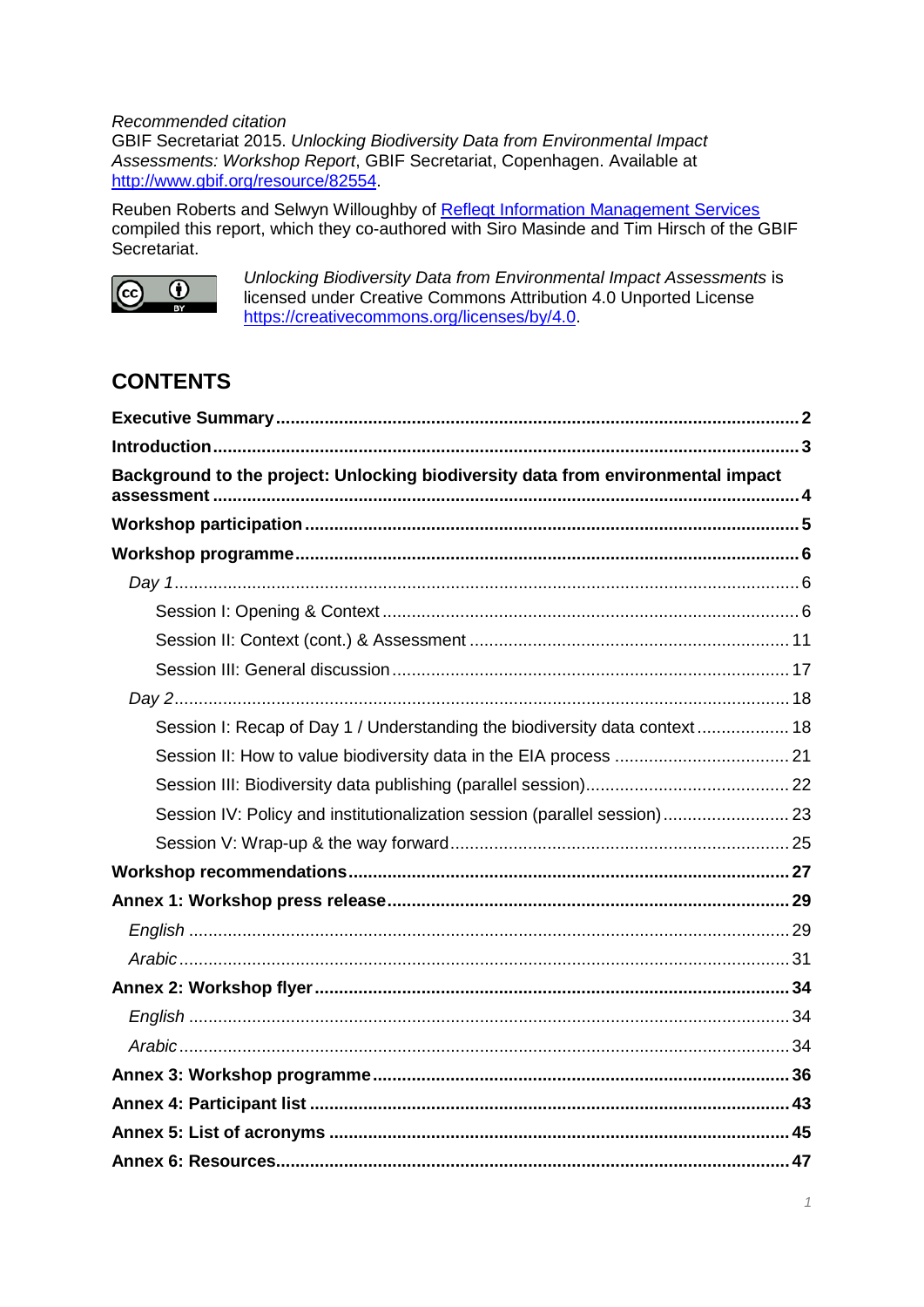*Recommended citation*
GBIF Secretariat 2015. *Unlocking Biodiversity Data from Environmental Impact Assessments: Workshop Report*, GBIF Secretariat, Copenhagen. Available at [http://www.gbif.org/resource/82554](http://www.gbif.org/resource/82554).

Reuben Roberts and Selwyn Willoughby of [Reflect Information Management Services](#) compiled this report, which they co-authored with Siro Masinde and Tim Hirsch of the GBIF Secretariat.

*Unlocking Biodiversity Data from Environmental Impact Assessments* is licensed under Creative Commons Attribution 4.0 Unported License [https://creativecommons.org/licenses/by/4.0](https://creativecommons.org/licenses/by/4.0).

## CONTENTS

**Executive Summary** .......... **2**
**Introduction** .......... **3**
**Background to the project: Unlocking biodiversity data from environmental impact assessment** .......... **4**
**Workshop participation** .......... **5**
**Workshop programme** .......... **6**
- *Day 1* .......... 6
  - Session I: Opening & Context .......... 6
  - Session II: Context (cont.) & Assessment .......... 11
  - Session III: General discussion .......... 17
- *Day 2* .......... 18
  - Session I: Recap of Day 1 / Understanding the biodiversity data context .......... 18
  - Session II: How to value biodiversity data in the EIA process .......... 21
  - Session III: Biodiversity data publishing (parallel session) .......... 22
  - Session IV: Policy and institutionalization session (parallel session) .......... 23
  - Session V: Wrap-up & the way forward .......... 25

**Workshop recommendations** .......... **27**
**Annex 1: Workshop press release** .......... **29**
- *English* .......... 29
- *Arabic* .......... 31

**Annex 2: Workshop flyer** .......... **34**
- *English* .......... 34
- *Arabic* .......... 34

**Annex 3: Workshop programme** .......... **36**
**Annex 4: Participant list** .......... **43**
**Annex 5: List of acronyms** .......... **45**
**Annex 6: Resources** .......... **47**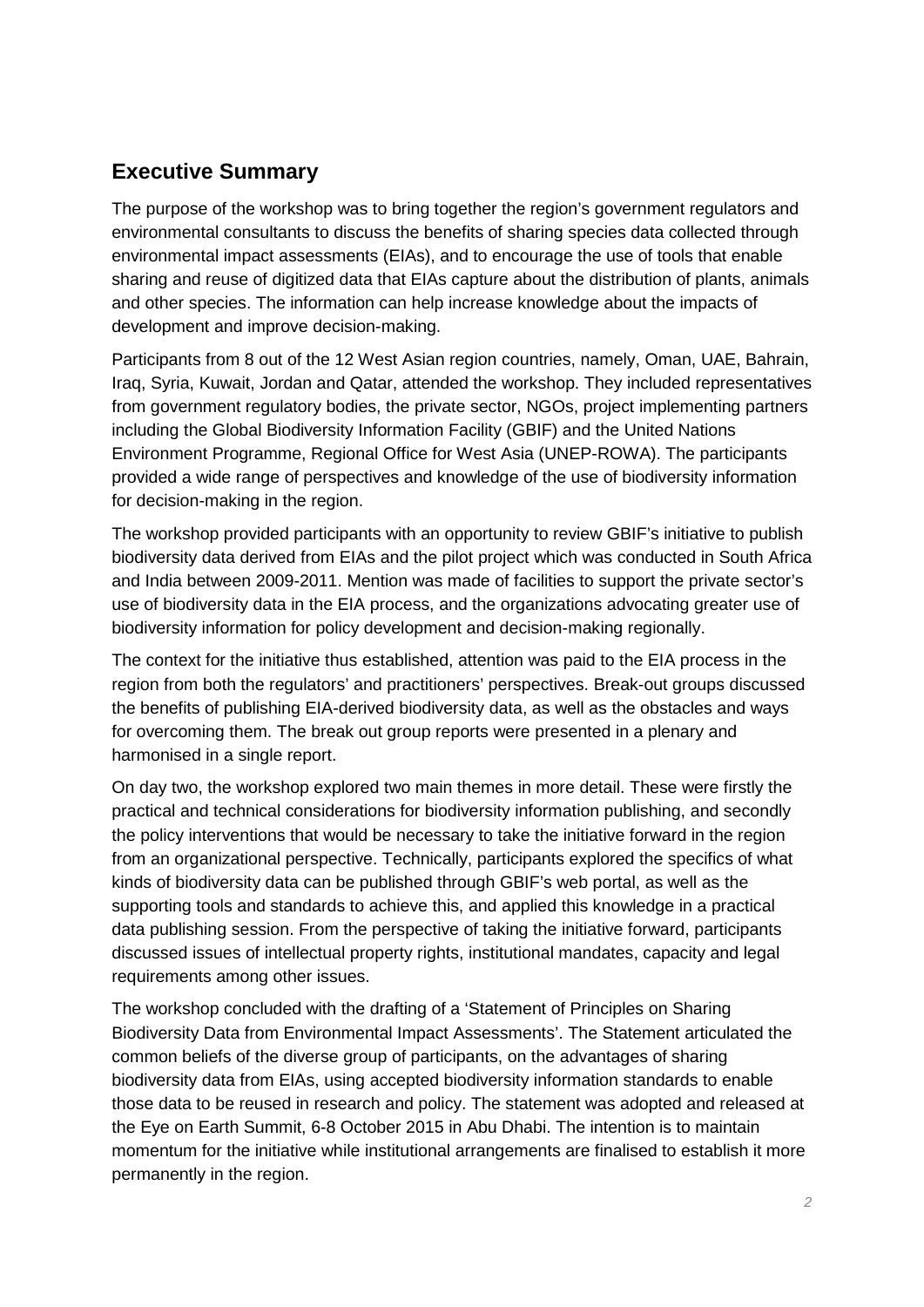## Executive Summary

The purpose of the workshop was to bring together the region's government regulators and environmental consultants to discuss the benefits of sharing species data collected through environmental impact assessments (EIAs), and to encourage the use of tools that enable sharing and reuse of digitized data that EIAs capture about the distribution of plants, animals and other species. The information can help increase knowledge about the impacts of development and improve decision-making.

Participants from 8 out of the 12 West Asian region countries, namely, Oman, UAE, Bahrain, Iraq, Syria, Kuwait, Jordan and Qatar, attended the workshop. They included representatives from government regulatory bodies, the private sector, NGOs, project implementing partners including the Global Biodiversity Information Facility (GBIF) and the United Nations Environment Programme, Regional Office for West Asia (UNEP-ROWA). The participants provided a wide range of perspectives and knowledge of the use of biodiversity information for decision-making in the region.

The workshop provided participants with an opportunity to review GBIF's initiative to publish biodiversity data derived from EIAs and the pilot project which was conducted in South Africa and India between 2009-2011. Mention was made of facilities to support the private sector's use of biodiversity data in the EIA process, and the organizations advocating greater use of biodiversity information for policy development and decision-making regionally.

The context for the initiative thus established, attention was paid to the EIA process in the region from both the regulators' and practitioners' perspectives. Break-out groups discussed the benefits of publishing EIA-derived biodiversity data, as well as the obstacles and ways for overcoming them. The break out group reports were presented in a plenary and harmonised in a single report.

On day two, the workshop explored two main themes in more detail. These were firstly the practical and technical considerations for biodiversity information publishing, and secondly the policy interventions that would be necessary to take the initiative forward in the region from an organizational perspective. Technically, participants explored the specifics of what kinds of biodiversity data can be published through GBIF's web portal, as well as the supporting tools and standards to achieve this, and applied this knowledge in a practical data publishing session. From the perspective of taking the initiative forward, participants discussed issues of intellectual property rights, institutional mandates, capacity and legal requirements among other issues.

The workshop concluded with the drafting of a 'Statement of Principles on Sharing Biodiversity Data from Environmental Impact Assessments'. The Statement articulated the common beliefs of the diverse group of participants, on the advantages of sharing biodiversity data from EIAs, using accepted biodiversity information standards to enable those data to be reused in research and policy. The statement was adopted and released at the Eye on Earth Summit, 6-8 October 2015 in Abu Dhabi. The intention is to maintain momentum for the initiative while institutional arrangements are finalised to establish it more permanently in the region.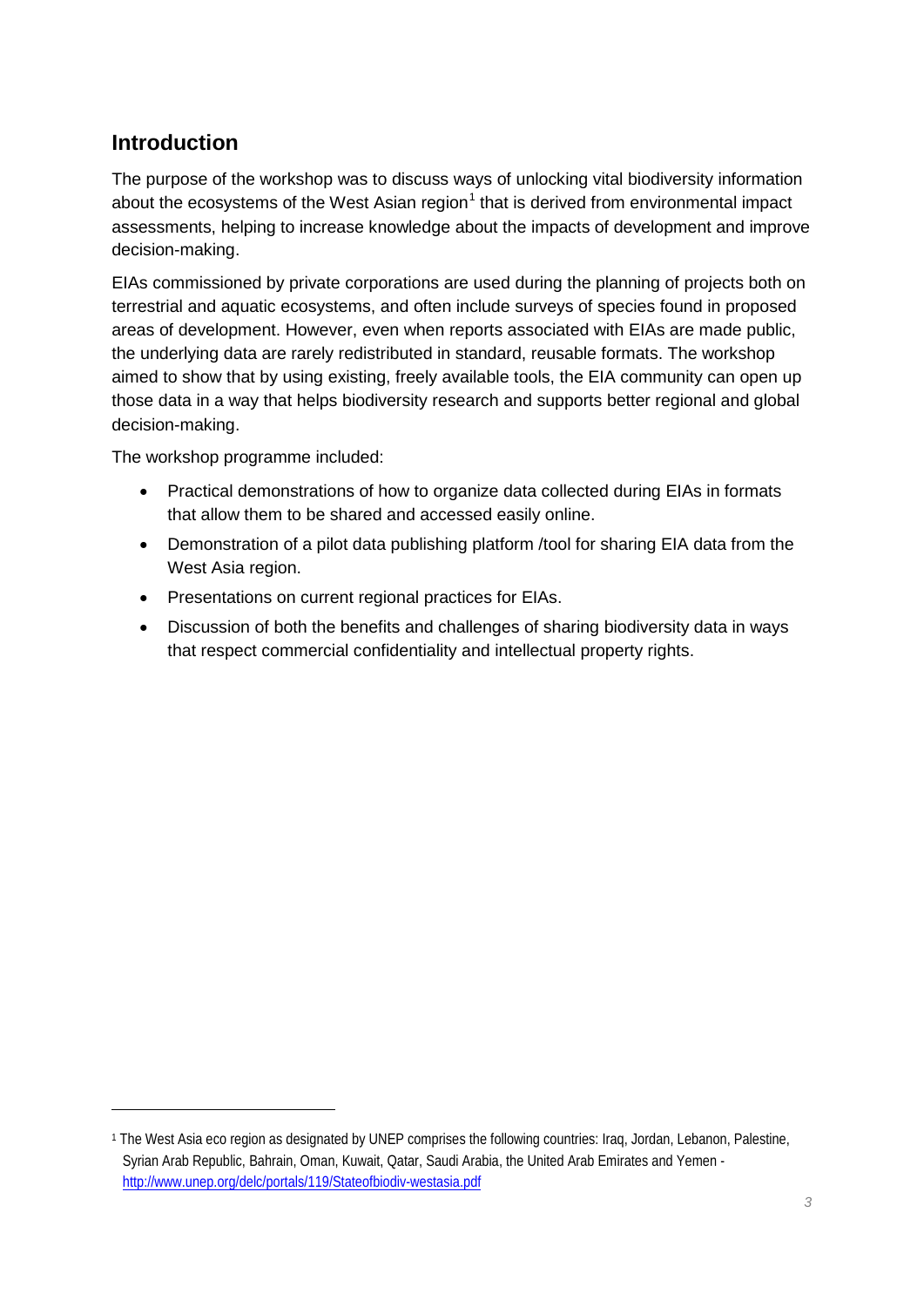## Introduction

The purpose of the workshop was to discuss ways of unlocking vital biodiversity information about the ecosystems of the West Asian region[1] that is derived from environmental impact assessments, helping to increase knowledge about the impacts of development and improve decision-making.

EIAs commissioned by private corporations are used during the planning of projects both on terrestrial and aquatic ecosystems, and often include surveys of species found in proposed areas of development. However, even when reports associated with EIAs are made public, the underlying data are rarely redistributed in standard, reusable formats. The workshop aimed to show that by using existing, freely available tools, the EIA community can open up those data in a way that helps biodiversity research and supports better regional and global decision-making.

The workshop programme included:

- Practical demonstrations of how to organize data collected during EIAs in formats that allow them to be shared and accessed easily online.
- Demonstration of a pilot data publishing platform /tool for sharing EIA data from the West Asia region.
- Presentations on current regional practices for EIAs.
- Discussion of both the benefits and challenges of sharing biodiversity data in ways that respect commercial confidentiality and intellectual property rights.

---

[1] The West Asia eco region as designated by UNEP comprises the following countries: Iraq, Jordan, Lebanon, Palestine, Syrian Arab Republic, Bahrain, Oman, Kuwait, Qatar, Saudi Arabia, the United Arab Emirates and Yemen - http://www.unep.org/delc/portals/119/Stateofbiodiv-westasia.pdf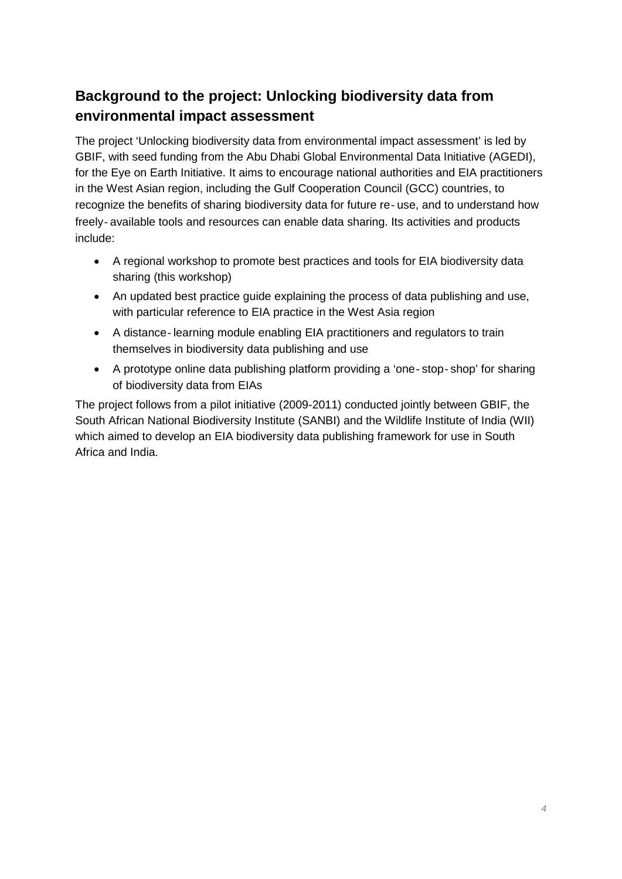## Background to the project: Unlocking biodiversity data from environmental impact assessment

The project 'Unlocking biodiversity data from environmental impact assessment' is led by GBIF, with seed funding from the Abu Dhabi Global Environmental Data Initiative (AGEDI), for the Eye on Earth Initiative. It aims to encourage national authorities and EIA practitioners in the West Asian region, including the Gulf Cooperation Council (GCC) countries, to recognize the benefits of sharing biodiversity data for future re-use, and to understand how freely-available tools and resources can enable data sharing. Its activities and products include:

- A regional workshop to promote best practices and tools for EIA biodiversity data sharing (this workshop)
- An updated best practice guide explaining the process of data publishing and use, with particular reference to EIA practice in the West Asia region
- A distance-learning module enabling EIA practitioners and regulators to train themselves in biodiversity data publishing and use
- A prototype online data publishing platform providing a 'one-stop-shop' for sharing of biodiversity data from EIAs

The project follows from a pilot initiative (2009-2011) conducted jointly between GBIF, the South African National Biodiversity Institute (SANBI) and the Wildlife Institute of India (WII) which aimed to develop an EIA biodiversity data publishing framework for use in South Africa and India.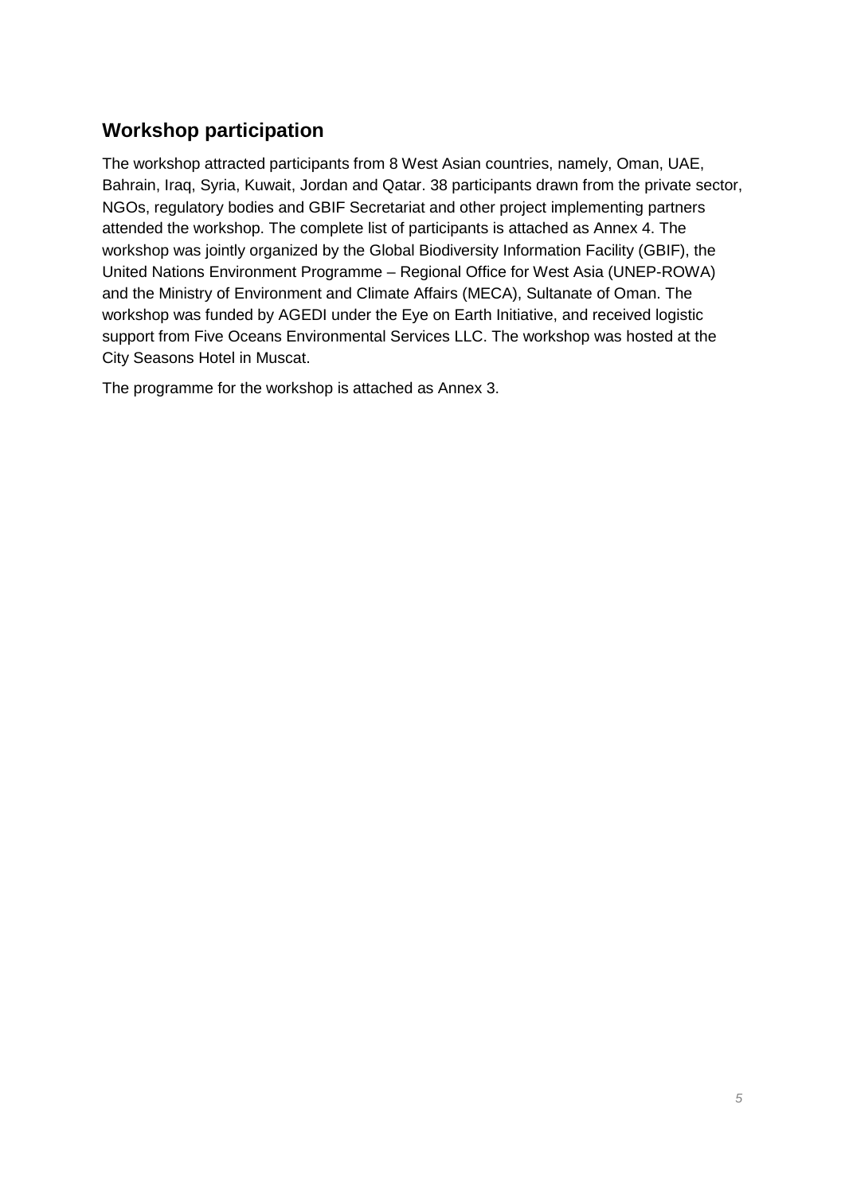## Workshop participation

The workshop attracted participants from 8 West Asian countries, namely, Oman, UAE, Bahrain, Iraq, Syria, Kuwait, Jordan and Qatar. 38 participants drawn from the private sector, NGOs, regulatory bodies and GBIF Secretariat and other project implementing partners attended the workshop. The complete list of participants is attached as Annex 4. The workshop was jointly organized by the Global Biodiversity Information Facility (GBIF), the United Nations Environment Programme – Regional Office for West Asia (UNEP-ROWA) and the Ministry of Environment and Climate Affairs (MECA), Sultanate of Oman. The workshop was funded by AGEDI under the Eye on Earth Initiative, and received logistic support from Five Oceans Environmental Services LLC. The workshop was hosted at the City Seasons Hotel in Muscat.

The programme for the workshop is attached as Annex 3.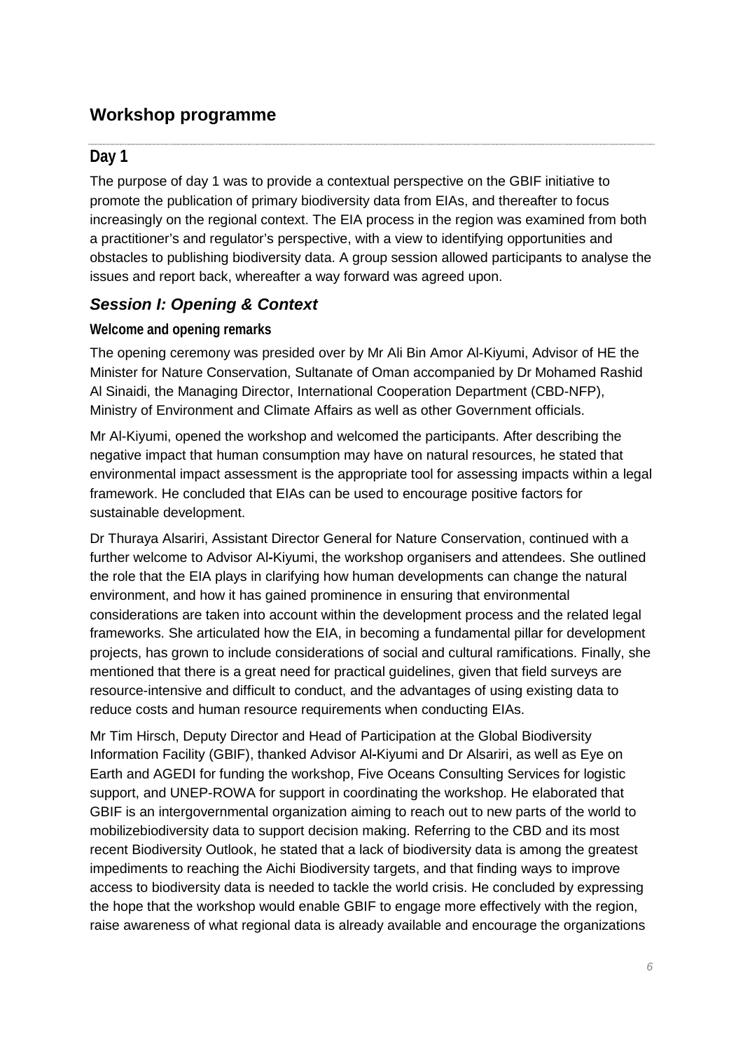# Workshop programme

## Day 1

The purpose of day 1 was to provide a contextual perspective on the GBIF initiative to promote the publication of primary biodiversity data from EIAs, and thereafter to focus increasingly on the regional context. The EIA process in the region was examined from both a practitioner's and regulator's perspective, with a view to identifying opportunities and obstacles to publishing biodiversity data. A group session allowed participants to analyse the issues and report back, whereafter a way forward was agreed upon.

### *Session I: Opening & Context*

#### Welcome and opening remarks

The opening ceremony was presided over by Mr Ali Bin Amor Al-Kiyumi, Advisor of HE the Minister for Nature Conservation, Sultanate of Oman accompanied by Dr Mohamed Rashid Al Sinaidi, the Managing Director, International Cooperation Department (CBD-NFP), Ministry of Environment and Climate Affairs as well as other Government officials.

Mr Al-Kiyumi, opened the workshop and welcomed the participants. After describing the negative impact that human consumption may have on natural resources, he stated that environmental impact assessment is the appropriate tool for assessing impacts within a legal framework. He concluded that EIAs can be used to encourage positive factors for sustainable development.

Dr Thuraya Alsariri, Assistant Director General for Nature Conservation, continued with a further welcome to Advisor Al-Kiyumi, the workshop organisers and attendees. She outlined the role that the EIA plays in clarifying how human developments can change the natural environment, and how it has gained prominence in ensuring that environmental considerations are taken into account within the development process and the related legal frameworks. She articulated how the EIA, in becoming a fundamental pillar for development projects, has grown to include considerations of social and cultural ramifications. Finally, she mentioned that there is a great need for practical guidelines, given that field surveys are resource-intensive and difficult to conduct, and the advantages of using existing data to reduce costs and human resource requirements when conducting EIAs.

Mr Tim Hirsch, Deputy Director and Head of Participation at the Global Biodiversity Information Facility (GBIF), thanked Advisor Al-Kiyumi and Dr Alsariri, as well as Eye on Earth and AGEDI for funding the workshop, Five Oceans Consulting Services for logistic support, and UNEP-ROWA for support in coordinating the workshop. He elaborated that GBIF is an intergovernmental organization aiming to reach out to new parts of the world to mobilizebiodiversity data to support decision making. Referring to the CBD and its most recent Biodiversity Outlook, he stated that a lack of biodiversity data is among the greatest impediments to reaching the Aichi Biodiversity targets, and that finding ways to improve access to biodiversity data is needed to tackle the world crisis. He concluded by expressing the hope that the workshop would enable GBIF to engage more effectively with the region, raise awareness of what regional data is already available and encourage the organizations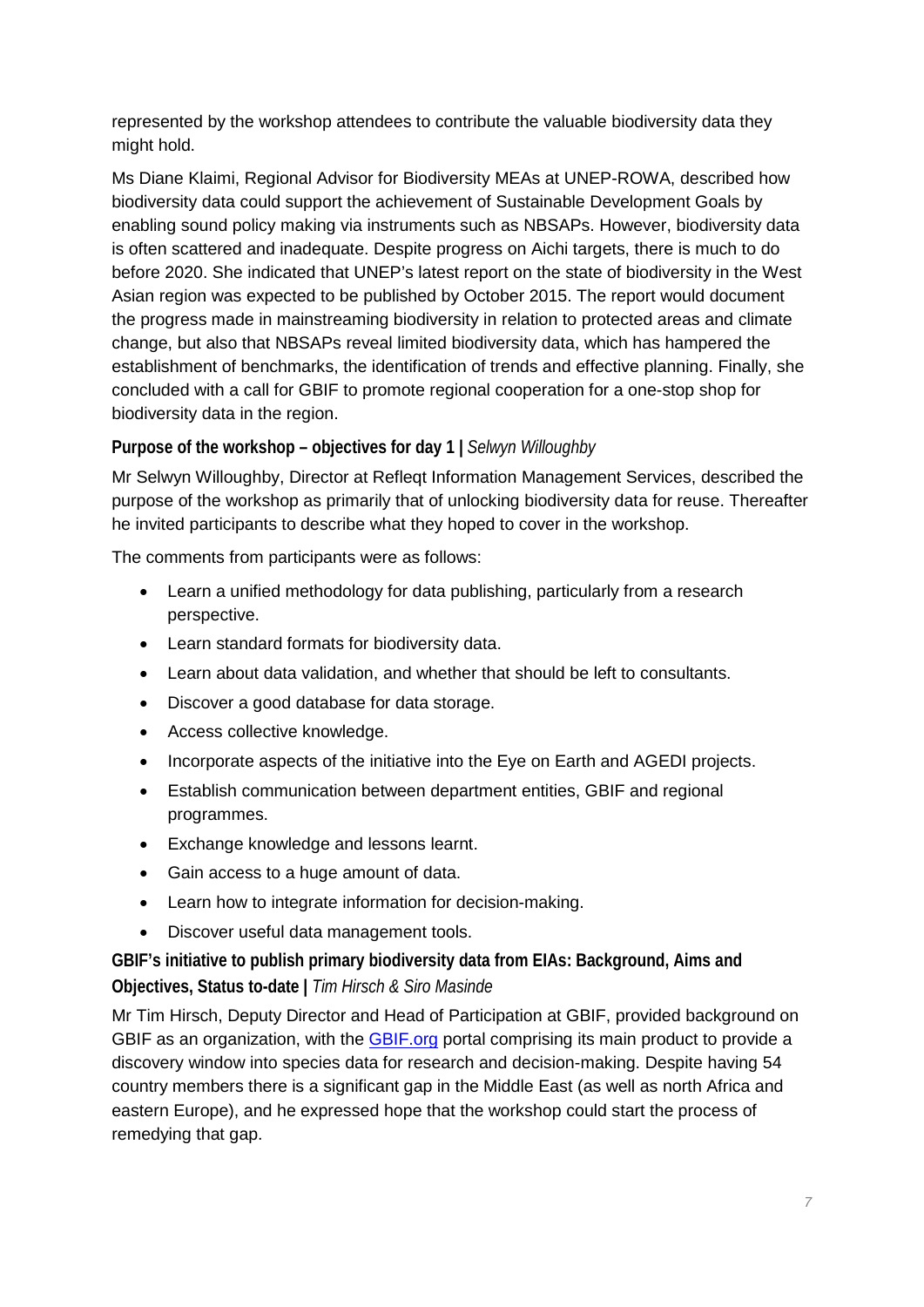represented by the workshop attendees to contribute the valuable biodiversity data they might hold.

Ms Diane Klaimi, Regional Advisor for Biodiversity MEAs at UNEP-ROWA, described how biodiversity data could support the achievement of Sustainable Development Goals by enabling sound policy making via instruments such as NBSAPs. However, biodiversity data is often scattered and inadequate. Despite progress on Aichi targets, there is much to do before 2020. She indicated that UNEP's latest report on the state of biodiversity in the West Asian region was expected to be published by October 2015. The report would document the progress made in mainstreaming biodiversity in relation to protected areas and climate change, but also that NBSAPs reveal limited biodiversity data, which has hampered the establishment of benchmarks, the identification of trends and effective planning. Finally, she concluded with a call for GBIF to promote regional cooperation for a one-stop shop for biodiversity data in the region.

**Purpose of the workshop – objectives for day 1 |** *Selwyn Willoughby*

Mr Selwyn Willoughby, Director at Refleqt Information Management Services, described the purpose of the workshop as primarily that of unlocking biodiversity data for reuse. Thereafter he invited participants to describe what they hoped to cover in the workshop.

The comments from participants were as follows:

- Learn a unified methodology for data publishing, particularly from a research perspective.
- Learn standard formats for biodiversity data.
- Learn about data validation, and whether that should be left to consultants.
- Discover a good database for data storage.
- Access collective knowledge.
- Incorporate aspects of the initiative into the Eye on Earth and AGEDI projects.
- Establish communication between department entities, GBIF and regional programmes.
- Exchange knowledge and lessons learnt.
- Gain access to a huge amount of data.
- Learn how to integrate information for decision-making.
- Discover useful data management tools.

**GBIF's initiative to publish primary biodiversity data from EIAs: Background, Aims and Objectives, Status to-date |** *Tim Hirsch & Siro Masinde*

Mr Tim Hirsch, Deputy Director and Head of Participation at GBIF, provided background on GBIF as an organization, with the [GBIF.org](http://GBIF.org) portal comprising its main product to provide a discovery window into species data for research and decision-making. Despite having 54 country members there is a significant gap in the Middle East (as well as north Africa and eastern Europe), and he expressed hope that the workshop could start the process of remedying that gap.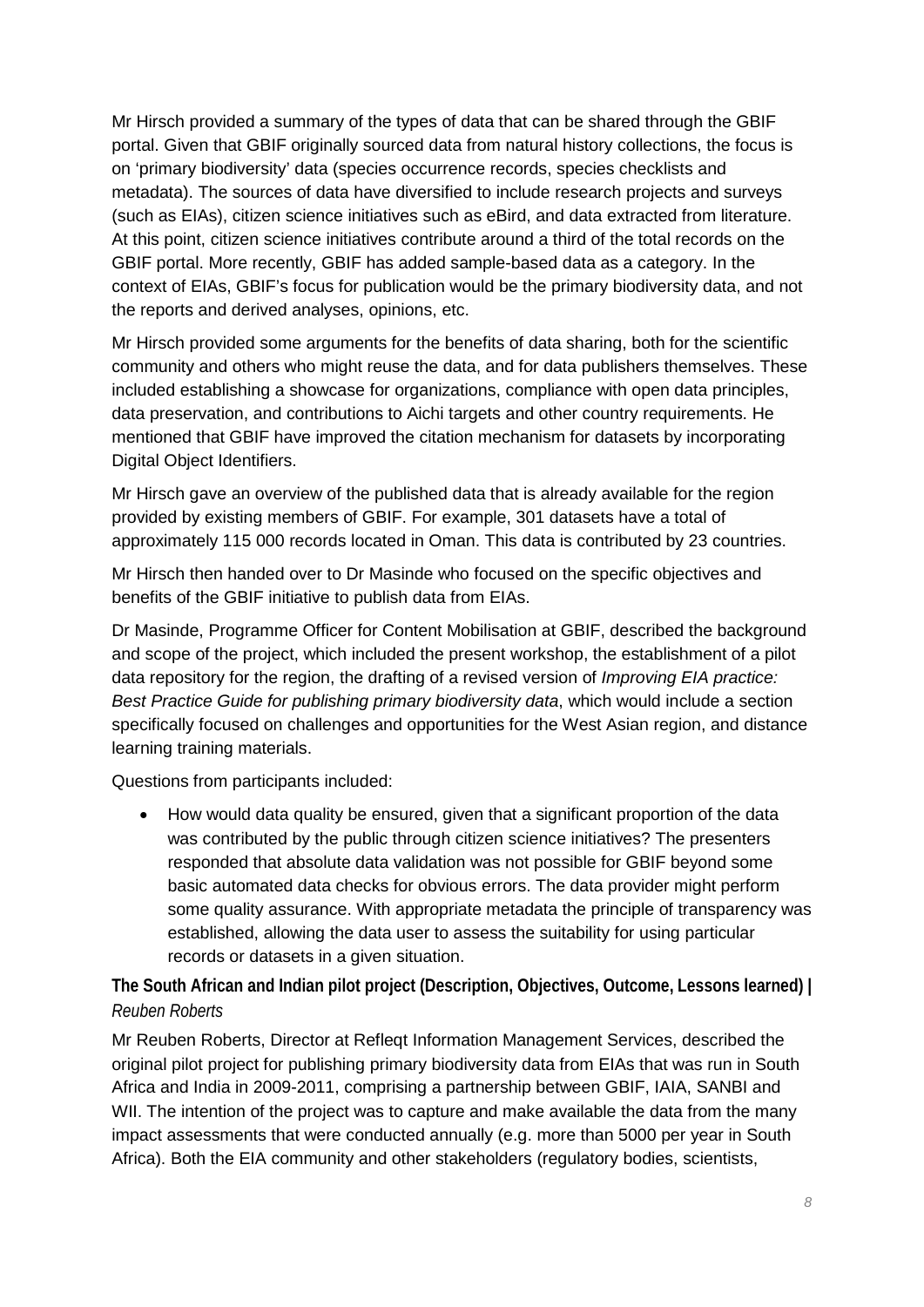Mr Hirsch provided a summary of the types of data that can be shared through the GBIF portal. Given that GBIF originally sourced data from natural history collections, the focus is on 'primary biodiversity' data (species occurrence records, species checklists and metadata). The sources of data have diversified to include research projects and surveys (such as EIAs), citizen science initiatives such as eBird, and data extracted from literature. At this point, citizen science initiatives contribute around a third of the total records on the GBIF portal. More recently, GBIF has added sample-based data as a category. In the context of EIAs, GBIF's focus for publication would be the primary biodiversity data, and not the reports and derived analyses, opinions, etc.

Mr Hirsch provided some arguments for the benefits of data sharing, both for the scientific community and others who might reuse the data, and for data publishers themselves. These included establishing a showcase for organizations, compliance with open data principles, data preservation, and contributions to Aichi targets and other country requirements. He mentioned that GBIF have improved the citation mechanism for datasets by incorporating Digital Object Identifiers.

Mr Hirsch gave an overview of the published data that is already available for the region provided by existing members of GBIF. For example, 301 datasets have a total of approximately 115 000 records located in Oman. This data is contributed by 23 countries.

Mr Hirsch then handed over to Dr Masinde who focused on the specific objectives and benefits of the GBIF initiative to publish data from EIAs.

Dr Masinde, Programme Officer for Content Mobilisation at GBIF, described the background and scope of the project, which included the present workshop, the establishment of a pilot data repository for the region, the drafting of a revised version of *Improving EIA practice: Best Practice Guide for publishing primary biodiversity data*, which would include a section specifically focused on challenges and opportunities for the West Asian region, and distance learning training materials.

Questions from participants included:

- How would data quality be ensured, given that a significant proportion of the data was contributed by the public through citizen science initiatives? The presenters responded that absolute data validation was not possible for GBIF beyond some basic automated data checks for obvious errors. The data provider might perform some quality assurance. With appropriate metadata the principle of transparency was established, allowing the data user to assess the suitability for using particular records or datasets in a given situation.

**The South African and Indian pilot project (Description, Objectives, Outcome, Lessons learned) |** *Reuben Roberts*

Mr Reuben Roberts, Director at Refleqt Information Management Services, described the original pilot project for publishing primary biodiversity data from EIAs that was run in South Africa and India in 2009-2011, comprising a partnership between GBIF, IAIA, SANBI and WII. The intention of the project was to capture and make available the data from the many impact assessments that were conducted annually (e.g. more than 5000 per year in South Africa). Both the EIA community and other stakeholders (regulatory bodies, scientists,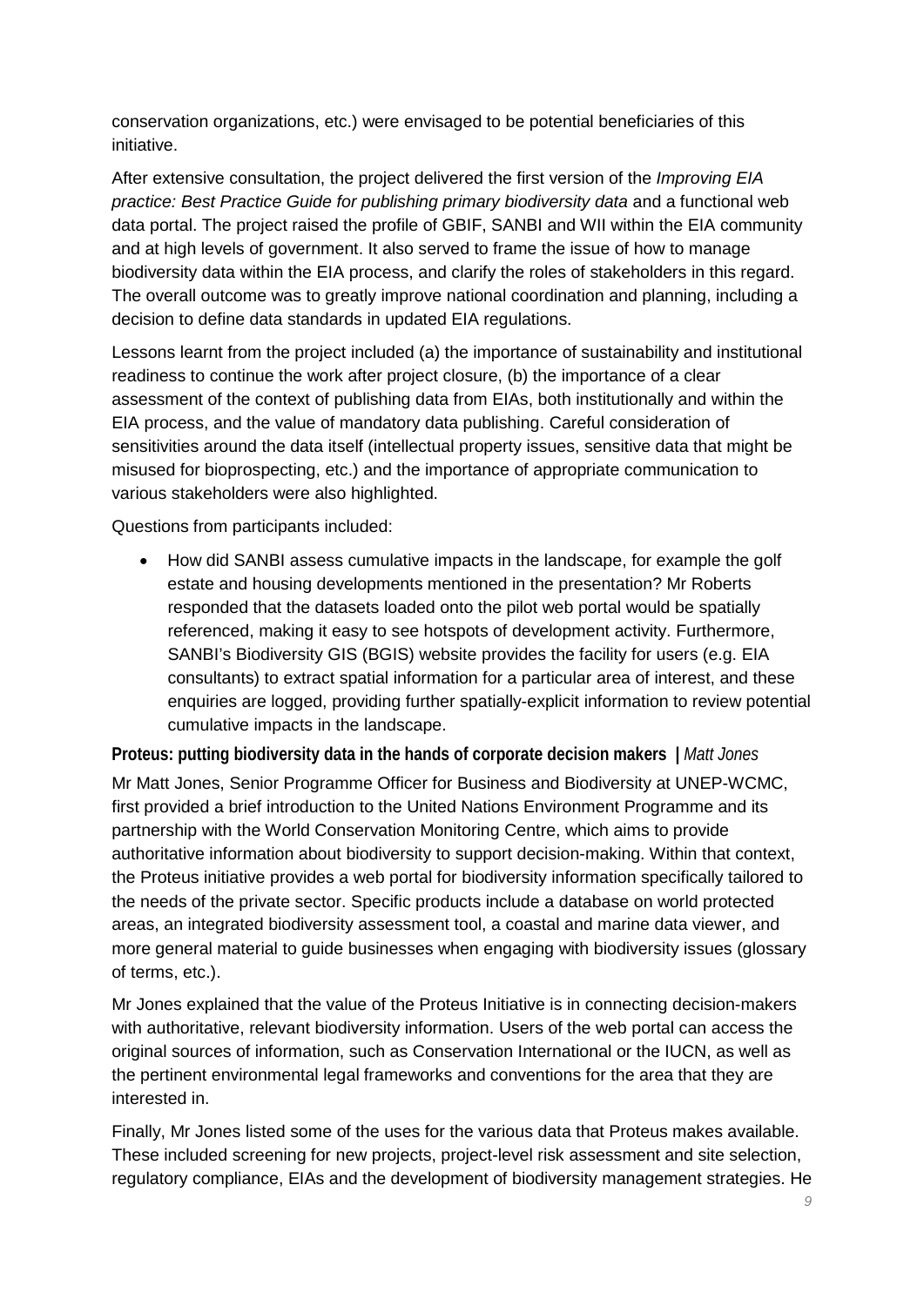conservation organizations, etc.) were envisaged to be potential beneficiaries of this initiative.

After extensive consultation, the project delivered the first version of the *Improving EIA practice: Best Practice Guide for publishing primary biodiversity data* and a functional web data portal. The project raised the profile of GBIF, SANBI and WII within the EIA community and at high levels of government. It also served to frame the issue of how to manage biodiversity data within the EIA process, and clarify the roles of stakeholders in this regard. The overall outcome was to greatly improve national coordination and planning, including a decision to define data standards in updated EIA regulations.

Lessons learnt from the project included (a) the importance of sustainability and institutional readiness to continue the work after project closure, (b) the importance of a clear assessment of the context of publishing data from EIAs, both institutionally and within the EIA process, and the value of mandatory data publishing. Careful consideration of sensitivities around the data itself (intellectual property issues, sensitive data that might be misused for bioprospecting, etc.) and the importance of appropriate communication to various stakeholders were also highlighted.

Questions from participants included:

- How did SANBI assess cumulative impacts in the landscape, for example the golf estate and housing developments mentioned in the presentation? Mr Roberts responded that the datasets loaded onto the pilot web portal would be spatially referenced, making it easy to see hotspots of development activity. Furthermore, SANBI's Biodiversity GIS (BGIS) website provides the facility for users (e.g. EIA consultants) to extract spatial information for a particular area of interest, and these enquiries are logged, providing further spatially-explicit information to review potential cumulative impacts in the landscape.

**Proteus: putting biodiversity data in the hands of corporate decision makers |** *Matt Jones*

Mr Matt Jones, Senior Programme Officer for Business and Biodiversity at UNEP-WCMC, first provided a brief introduction to the United Nations Environment Programme and its partnership with the World Conservation Monitoring Centre, which aims to provide authoritative information about biodiversity to support decision-making. Within that context, the Proteus initiative provides a web portal for biodiversity information specifically tailored to the needs of the private sector. Specific products include a database on world protected areas, an integrated biodiversity assessment tool, a coastal and marine data viewer, and more general material to guide businesses when engaging with biodiversity issues (glossary of terms, etc.).

Mr Jones explained that the value of the Proteus Initiative is in connecting decision-makers with authoritative, relevant biodiversity information. Users of the web portal can access the original sources of information, such as Conservation International or the IUCN, as well as the pertinent environmental legal frameworks and conventions for the area that they are interested in.

Finally, Mr Jones listed some of the uses for the various data that Proteus makes available. These included screening for new projects, project-level risk assessment and site selection, regulatory compliance, EIAs and the development of biodiversity management strategies. He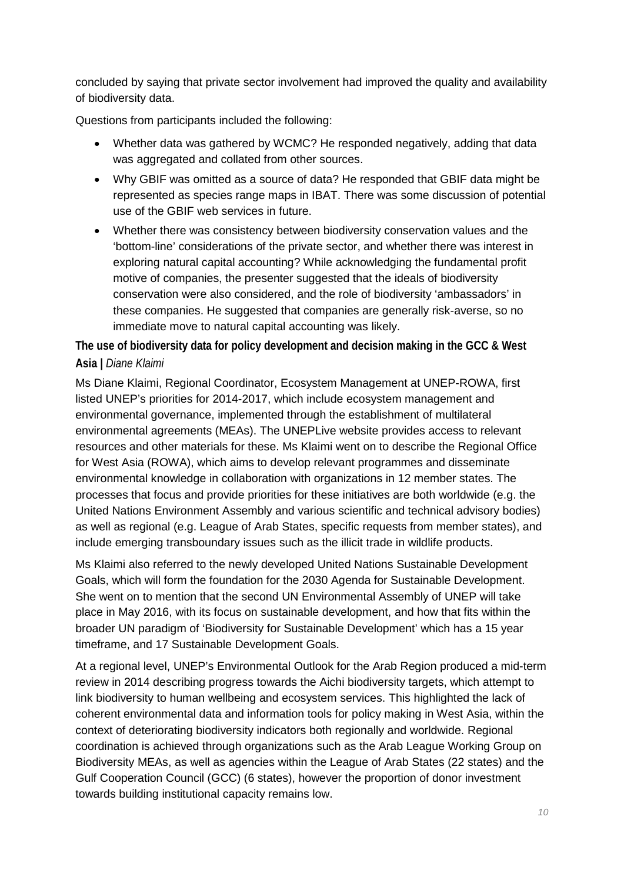concluded by saying that private sector involvement had improved the quality and availability of biodiversity data.

Questions from participants included the following:

- Whether data was gathered by WCMC? He responded negatively, adding that data was aggregated and collated from other sources.
- Why GBIF was omitted as a source of data? He responded that GBIF data might be represented as species range maps in IBAT. There was some discussion of potential use of the GBIF web services in future.
- Whether there was consistency between biodiversity conservation values and the 'bottom-line' considerations of the private sector, and whether there was interest in exploring natural capital accounting? While acknowledging the fundamental profit motive of companies, the presenter suggested that the ideals of biodiversity conservation were also considered, and the role of biodiversity 'ambassadors' in these companies. He suggested that companies are generally risk-averse, so no immediate move to natural capital accounting was likely.

**The use of biodiversity data for policy development and decision making in the GCC & West Asia |** *Diane Klaimi*

Ms Diane Klaimi, Regional Coordinator, Ecosystem Management at UNEP-ROWA, first listed UNEP's priorities for 2014-2017, which include ecosystem management and environmental governance, implemented through the establishment of multilateral environmental agreements (MEAs). The UNEPLive website provides access to relevant resources and other materials for these. Ms Klaimi went on to describe the Regional Office for West Asia (ROWA), which aims to develop relevant programmes and disseminate environmental knowledge in collaboration with organizations in 12 member states. The processes that focus and provide priorities for these initiatives are both worldwide (e.g. the United Nations Environment Assembly and various scientific and technical advisory bodies) as well as regional (e.g. League of Arab States, specific requests from member states), and include emerging transboundary issues such as the illicit trade in wildlife products.

Ms Klaimi also referred to the newly developed United Nations Sustainable Development Goals, which will form the foundation for the 2030 Agenda for Sustainable Development. She went on to mention that the second UN Environmental Assembly of UNEP will take place in May 2016, with its focus on sustainable development, and how that fits within the broader UN paradigm of 'Biodiversity for Sustainable Development' which has a 15 year timeframe, and 17 Sustainable Development Goals.

At a regional level, UNEP's Environmental Outlook for the Arab Region produced a mid-term review in 2014 describing progress towards the Aichi biodiversity targets, which attempt to link biodiversity to human wellbeing and ecosystem services. This highlighted the lack of coherent environmental data and information tools for policy making in West Asia, within the context of deteriorating biodiversity indicators both regionally and worldwide. Regional coordination is achieved through organizations such as the Arab League Working Group on Biodiversity MEAs, as well as agencies within the League of Arab States (22 states) and the Gulf Cooperation Council (GCC) (6 states), however the proportion of donor investment towards building institutional capacity remains low.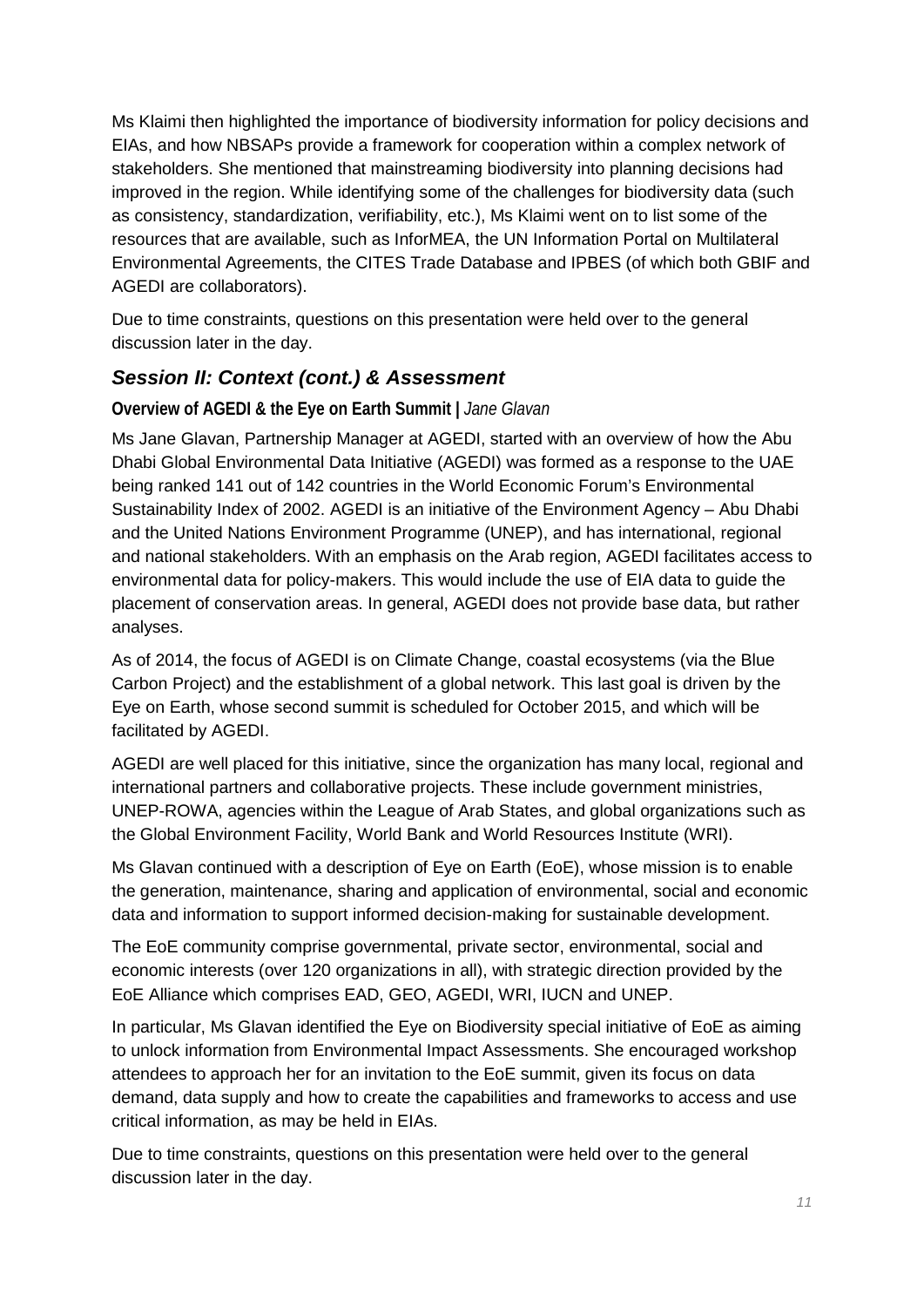Ms Klaimi then highlighted the importance of biodiversity information for policy decisions and EIAs, and how NBSAPs provide a framework for cooperation within a complex network of stakeholders. She mentioned that mainstreaming biodiversity into planning decisions had improved in the region. While identifying some of the challenges for biodiversity data (such as consistency, standardization, verifiability, etc.), Ms Klaimi went on to list some of the resources that are available, such as InforMEA, the UN Information Portal on Multilateral Environmental Agreements, the CITES Trade Database and IPBES (of which both GBIF and AGEDI are collaborators).

Due to time constraints, questions on this presentation were held over to the general discussion later in the day.

## *Session II: Context (cont.) & Assessment*

**Overview of AGEDI & the Eye on Earth Summit |** *Jane Glavan*

Ms Jane Glavan, Partnership Manager at AGEDI, started with an overview of how the Abu Dhabi Global Environmental Data Initiative (AGEDI) was formed as a response to the UAE being ranked 141 out of 142 countries in the World Economic Forum's Environmental Sustainability Index of 2002. AGEDI is an initiative of the Environment Agency – Abu Dhabi and the United Nations Environment Programme (UNEP), and has international, regional and national stakeholders. With an emphasis on the Arab region, AGEDI facilitates access to environmental data for policy-makers. This would include the use of EIA data to guide the placement of conservation areas. In general, AGEDI does not provide base data, but rather analyses.

As of 2014, the focus of AGEDI is on Climate Change, coastal ecosystems (via the Blue Carbon Project) and the establishment of a global network. This last goal is driven by the Eye on Earth, whose second summit is scheduled for October 2015, and which will be facilitated by AGEDI.

AGEDI are well placed for this initiative, since the organization has many local, regional and international partners and collaborative projects. These include government ministries, UNEP-ROWA, agencies within the League of Arab States, and global organizations such as the Global Environment Facility, World Bank and World Resources Institute (WRI).

Ms Glavan continued with a description of Eye on Earth (EoE), whose mission is to enable the generation, maintenance, sharing and application of environmental, social and economic data and information to support informed decision-making for sustainable development.

The EoE community comprise governmental, private sector, environmental, social and economic interests (over 120 organizations in all), with strategic direction provided by the EoE Alliance which comprises EAD, GEO, AGEDI, WRI, IUCN and UNEP.

In particular, Ms Glavan identified the Eye on Biodiversity special initiative of EoE as aiming to unlock information from Environmental Impact Assessments. She encouraged workshop attendees to approach her for an invitation to the EoE summit, given its focus on data demand, data supply and how to create the capabilities and frameworks to access and use critical information, as may be held in EIAs.

Due to time constraints, questions on this presentation were held over to the general discussion later in the day.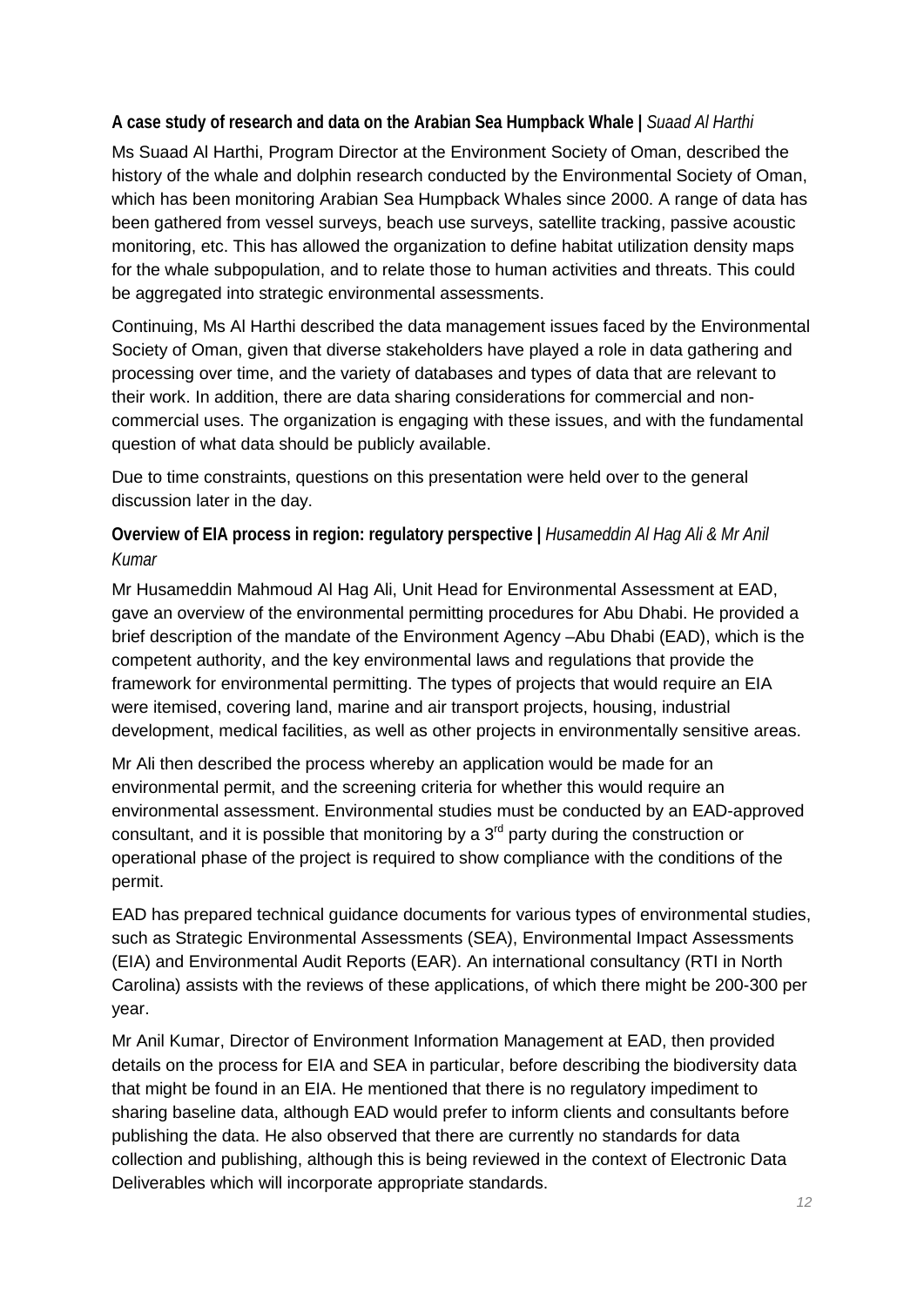### A case study of research and data on the Arabian Sea Humpback Whale | *Suaad Al Harthi*

Ms Suaad Al Harthi, Program Director at the Environment Society of Oman, described the history of the whale and dolphin research conducted by the Environmental Society of Oman, which has been monitoring Arabian Sea Humpback Whales since 2000. A range of data has been gathered from vessel surveys, beach use surveys, satellite tracking, passive acoustic monitoring, etc. This has allowed the organization to define habitat utilization density maps for the whale subpopulation, and to relate those to human activities and threats. This could be aggregated into strategic environmental assessments.

Continuing, Ms Al Harthi described the data management issues faced by the Environmental Society of Oman, given that diverse stakeholders have played a role in data gathering and processing over time, and the variety of databases and types of data that are relevant to their work. In addition, there are data sharing considerations for commercial and non-commercial uses. The organization is engaging with these issues, and with the fundamental question of what data should be publicly available.

Due to time constraints, questions on this presentation were held over to the general discussion later in the day.

### Overview of EIA process in region: regulatory perspective | *Husameddin Al Hag Ali & Mr Anil Kumar*

Mr Husameddin Mahmoud Al Hag Ali, Unit Head for Environmental Assessment at EAD, gave an overview of the environmental permitting procedures for Abu Dhabi. He provided a brief description of the mandate of the Environment Agency –Abu Dhabi (EAD), which is the competent authority, and the key environmental laws and regulations that provide the framework for environmental permitting. The types of projects that would require an EIA were itemised, covering land, marine and air transport projects, housing, industrial development, medical facilities, as well as other projects in environmentally sensitive areas.

Mr Ali then described the process whereby an application would be made for an environmental permit, and the screening criteria for whether this would require an environmental assessment. Environmental studies must be conducted by an EAD-approved consultant, and it is possible that monitoring by a 3rd party during the construction or operational phase of the project is required to show compliance with the conditions of the permit.

EAD has prepared technical guidance documents for various types of environmental studies, such as Strategic Environmental Assessments (SEA), Environmental Impact Assessments (EIA) and Environmental Audit Reports (EAR). An international consultancy (RTI in North Carolina) assists with the reviews of these applications, of which there might be 200-300 per year.

Mr Anil Kumar, Director of Environment Information Management at EAD, then provided details on the process for EIA and SEA in particular, before describing the biodiversity data that might be found in an EIA. He mentioned that there is no regulatory impediment to sharing baseline data, although EAD would prefer to inform clients and consultants before publishing the data. He also observed that there are currently no standards for data collection and publishing, although this is being reviewed in the context of Electronic Data Deliverables which will incorporate appropriate standards.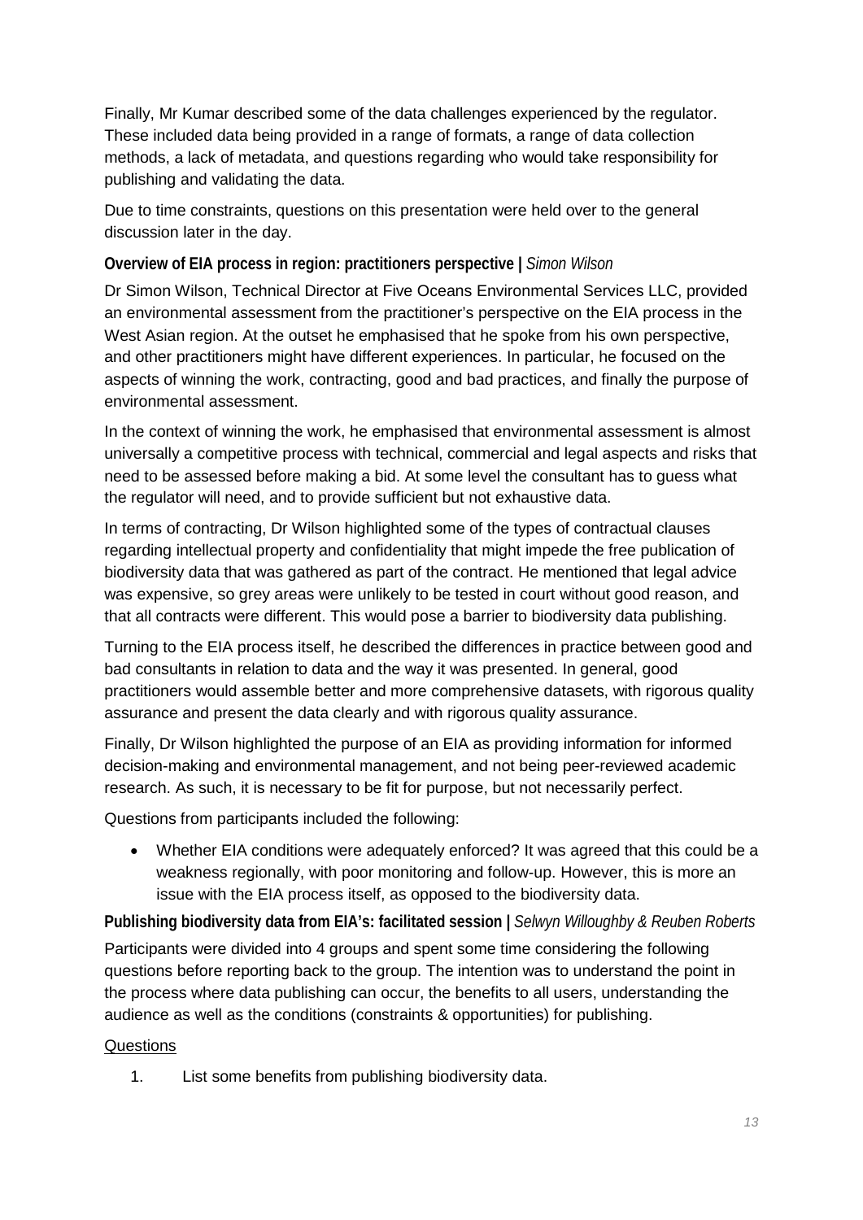Finally, Mr Kumar described some of the data challenges experienced by the regulator. These included data being provided in a range of formats, a range of data collection methods, a lack of metadata, and questions regarding who would take responsibility for publishing and validating the data.

Due to time constraints, questions on this presentation were held over to the general discussion later in the day.

**Overview of EIA process in region: practitioners perspective |** *Simon Wilson*

Dr Simon Wilson, Technical Director at Five Oceans Environmental Services LLC, provided an environmental assessment from the practitioner's perspective on the EIA process in the West Asian region. At the outset he emphasised that he spoke from his own perspective, and other practitioners might have different experiences. In particular, he focused on the aspects of winning the work, contracting, good and bad practices, and finally the purpose of environmental assessment.

In the context of winning the work, he emphasised that environmental assessment is almost universally a competitive process with technical, commercial and legal aspects and risks that need to be assessed before making a bid. At some level the consultant has to guess what the regulator will need, and to provide sufficient but not exhaustive data.

In terms of contracting, Dr Wilson highlighted some of the types of contractual clauses regarding intellectual property and confidentiality that might impede the free publication of biodiversity data that was gathered as part of the contract. He mentioned that legal advice was expensive, so grey areas were unlikely to be tested in court without good reason, and that all contracts were different. This would pose a barrier to biodiversity data publishing.

Turning to the EIA process itself, he described the differences in practice between good and bad consultants in relation to data and the way it was presented. In general, good practitioners would assemble better and more comprehensive datasets, with rigorous quality assurance and present the data clearly and with rigorous quality assurance.

Finally, Dr Wilson highlighted the purpose of an EIA as providing information for informed decision-making and environmental management, and not being peer-reviewed academic research. As such, it is necessary to be fit for purpose, but not necessarily perfect.

Questions from participants included the following:

- Whether EIA conditions were adequately enforced? It was agreed that this could be a weakness regionally, with poor monitoring and follow-up. However, this is more an issue with the EIA process itself, as opposed to the biodiversity data.

**Publishing biodiversity data from EIA's: facilitated session |** *Selwyn Willoughby & Reuben Roberts*

Participants were divided into 4 groups and spent some time considering the following questions before reporting back to the group. The intention was to understand the point in the process where data publishing can occur, the benefits to all users, understanding the audience as well as the conditions (constraints & opportunities) for publishing.

<u>Questions</u>

1. List some benefits from publishing biodiversity data.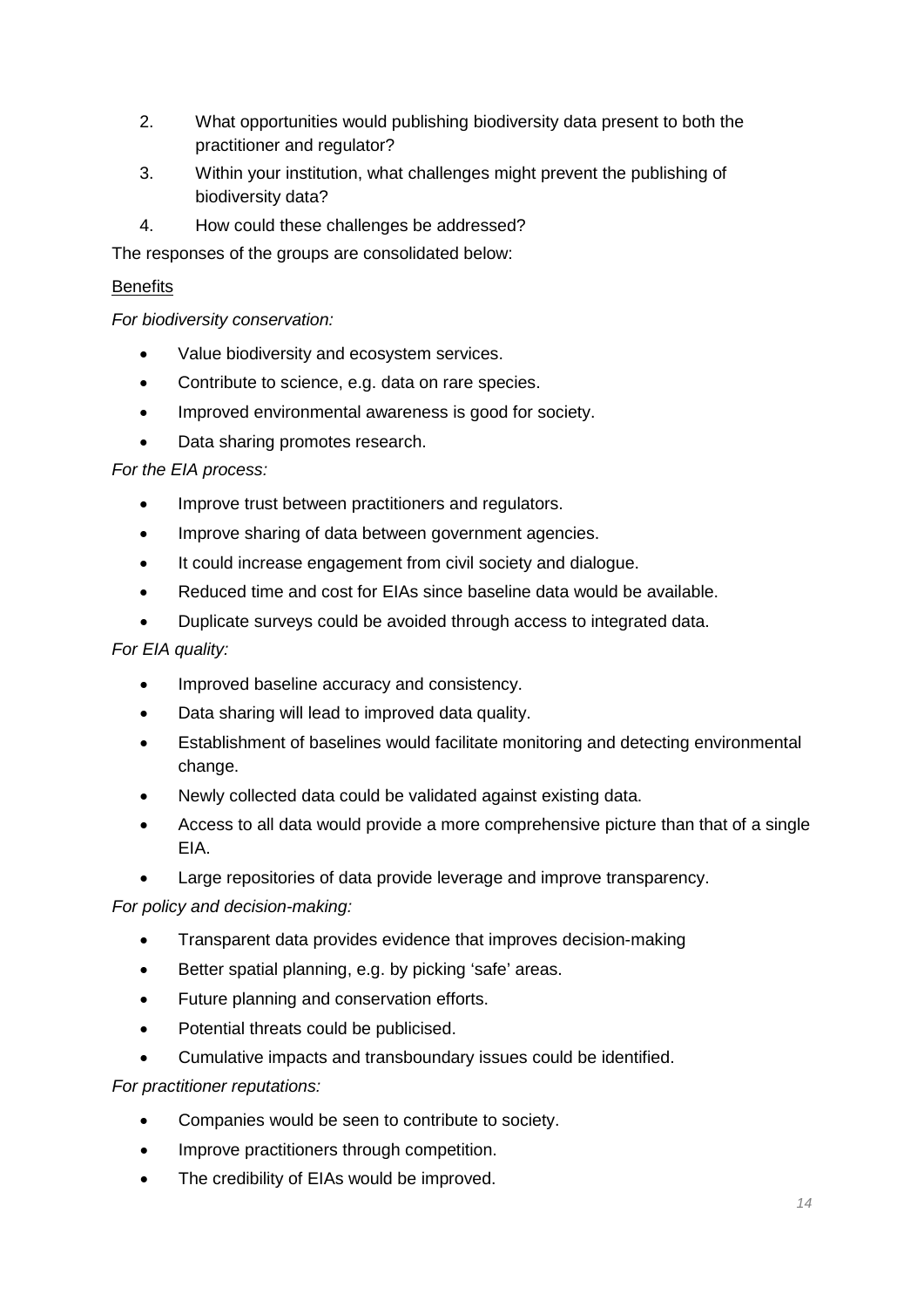2. What opportunities would publishing biodiversity data present to both the practitioner and regulator?
3. Within your institution, what challenges might prevent the publishing of biodiversity data?
4. How could these challenges be addressed?

The responses of the groups are consolidated below:

Benefits

*For biodiversity conservation:*

- Value biodiversity and ecosystem services.
- Contribute to science, e.g. data on rare species.
- Improved environmental awareness is good for society.
- Data sharing promotes research.

*For the EIA process:*

- Improve trust between practitioners and regulators.
- Improve sharing of data between government agencies.
- It could increase engagement from civil society and dialogue.
- Reduced time and cost for EIAs since baseline data would be available.
- Duplicate surveys could be avoided through access to integrated data.

*For EIA quality:*

- Improved baseline accuracy and consistency.
- Data sharing will lead to improved data quality.
- Establishment of baselines would facilitate monitoring and detecting environmental change.
- Newly collected data could be validated against existing data.
- Access to all data would provide a more comprehensive picture than that of a single EIA.
- Large repositories of data provide leverage and improve transparency.

*For policy and decision-making:*

- Transparent data provides evidence that improves decision-making
- Better spatial planning, e.g. by picking 'safe' areas.
- Future planning and conservation efforts.
- Potential threats could be publicised.
- Cumulative impacts and transboundary issues could be identified.

*For practitioner reputations:*

- Companies would be seen to contribute to society.
- Improve practitioners through competition.
- The credibility of EIAs would be improved.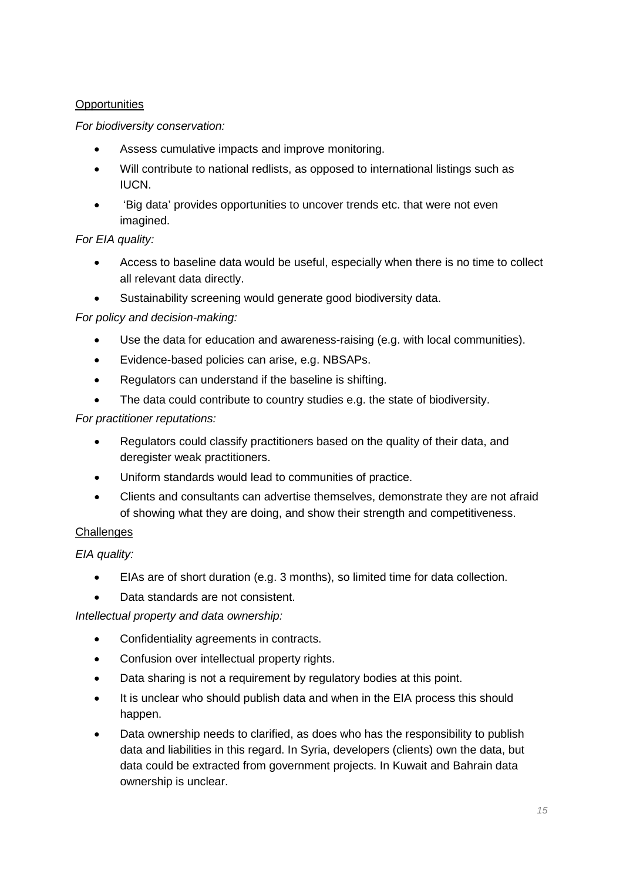Opportunities

*For biodiversity conservation:*

- Assess cumulative impacts and improve monitoring.
- Will contribute to national redlists, as opposed to international listings such as IUCN.
- 'Big data' provides opportunities to uncover trends etc. that were not even imagined.

*For EIA quality:*

- Access to baseline data would be useful, especially when there is no time to collect all relevant data directly.
- Sustainability screening would generate good biodiversity data.

*For policy and decision-making:*

- Use the data for education and awareness-raising (e.g. with local communities).
- Evidence-based policies can arise, e.g. NBSAPs.
- Regulators can understand if the baseline is shifting.
- The data could contribute to country studies e.g. the state of biodiversity.

*For practitioner reputations:*

- Regulators could classify practitioners based on the quality of their data, and deregister weak practitioners.
- Uniform standards would lead to communities of practice.
- Clients and consultants can advertise themselves, demonstrate they are not afraid of showing what they are doing, and show their strength and competitiveness.

Challenges

*EIA quality:*

- EIAs are of short duration (e.g. 3 months), so limited time for data collection.
- Data standards are not consistent.

*Intellectual property and data ownership:*

- Confidentiality agreements in contracts.
- Confusion over intellectual property rights.
- Data sharing is not a requirement by regulatory bodies at this point.
- It is unclear who should publish data and when in the EIA process this should happen.
- Data ownership needs to clarified, as does who has the responsibility to publish data and liabilities in this regard. In Syria, developers (clients) own the data, but data could be extracted from government projects. In Kuwait and Bahrain data ownership is unclear.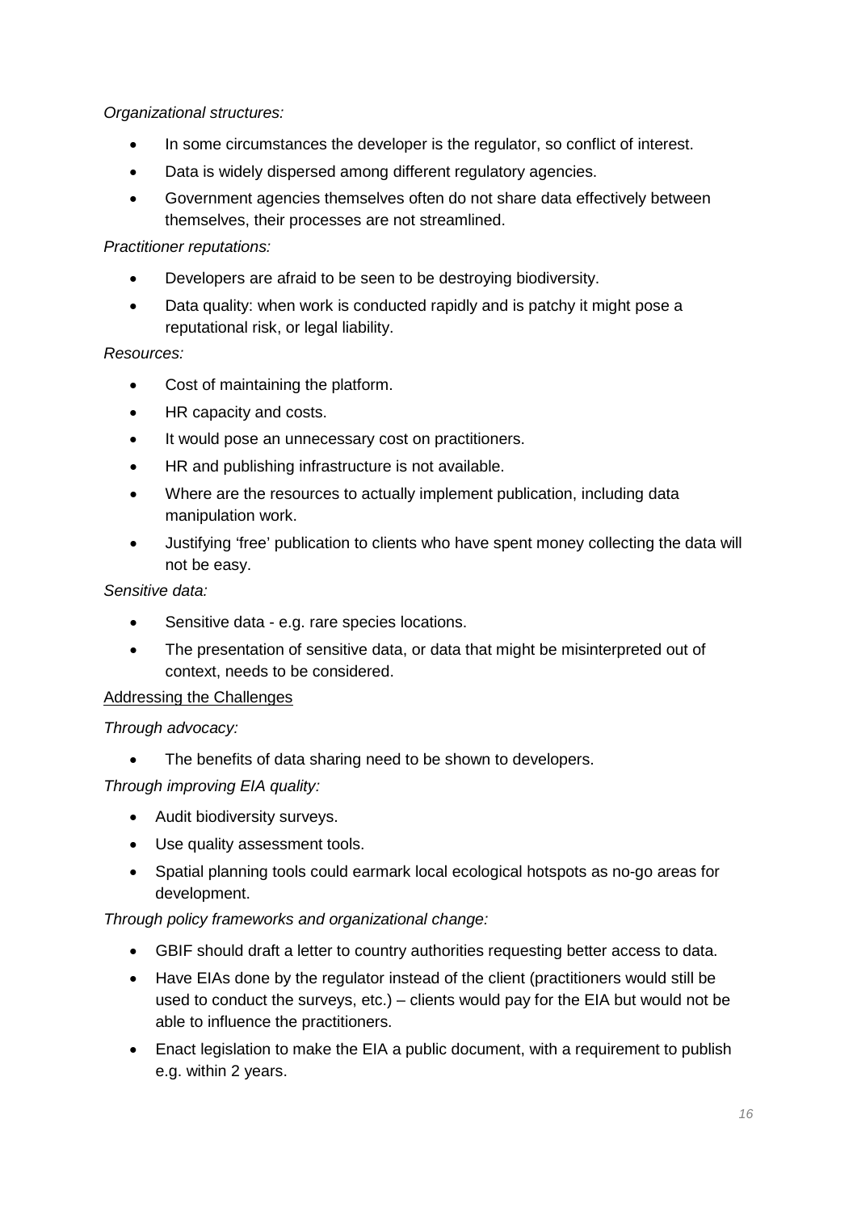*Organizational structures:*

- In some circumstances the developer is the regulator, so conflict of interest.
- Data is widely dispersed among different regulatory agencies.
- Government agencies themselves often do not share data effectively between themselves, their processes are not streamlined.

*Practitioner reputations:*

- Developers are afraid to be seen to be destroying biodiversity.
- Data quality: when work is conducted rapidly and is patchy it might pose a reputational risk, or legal liability.

*Resources:*

- Cost of maintaining the platform.
- HR capacity and costs.
- It would pose an unnecessary cost on practitioners.
- HR and publishing infrastructure is not available.
- Where are the resources to actually implement publication, including data manipulation work.
- Justifying 'free' publication to clients who have spent money collecting the data will not be easy.

*Sensitive data:*

- Sensitive data - e.g. rare species locations.
- The presentation of sensitive data, or data that might be misinterpreted out of context, needs to be considered.

<u>Addressing the Challenges</u>

*Through advocacy:*

- The benefits of data sharing need to be shown to developers.

*Through improving EIA quality:*

- Audit biodiversity surveys.
- Use quality assessment tools.
- Spatial planning tools could earmark local ecological hotspots as no-go areas for development.

*Through policy frameworks and organizational change:*

- GBIF should draft a letter to country authorities requesting better access to data.
- Have EIAs done by the regulator instead of the client (practitioners would still be used to conduct the surveys, etc.) – clients would pay for the EIA but would not be able to influence the practitioners.
- Enact legislation to make the EIA a public document, with a requirement to publish e.g. within 2 years.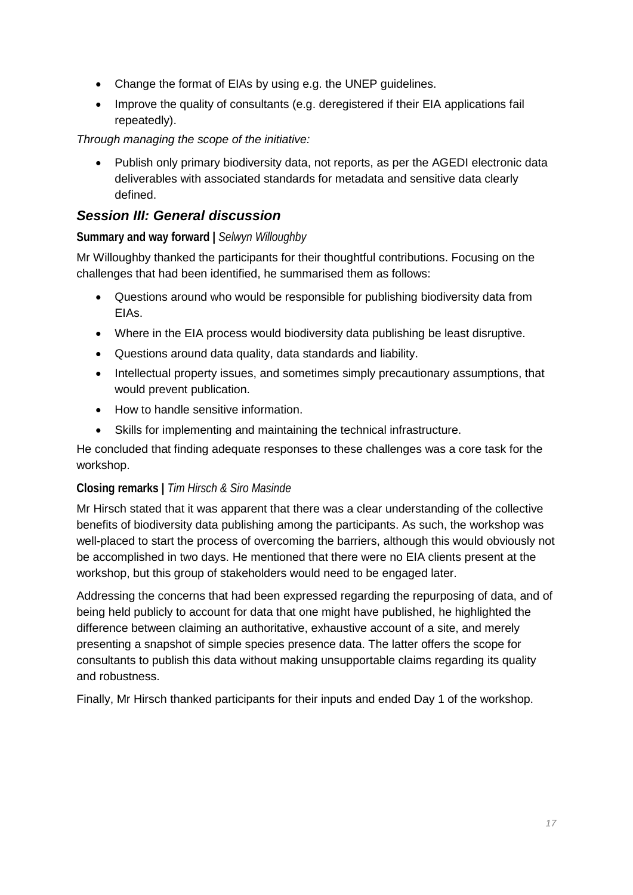- Change the format of EIAs by using e.g. the UNEP guidelines.
- Improve the quality of consultants (e.g. deregistered if their EIA applications fail repeatedly).

*Through managing the scope of the initiative:*

- Publish only primary biodiversity data, not reports, as per the AGEDI electronic data deliverables with associated standards for metadata and sensitive data clearly defined.

## *Session III: General discussion*

**Summary and way forward |** *Selwyn Willoughby*

Mr Willoughby thanked the participants for their thoughtful contributions. Focusing on the challenges that had been identified, he summarised them as follows:

- Questions around who would be responsible for publishing biodiversity data from EIAs.
- Where in the EIA process would biodiversity data publishing be least disruptive.
- Questions around data quality, data standards and liability.
- Intellectual property issues, and sometimes simply precautionary assumptions, that would prevent publication.
- How to handle sensitive information.
- Skills for implementing and maintaining the technical infrastructure.

He concluded that finding adequate responses to these challenges was a core task for the workshop.

**Closing remarks |** *Tim Hirsch & Siro Masinde*

Mr Hirsch stated that it was apparent that there was a clear understanding of the collective benefits of biodiversity data publishing among the participants. As such, the workshop was well-placed to start the process of overcoming the barriers, although this would obviously not be accomplished in two days. He mentioned that there were no EIA clients present at the workshop, but this group of stakeholders would need to be engaged later.

Addressing the concerns that had been expressed regarding the repurposing of data, and of being held publicly to account for data that one might have published, he highlighted the difference between claiming an authoritative, exhaustive account of a site, and merely presenting a snapshot of simple species presence data. The latter offers the scope for consultants to publish this data without making unsupportable claims regarding its quality and robustness.

Finally, Mr Hirsch thanked participants for their inputs and ended Day 1 of the workshop.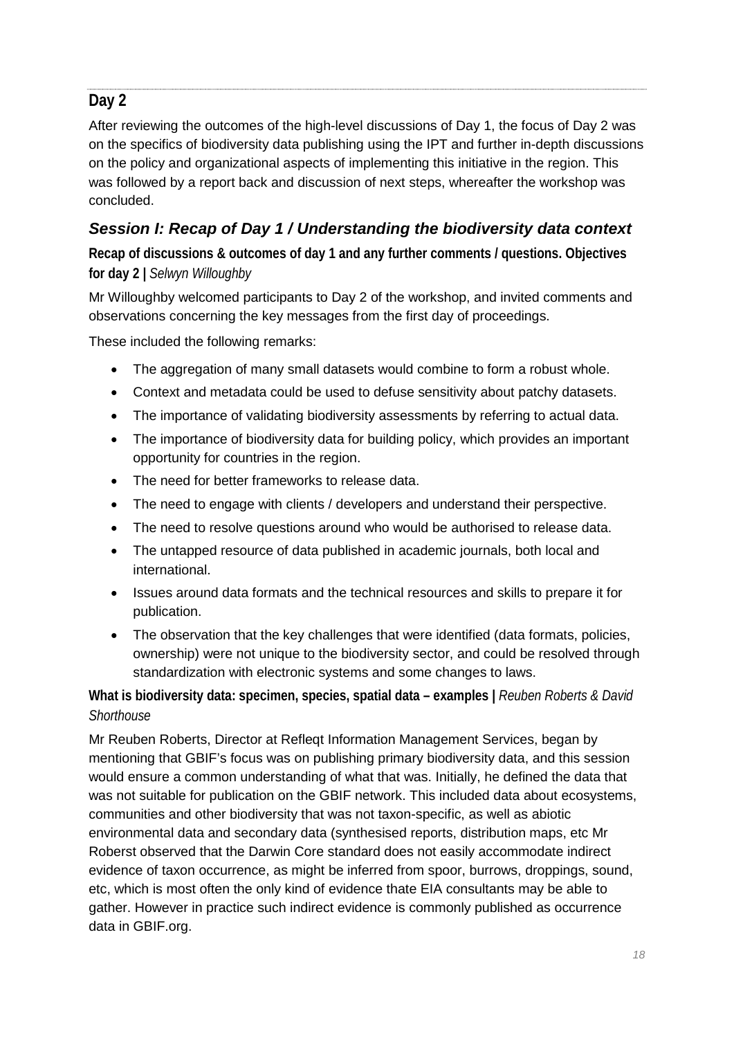## Day 2

After reviewing the outcomes of the high-level discussions of Day 1, the focus of Day 2 was on the specifics of biodiversity data publishing using the IPT and further in-depth discussions on the policy and organizational aspects of implementing this initiative in the region. This was followed by a report back and discussion of next steps, whereafter the workshop was concluded.

### *Session I: Recap of Day 1 / Understanding the biodiversity data context*

**Recap of discussions & outcomes of day 1 and any further comments / questions. Objectives for day 2 |** *Selwyn Willoughby*

Mr Willoughby welcomed participants to Day 2 of the workshop, and invited comments and observations concerning the key messages from the first day of proceedings.

These included the following remarks:

- The aggregation of many small datasets would combine to form a robust whole.
- Context and metadata could be used to defuse sensitivity about patchy datasets.
- The importance of validating biodiversity assessments by referring to actual data.
- The importance of biodiversity data for building policy, which provides an important opportunity for countries in the region.
- The need for better frameworks to release data.
- The need to engage with clients / developers and understand their perspective.
- The need to resolve questions around who would be authorised to release data.
- The untapped resource of data published in academic journals, both local and international.
- Issues around data formats and the technical resources and skills to prepare it for publication.
- The observation that the key challenges that were identified (data formats, policies, ownership) were not unique to the biodiversity sector, and could be resolved through standardization with electronic systems and some changes to laws.

**What is biodiversity data: specimen, species, spatial data – examples |** *Reuben Roberts & David Shorthouse*

Mr Reuben Roberts, Director at Refleqt Information Management Services, began by mentioning that GBIF's focus was on publishing primary biodiversity data, and this session would ensure a common understanding of what that was. Initially, he defined the data that was not suitable for publication on the GBIF network. This included data about ecosystems, communities and other biodiversity that was not taxon-specific, as well as abiotic environmental data and secondary data (synthesised reports, distribution maps, etc Mr Roberst observed that the Darwin Core standard does not easily accommodate indirect evidence of taxon occurrence, as might be inferred from spoor, burrows, droppings, sound, etc, which is most often the only kind of evidence thate EIA consultants may be able to gather. However in practice such indirect evidence is commonly published as occurrence data in GBIF.org.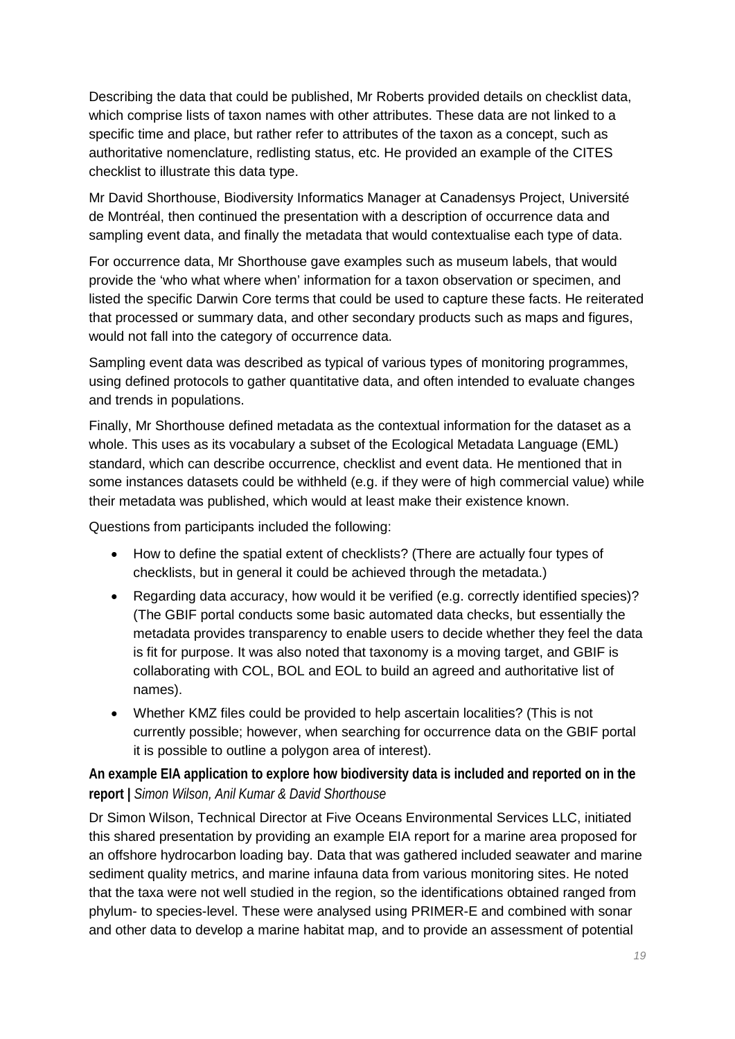Describing the data that could be published, Mr Roberts provided details on checklist data, which comprise lists of taxon names with other attributes. These data are not linked to a specific time and place, but rather refer to attributes of the taxon as a concept, such as authoritative nomenclature, redlisting status, etc. He provided an example of the CITES checklist to illustrate this data type.

Mr David Shorthouse, Biodiversity Informatics Manager at Canadensys Project, Université de Montréal, then continued the presentation with a description of occurrence data and sampling event data, and finally the metadata that would contextualise each type of data.

For occurrence data, Mr Shorthouse gave examples such as museum labels, that would provide the 'who what where when' information for a taxon observation or specimen, and listed the specific Darwin Core terms that could be used to capture these facts. He reiterated that processed or summary data, and other secondary products such as maps and figures, would not fall into the category of occurrence data.

Sampling event data was described as typical of various types of monitoring programmes, using defined protocols to gather quantitative data, and often intended to evaluate changes and trends in populations.

Finally, Mr Shorthouse defined metadata as the contextual information for the dataset as a whole. This uses as its vocabulary a subset of the Ecological Metadata Language (EML) standard, which can describe occurrence, checklist and event data. He mentioned that in some instances datasets could be withheld (e.g. if they were of high commercial value) while their metadata was published, which would at least make their existence known.

Questions from participants included the following:

- How to define the spatial extent of checklists? (There are actually four types of checklists, but in general it could be achieved through the metadata.)
- Regarding data accuracy, how would it be verified (e.g. correctly identified species)? (The GBIF portal conducts some basic automated data checks, but essentially the metadata provides transparency to enable users to decide whether they feel the data is fit for purpose. It was also noted that taxonomy is a moving target, and GBIF is collaborating with COL, BOL and EOL to build an agreed and authoritative list of names).
- Whether KMZ files could be provided to help ascertain localities? (This is not currently possible; however, when searching for occurrence data on the GBIF portal it is possible to outline a polygon area of interest).

**An example EIA application to explore how biodiversity data is included and reported on in the report |** *Simon Wilson, Anil Kumar & David Shorthouse*

Dr Simon Wilson, Technical Director at Five Oceans Environmental Services LLC, initiated this shared presentation by providing an example EIA report for a marine area proposed for an offshore hydrocarbon loading bay. Data that was gathered included seawater and marine sediment quality metrics, and marine infauna data from various monitoring sites. He noted that the taxa were not well studied in the region, so the identifications obtained ranged from phylum- to species-level. These were analysed using PRIMER-E and combined with sonar and other data to develop a marine habitat map, and to provide an assessment of potential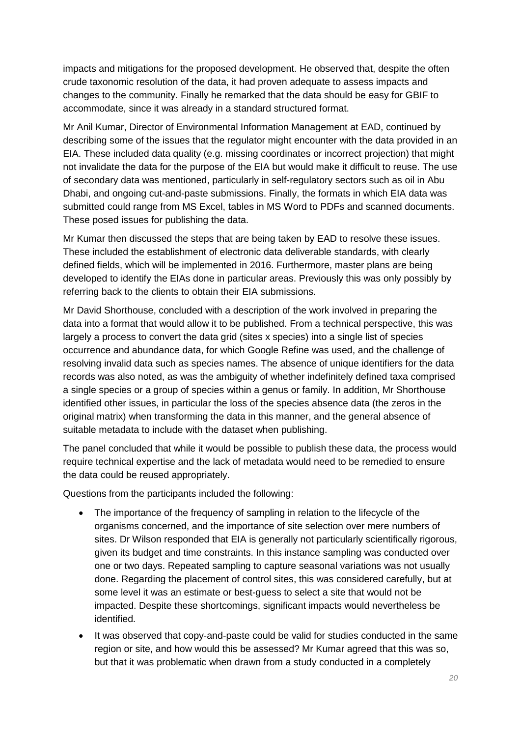impacts and mitigations for the proposed development. He observed that, despite the often crude taxonomic resolution of the data, it had proven adequate to assess impacts and changes to the community. Finally he remarked that the data should be easy for GBIF to accommodate, since it was already in a standard structured format.

Mr Anil Kumar, Director of Environmental Information Management at EAD, continued by describing some of the issues that the regulator might encounter with the data provided in an EIA. These included data quality (e.g. missing coordinates or incorrect projection) that might not invalidate the data for the purpose of the EIA but would make it difficult to reuse. The use of secondary data was mentioned, particularly in self-regulatory sectors such as oil in Abu Dhabi, and ongoing cut-and-paste submissions. Finally, the formats in which EIA data was submitted could range from MS Excel, tables in MS Word to PDFs and scanned documents. These posed issues for publishing the data.

Mr Kumar then discussed the steps that are being taken by EAD to resolve these issues. These included the establishment of electronic data deliverable standards, with clearly defined fields, which will be implemented in 2016. Furthermore, master plans are being developed to identify the EIAs done in particular areas. Previously this was only possibly by referring back to the clients to obtain their EIA submissions.

Mr David Shorthouse, concluded with a description of the work involved in preparing the data into a format that would allow it to be published. From a technical perspective, this was largely a process to convert the data grid (sites x species) into a single list of species occurrence and abundance data, for which Google Refine was used, and the challenge of resolving invalid data such as species names. The absence of unique identifiers for the data records was also noted, as was the ambiguity of whether indefinitely defined taxa comprised a single species or a group of species within a genus or family. In addition, Mr Shorthouse identified other issues, in particular the loss of the species absence data (the zeros in the original matrix) when transforming the data in this manner, and the general absence of suitable metadata to include with the dataset when publishing.

The panel concluded that while it would be possible to publish these data, the process would require technical expertise and the lack of metadata would need to be remedied to ensure the data could be reused appropriately.

Questions from the participants included the following:

- The importance of the frequency of sampling in relation to the lifecycle of the organisms concerned, and the importance of site selection over mere numbers of sites. Dr Wilson responded that EIA is generally not particularly scientifically rigorous, given its budget and time constraints. In this instance sampling was conducted over one or two days. Repeated sampling to capture seasonal variations was not usually done. Regarding the placement of control sites, this was considered carefully, but at some level it was an estimate or best-guess to select a site that would not be impacted. Despite these shortcomings, significant impacts would nevertheless be identified.
- It was observed that copy-and-paste could be valid for studies conducted in the same region or site, and how would this be assessed? Mr Kumar agreed that this was so, but that it was problematic when drawn from a study conducted in a completely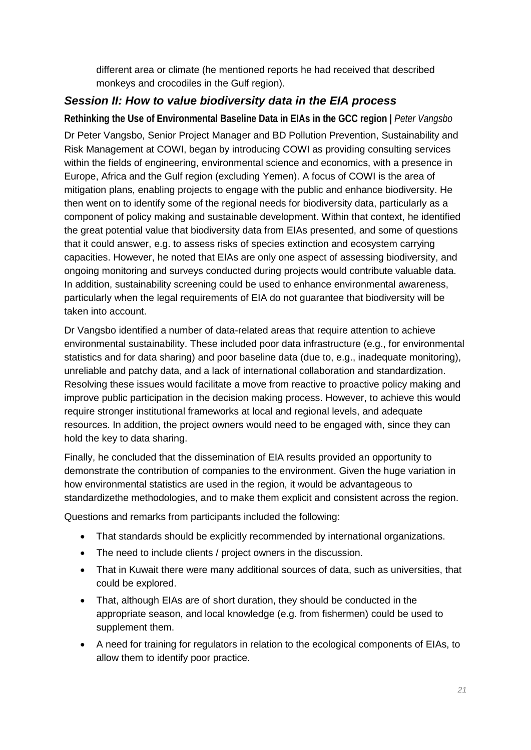different area or climate (he mentioned reports he had received that described monkeys and crocodiles in the Gulf region).

## *Session II: How to value biodiversity data in the EIA process*

**Rethinking the Use of Environmental Baseline Data in EIAs in the GCC region |** *Peter Vangsbo*

Dr Peter Vangsbo, Senior Project Manager and BD Pollution Prevention, Sustainability and Risk Management at COWI, began by introducing COWI as providing consulting services within the fields of engineering, environmental science and economics, with a presence in Europe, Africa and the Gulf region (excluding Yemen). A focus of COWI is the area of mitigation plans, enabling projects to engage with the public and enhance biodiversity. He then went on to identify some of the regional needs for biodiversity data, particularly as a component of policy making and sustainable development. Within that context, he identified the great potential value that biodiversity data from EIAs presented, and some of questions that it could answer, e.g. to assess risks of species extinction and ecosystem carrying capacities. However, he noted that EIAs are only one aspect of assessing biodiversity, and ongoing monitoring and surveys conducted during projects would contribute valuable data. In addition, sustainability screening could be used to enhance environmental awareness, particularly when the legal requirements of EIA do not guarantee that biodiversity will be taken into account.

Dr Vangsbo identified a number of data-related areas that require attention to achieve environmental sustainability. These included poor data infrastructure (e.g., for environmental statistics and for data sharing) and poor baseline data (due to, e.g., inadequate monitoring), unreliable and patchy data, and a lack of international collaboration and standardization. Resolving these issues would facilitate a move from reactive to proactive policy making and improve public participation in the decision making process. However, to achieve this would require stronger institutional frameworks at local and regional levels, and adequate resources. In addition, the project owners would need to be engaged with, since they can hold the key to data sharing.

Finally, he concluded that the dissemination of EIA results provided an opportunity to demonstrate the contribution of companies to the environment. Given the huge variation in how environmental statistics are used in the region, it would be advantageous to standardizethe methodologies, and to make them explicit and consistent across the region.

Questions and remarks from participants included the following:

- That standards should be explicitly recommended by international organizations.
- The need to include clients / project owners in the discussion.
- That in Kuwait there were many additional sources of data, such as universities, that could be explored.
- That, although EIAs are of short duration, they should be conducted in the appropriate season, and local knowledge (e.g. from fishermen) could be used to supplement them.
- A need for training for regulators in relation to the ecological components of EIAs, to allow them to identify poor practice.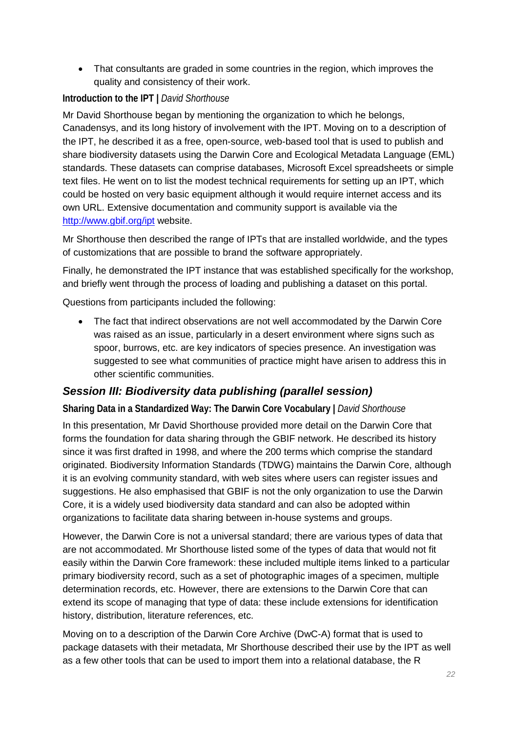- That consultants are graded in some countries in the region, which improves the quality and consistency of their work.

**Introduction to the IPT |** *David Shorthouse*

Mr David Shorthouse began by mentioning the organization to which he belongs, Canadensys, and its long history of involvement with the IPT. Moving on to a description of the IPT, he described it as a free, open-source, web-based tool that is used to publish and share biodiversity datasets using the Darwin Core and Ecological Metadata Language (EML) standards. These datasets can comprise databases, Microsoft Excel spreadsheets or simple text files. He went on to list the modest technical requirements for setting up an IPT, which could be hosted on very basic equipment although it would require internet access and its own URL. Extensive documentation and community support is available via the http://www.gbif.org/ipt website.

Mr Shorthouse then described the range of IPTs that are installed worldwide, and the types of customizations that are possible to brand the software appropriately.

Finally, he demonstrated the IPT instance that was established specifically for the workshop, and briefly went through the process of loading and publishing a dataset on this portal.

Questions from participants included the following:

- The fact that indirect observations are not well accommodated by the Darwin Core was raised as an issue, particularly in a desert environment where signs such as spoor, burrows, etc. are key indicators of species presence. An investigation was suggested to see what communities of practice might have arisen to address this in other scientific communities.

## *Session III: Biodiversity data publishing (parallel session)*

**Sharing Data in a Standardized Way: The Darwin Core Vocabulary |** *David Shorthouse*

In this presentation, Mr David Shorthouse provided more detail on the Darwin Core that forms the foundation for data sharing through the GBIF network. He described its history since it was first drafted in 1998, and where the 200 terms which comprise the standard originated. Biodiversity Information Standards (TDWG) maintains the Darwin Core, although it is an evolving community standard, with web sites where users can register issues and suggestions. He also emphasised that GBIF is not the only organization to use the Darwin Core, it is a widely used biodiversity data standard and can also be adopted within organizations to facilitate data sharing between in-house systems and groups.

However, the Darwin Core is not a universal standard; there are various types of data that are not accommodated. Mr Shorthouse listed some of the types of data that would not fit easily within the Darwin Core framework: these included multiple items linked to a particular primary biodiversity record, such as a set of photographic images of a specimen, multiple determination records, etc. However, there are extensions to the Darwin Core that can extend its scope of managing that type of data: these include extensions for identification history, distribution, literature references, etc.

Moving on to a description of the Darwin Core Archive (DwC-A) format that is used to package datasets with their metadata, Mr Shorthouse described their use by the IPT as well as a few other tools that can be used to import them into a relational database, the R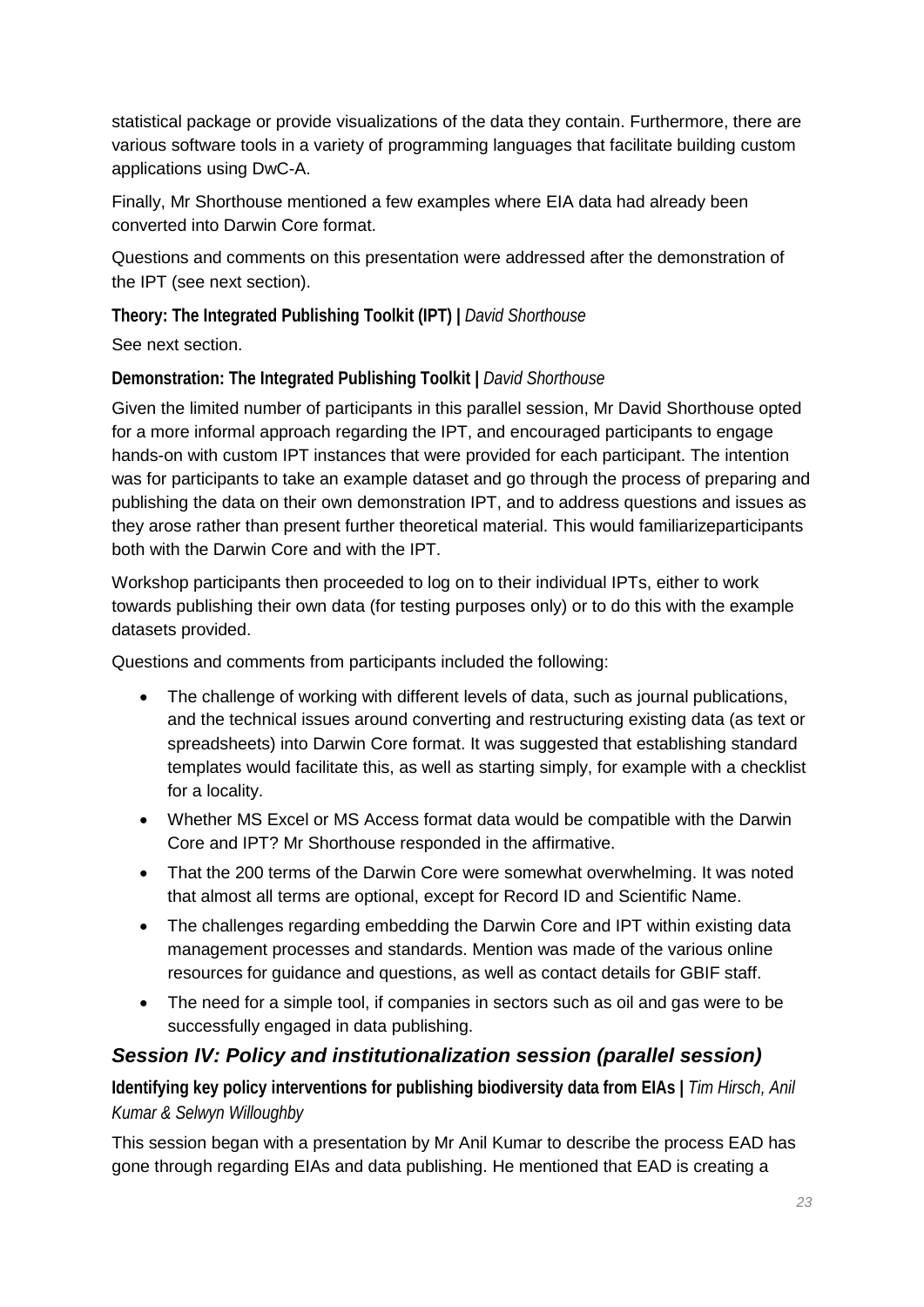statistical package or provide visualizations of the data they contain. Furthermore, there are various software tools in a variety of programming languages that facilitate building custom applications using DwC-A.

Finally, Mr Shorthouse mentioned a few examples where EIA data had already been converted into Darwin Core format.

Questions and comments on this presentation were addressed after the demonstration of the IPT (see next section).

**Theory: The Integrated Publishing Toolkit (IPT) |** *David Shorthouse*

See next section.

**Demonstration: The Integrated Publishing Toolkit |** *David Shorthouse*

Given the limited number of participants in this parallel session, Mr David Shorthouse opted for a more informal approach regarding the IPT, and encouraged participants to engage hands-on with custom IPT instances that were provided for each participant. The intention was for participants to take an example dataset and go through the process of preparing and publishing the data on their own demonstration IPT, and to address questions and issues as they arose rather than present further theoretical material. This would familiarizeparticipants both with the Darwin Core and with the IPT.

Workshop participants then proceeded to log on to their individual IPTs, either to work towards publishing their own data (for testing purposes only) or to do this with the example datasets provided.

Questions and comments from participants included the following:

- The challenge of working with different levels of data, such as journal publications, and the technical issues around converting and restructuring existing data (as text or spreadsheets) into Darwin Core format. It was suggested that establishing standard templates would facilitate this, as well as starting simply, for example with a checklist for a locality.
- Whether MS Excel or MS Access format data would be compatible with the Darwin Core and IPT? Mr Shorthouse responded in the affirmative.
- That the 200 terms of the Darwin Core were somewhat overwhelming. It was noted that almost all terms are optional, except for Record ID and Scientific Name.
- The challenges regarding embedding the Darwin Core and IPT within existing data management processes and standards. Mention was made of the various online resources for guidance and questions, as well as contact details for GBIF staff.
- The need for a simple tool, if companies in sectors such as oil and gas were to be successfully engaged in data publishing.

## *Session IV: Policy and institutionalization session (parallel session)*

**Identifying key policy interventions for publishing biodiversity data from EIAs |** *Tim Hirsch, Anil Kumar & Selwyn Willoughby*

This session began with a presentation by Mr Anil Kumar to describe the process EAD has gone through regarding EIAs and data publishing. He mentioned that EAD is creating a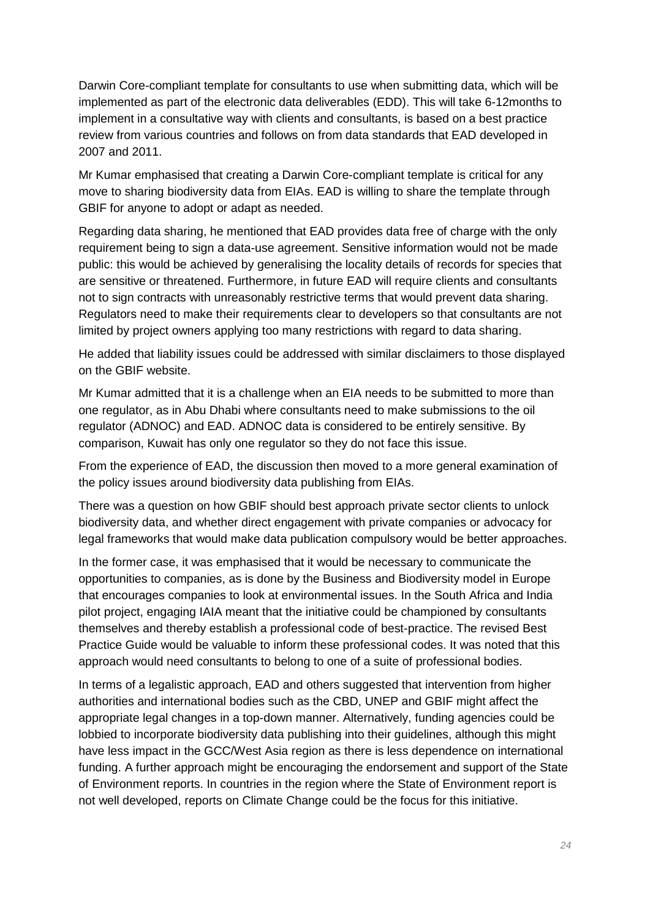Darwin Core-compliant template for consultants to use when submitting data, which will be implemented as part of the electronic data deliverables (EDD). This will take 6-12months to implement in a consultative way with clients and consultants, is based on a best practice review from various countries and follows on from data standards that EAD developed in 2007 and 2011.

Mr Kumar emphasised that creating a Darwin Core-compliant template is critical for any move to sharing biodiversity data from EIAs. EAD is willing to share the template through GBIF for anyone to adopt or adapt as needed.

Regarding data sharing, he mentioned that EAD provides data free of charge with the only requirement being to sign a data-use agreement. Sensitive information would not be made public: this would be achieved by generalising the locality details of records for species that are sensitive or threatened. Furthermore, in future EAD will require clients and consultants not to sign contracts with unreasonably restrictive terms that would prevent data sharing. Regulators need to make their requirements clear to developers so that consultants are not limited by project owners applying too many restrictions with regard to data sharing.

He added that liability issues could be addressed with similar disclaimers to those displayed on the GBIF website.

Mr Kumar admitted that it is a challenge when an EIA needs to be submitted to more than one regulator, as in Abu Dhabi where consultants need to make submissions to the oil regulator (ADNOC) and EAD. ADNOC data is considered to be entirely sensitive. By comparison, Kuwait has only one regulator so they do not face this issue.

From the experience of EAD, the discussion then moved to a more general examination of the policy issues around biodiversity data publishing from EIAs.

There was a question on how GBIF should best approach private sector clients to unlock biodiversity data, and whether direct engagement with private companies or advocacy for legal frameworks that would make data publication compulsory would be better approaches.

In the former case, it was emphasised that it would be necessary to communicate the opportunities to companies, as is done by the Business and Biodiversity model in Europe that encourages companies to look at environmental issues. In the South Africa and India pilot project, engaging IAIA meant that the initiative could be championed by consultants themselves and thereby establish a professional code of best-practice. The revised Best Practice Guide would be valuable to inform these professional codes. It was noted that this approach would need consultants to belong to one of a suite of professional bodies.

In terms of a legalistic approach, EAD and others suggested that intervention from higher authorities and international bodies such as the CBD, UNEP and GBIF might affect the appropriate legal changes in a top-down manner. Alternatively, funding agencies could be lobbied to incorporate biodiversity data publishing into their guidelines, although this might have less impact in the GCC/West Asia region as there is less dependence on international funding. A further approach might be encouraging the endorsement and support of the State of Environment reports. In countries in the region where the State of Environment report is not well developed, reports on Climate Change could be the focus for this initiative.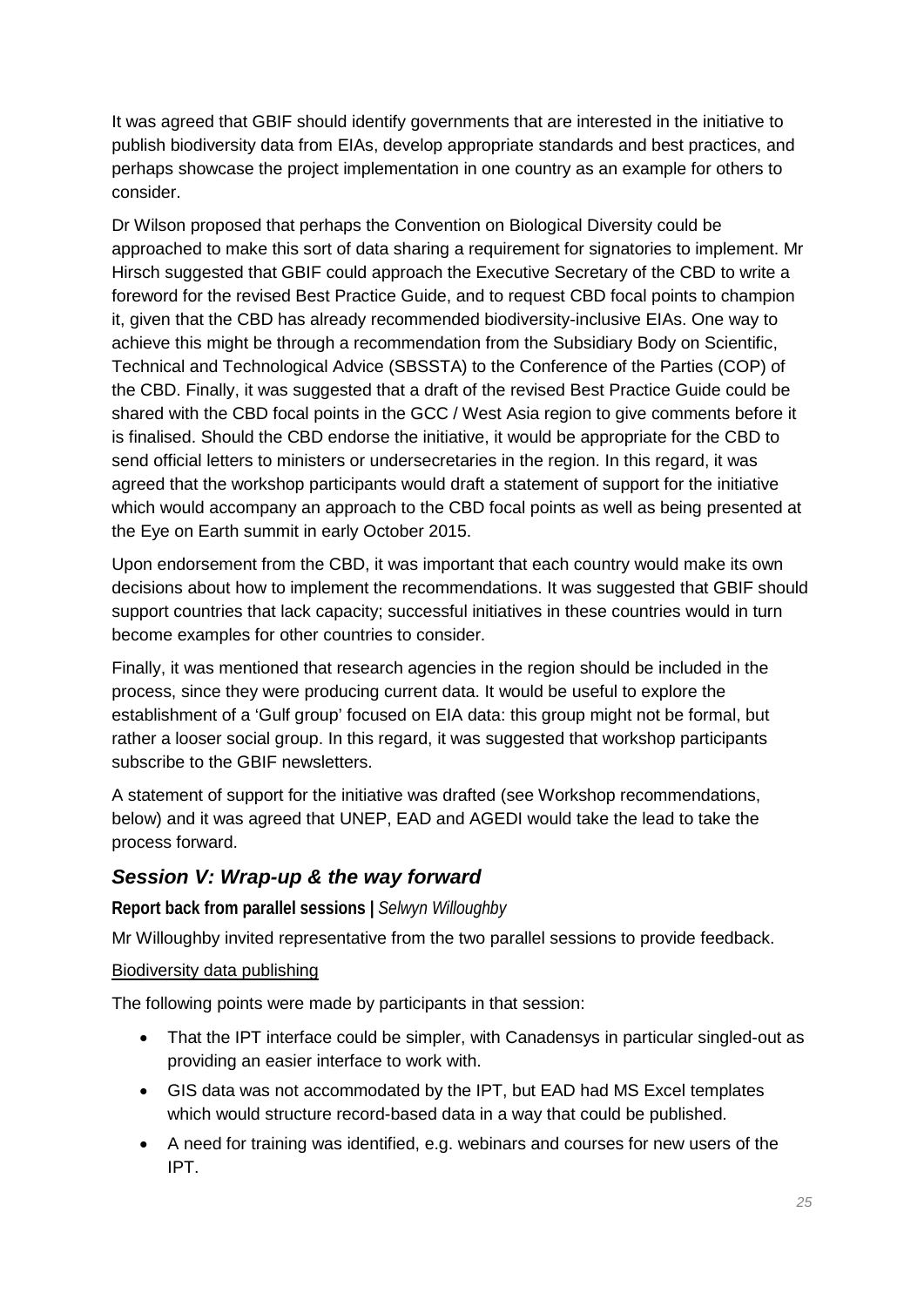It was agreed that GBIF should identify governments that are interested in the initiative to publish biodiversity data from EIAs, develop appropriate standards and best practices, and perhaps showcase the project implementation in one country as an example for others to consider.

Dr Wilson proposed that perhaps the Convention on Biological Diversity could be approached to make this sort of data sharing a requirement for signatories to implement. Mr Hirsch suggested that GBIF could approach the Executive Secretary of the CBD to write a foreword for the revised Best Practice Guide, and to request CBD focal points to champion it, given that the CBD has already recommended biodiversity-inclusive EIAs. One way to achieve this might be through a recommendation from the Subsidiary Body on Scientific, Technical and Technological Advice (SBSSTA) to the Conference of the Parties (COP) of the CBD. Finally, it was suggested that a draft of the revised Best Practice Guide could be shared with the CBD focal points in the GCC / West Asia region to give comments before it is finalised. Should the CBD endorse the initiative, it would be appropriate for the CBD to send official letters to ministers or undersecretaries in the region. In this regard, it was agreed that the workshop participants would draft a statement of support for the initiative which would accompany an approach to the CBD focal points as well as being presented at the Eye on Earth summit in early October 2015.

Upon endorsement from the CBD, it was important that each country would make its own decisions about how to implement the recommendations. It was suggested that GBIF should support countries that lack capacity; successful initiatives in these countries would in turn become examples for other countries to consider.

Finally, it was mentioned that research agencies in the region should be included in the process, since they were producing current data. It would be useful to explore the establishment of a 'Gulf group' focused on EIA data: this group might not be formal, but rather a looser social group. In this regard, it was suggested that workshop participants subscribe to the GBIF newsletters.

A statement of support for the initiative was drafted (see Workshop recommendations, below) and it was agreed that UNEP, EAD and AGEDI would take the lead to take the process forward.

## *Session V: Wrap-up & the way forward*

**Report back from parallel sessions |** *Selwyn Willoughby*

Mr Willoughby invited representative from the two parallel sessions to provide feedback.

Biodiversity data publishing

The following points were made by participants in that session:

- That the IPT interface could be simpler, with Canadensys in particular singled-out as providing an easier interface to work with.
- GIS data was not accommodated by the IPT, but EAD had MS Excel templates which would structure record-based data in a way that could be published.
- A need for training was identified, e.g. webinars and courses for new users of the IPT.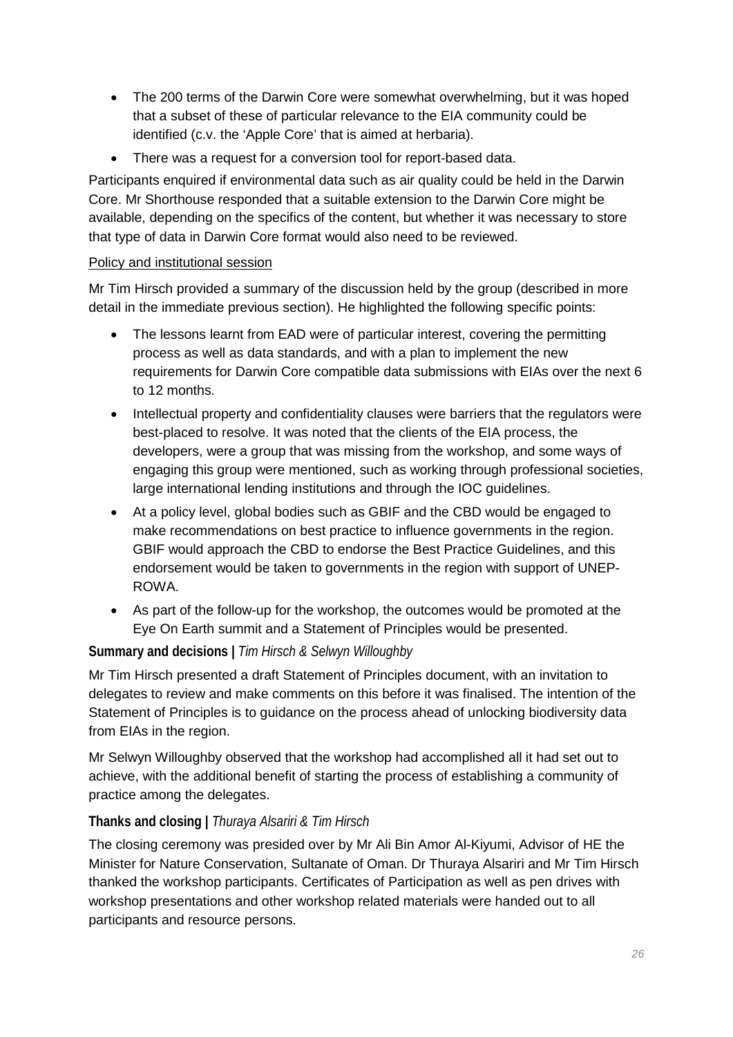- The 200 terms of the Darwin Core were somewhat overwhelming, but it was hoped that a subset of these of particular relevance to the EIA community could be identified (c.v. the 'Apple Core' that is aimed at herbaria).
- There was a request for a conversion tool for report-based data.

Participants enquired if environmental data such as air quality could be held in the Darwin Core. Mr Shorthouse responded that a suitable extension to the Darwin Core might be available, depending on the specifics of the content, but whether it was necessary to store that type of data in Darwin Core format would also need to be reviewed.

<u>Policy and institutional session</u>

Mr Tim Hirsch provided a summary of the discussion held by the group (described in more detail in the immediate previous section). He highlighted the following specific points:

- The lessons learnt from EAD were of particular interest, covering the permitting process as well as data standards, and with a plan to implement the new requirements for Darwin Core compatible data submissions with EIAs over the next 6 to 12 months.
- Intellectual property and confidentiality clauses were barriers that the regulators were best-placed to resolve. It was noted that the clients of the EIA process, the developers, were a group that was missing from the workshop, and some ways of engaging this group were mentioned, such as working through professional societies, large international lending institutions and through the IOC guidelines.
- At a policy level, global bodies such as GBIF and the CBD would be engaged to make recommendations on best practice to influence governments in the region. GBIF would approach the CBD to endorse the Best Practice Guidelines, and this endorsement would be taken to governments in the region with support of UNEP-ROWA.
- As part of the follow-up for the workshop, the outcomes would be promoted at the Eye On Earth summit and a Statement of Principles would be presented.

**Summary and decisions |** *Tim Hirsch & Selwyn Willoughby*

Mr Tim Hirsch presented a draft Statement of Principles document, with an invitation to delegates to review and make comments on this before it was finalised. The intention of the Statement of Principles is to guidance on the process ahead of unlocking biodiversity data from EIAs in the region.

Mr Selwyn Willoughby observed that the workshop had accomplished all it had set out to achieve, with the additional benefit of starting the process of establishing a community of practice among the delegates.

**Thanks and closing |** *Thuraya Alsariri & Tim Hirsch*

The closing ceremony was presided over by Mr Ali Bin Amor Al-Kiyumi, Advisor of HE the Minister for Nature Conservation, Sultanate of Oman. Dr Thuraya Alsariri and Mr Tim Hirsch thanked the workshop participants. Certificates of Participation as well as pen drives with workshop presentations and other workshop related materials were handed out to all participants and resource persons.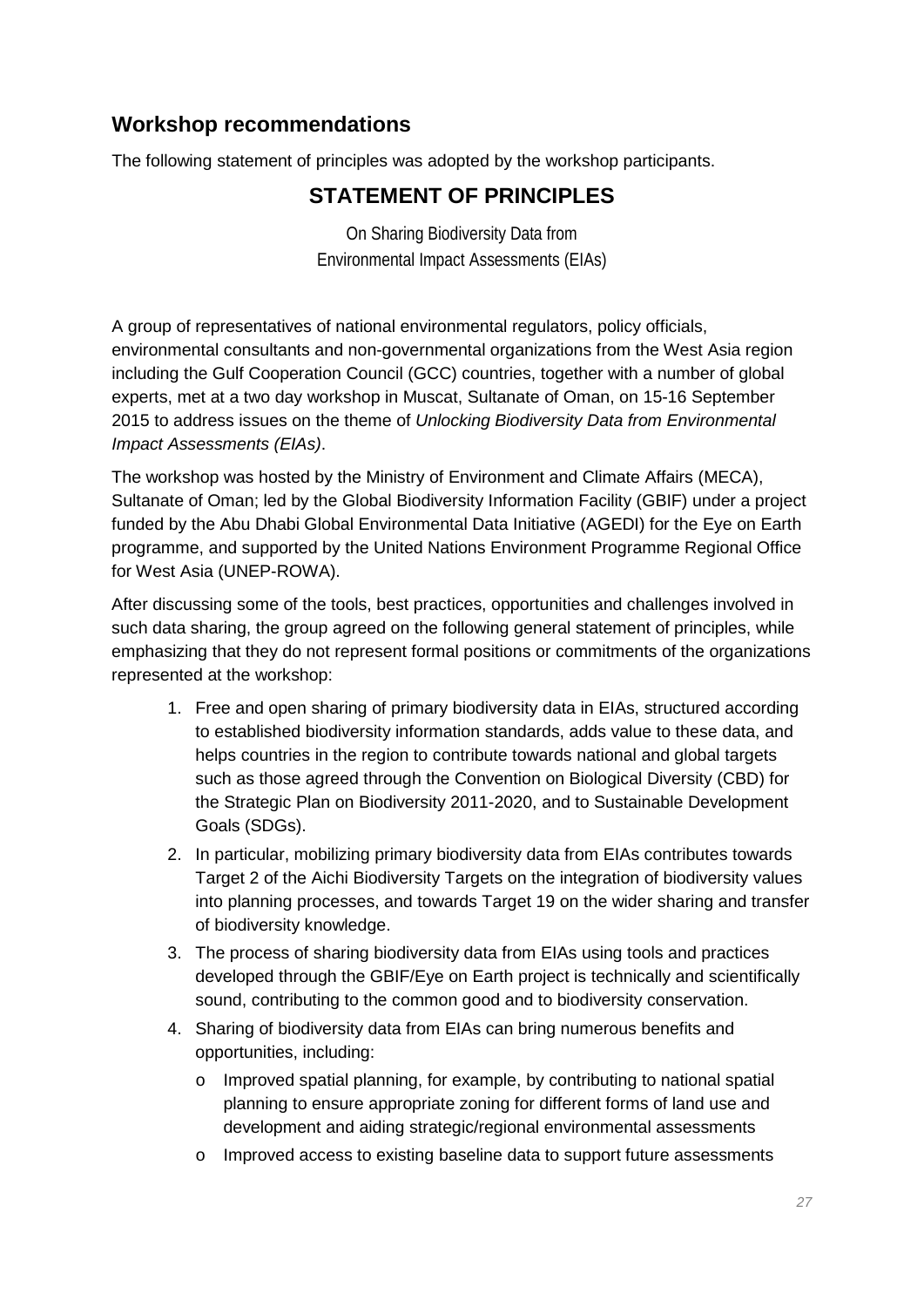## Workshop recommendations

The following statement of principles was adopted by the workshop participants.

# STATEMENT OF PRINCIPLES

On Sharing Biodiversity Data from
Environmental Impact Assessments (EIAs)

A group of representatives of national environmental regulators, policy officials, environmental consultants and non-governmental organizations from the West Asia region including the Gulf Cooperation Council (GCC) countries, together with a number of global experts, met at a two day workshop in Muscat, Sultanate of Oman, on 15-16 September 2015 to address issues on the theme of *Unlocking Biodiversity Data from Environmental Impact Assessments (EIAs)*.

The workshop was hosted by the Ministry of Environment and Climate Affairs (MECA), Sultanate of Oman; led by the Global Biodiversity Information Facility (GBIF) under a project funded by the Abu Dhabi Global Environmental Data Initiative (AGEDI) for the Eye on Earth programme, and supported by the United Nations Environment Programme Regional Office for West Asia (UNEP-ROWA).

After discussing some of the tools, best practices, opportunities and challenges involved in such data sharing, the group agreed on the following general statement of principles, while emphasizing that they do not represent formal positions or commitments of the organizations represented at the workshop:

1. Free and open sharing of primary biodiversity data in EIAs, structured according to established biodiversity information standards, adds value to these data, and helps countries in the region to contribute towards national and global targets such as those agreed through the Convention on Biological Diversity (CBD) for the Strategic Plan on Biodiversity 2011-2020, and to Sustainable Development Goals (SDGs).
2. In particular, mobilizing primary biodiversity data from EIAs contributes towards Target 2 of the Aichi Biodiversity Targets on the integration of biodiversity values into planning processes, and towards Target 19 on the wider sharing and transfer of biodiversity knowledge.
3. The process of sharing biodiversity data from EIAs using tools and practices developed through the GBIF/Eye on Earth project is technically and scientifically sound, contributing to the common good and to biodiversity conservation.
4. Sharing of biodiversity data from EIAs can bring numerous benefits and opportunities, including:
   - Improved spatial planning, for example, by contributing to national spatial planning to ensure appropriate zoning for different forms of land use and development and aiding strategic/regional environmental assessments
   - Improved access to existing baseline data to support future assessments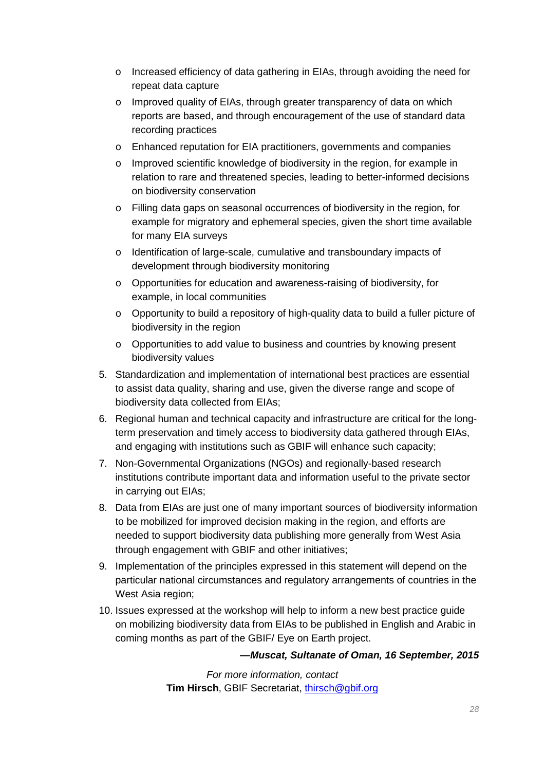- Increased efficiency of data gathering in EIAs, through avoiding the need for repeat data capture
- Improved quality of EIAs, through greater transparency of data on which reports are based, and through encouragement of the use of standard data recording practices
- Enhanced reputation for EIA practitioners, governments and companies
- Improved scientific knowledge of biodiversity in the region, for example in relation to rare and threatened species, leading to better-informed decisions on biodiversity conservation
- Filling data gaps on seasonal occurrences of biodiversity in the region, for example for migratory and ephemeral species, given the short time available for many EIA surveys
- Identification of large-scale, cumulative and transboundary impacts of development through biodiversity monitoring
- Opportunities for education and awareness-raising of biodiversity, for example, in local communities
- Opportunity to build a repository of high-quality data to build a fuller picture of biodiversity in the region
- Opportunities to add value to business and countries by knowing present biodiversity values

5. Standardization and implementation of international best practices are essential to assist data quality, sharing and use, given the diverse range and scope of biodiversity data collected from EIAs;
6. Regional human and technical capacity and infrastructure are critical for the long-term preservation and timely access to biodiversity data gathered through EIAs, and engaging with institutions such as GBIF will enhance such capacity;
7. Non-Governmental Organizations (NGOs) and regionally-based research institutions contribute important data and information useful to the private sector in carrying out EIAs;
8. Data from EIAs are just one of many important sources of biodiversity information to be mobilized for improved decision making in the region, and efforts are needed to support biodiversity data publishing more generally from West Asia through engagement with GBIF and other initiatives;
9. Implementation of the principles expressed in this statement will depend on the particular national circumstances and regulatory arrangements of countries in the West Asia region;
10. Issues expressed at the workshop will help to inform a new best practice guide on mobilizing biodiversity data from EIAs to be published in English and Arabic in coming months as part of the GBIF/ Eye on Earth project.

***—Muscat, Sultanate of Oman, 16 September, 2015***

*For more information, contact*
**Tim Hirsch**, GBIF Secretariat, thirsch@gbif.org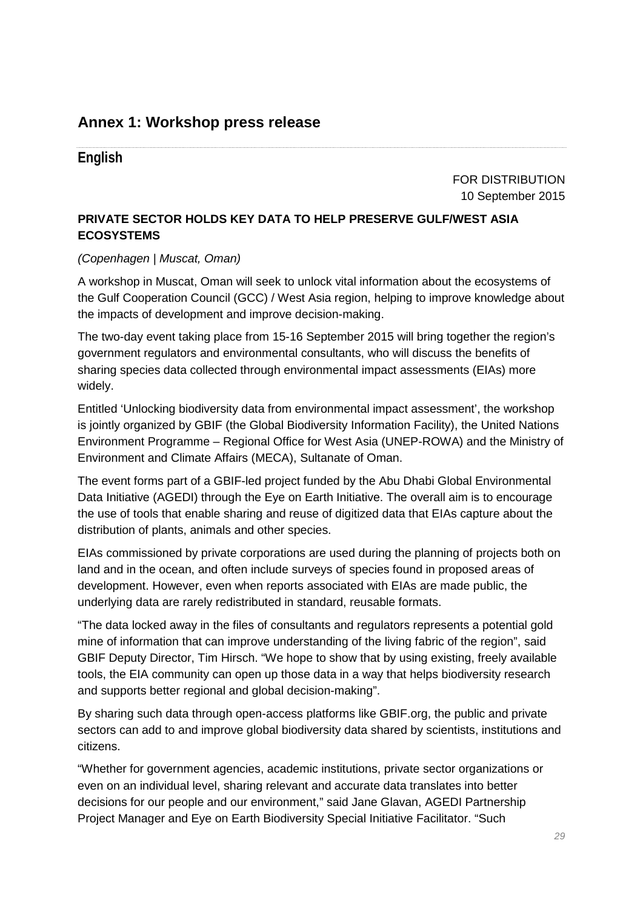## Annex 1: Workshop press release

### English

FOR DISTRIBUTION
10 September 2015

**PRIVATE SECTOR HOLDS KEY DATA TO HELP PRESERVE GULF/WEST ASIA ECOSYSTEMS**

*(Copenhagen | Muscat, Oman)*

A workshop in Muscat, Oman will seek to unlock vital information about the ecosystems of the Gulf Cooperation Council (GCC) / West Asia region, helping to improve knowledge about the impacts of development and improve decision-making.

The two-day event taking place from 15-16 September 2015 will bring together the region's government regulators and environmental consultants, who will discuss the benefits of sharing species data collected through environmental impact assessments (EIAs) more widely.

Entitled 'Unlocking biodiversity data from environmental impact assessment', the workshop is jointly organized by GBIF (the Global Biodiversity Information Facility), the United Nations Environment Programme – Regional Office for West Asia (UNEP-ROWA) and the Ministry of Environment and Climate Affairs (MECA), Sultanate of Oman.

The event forms part of a GBIF-led project funded by the Abu Dhabi Global Environmental Data Initiative (AGEDI) through the Eye on Earth Initiative. The overall aim is to encourage the use of tools that enable sharing and reuse of digitized data that EIAs capture about the distribution of plants, animals and other species.

EIAs commissioned by private corporations are used during the planning of projects both on land and in the ocean, and often include surveys of species found in proposed areas of development. However, even when reports associated with EIAs are made public, the underlying data are rarely redistributed in standard, reusable formats.

"The data locked away in the files of consultants and regulators represents a potential gold mine of information that can improve understanding of the living fabric of the region", said GBIF Deputy Director, Tim Hirsch. "We hope to show that by using existing, freely available tools, the EIA community can open up those data in a way that helps biodiversity research and supports better regional and global decision-making".

By sharing such data through open-access platforms like GBIF.org, the public and private sectors can add to and improve global biodiversity data shared by scientists, institutions and citizens.

"Whether for government agencies, academic institutions, private sector organizations or even on an individual level, sharing relevant and accurate data translates into better decisions for our people and our environment," said Jane Glavan, AGEDI Partnership Project Manager and Eye on Earth Biodiversity Special Initiative Facilitator. "Such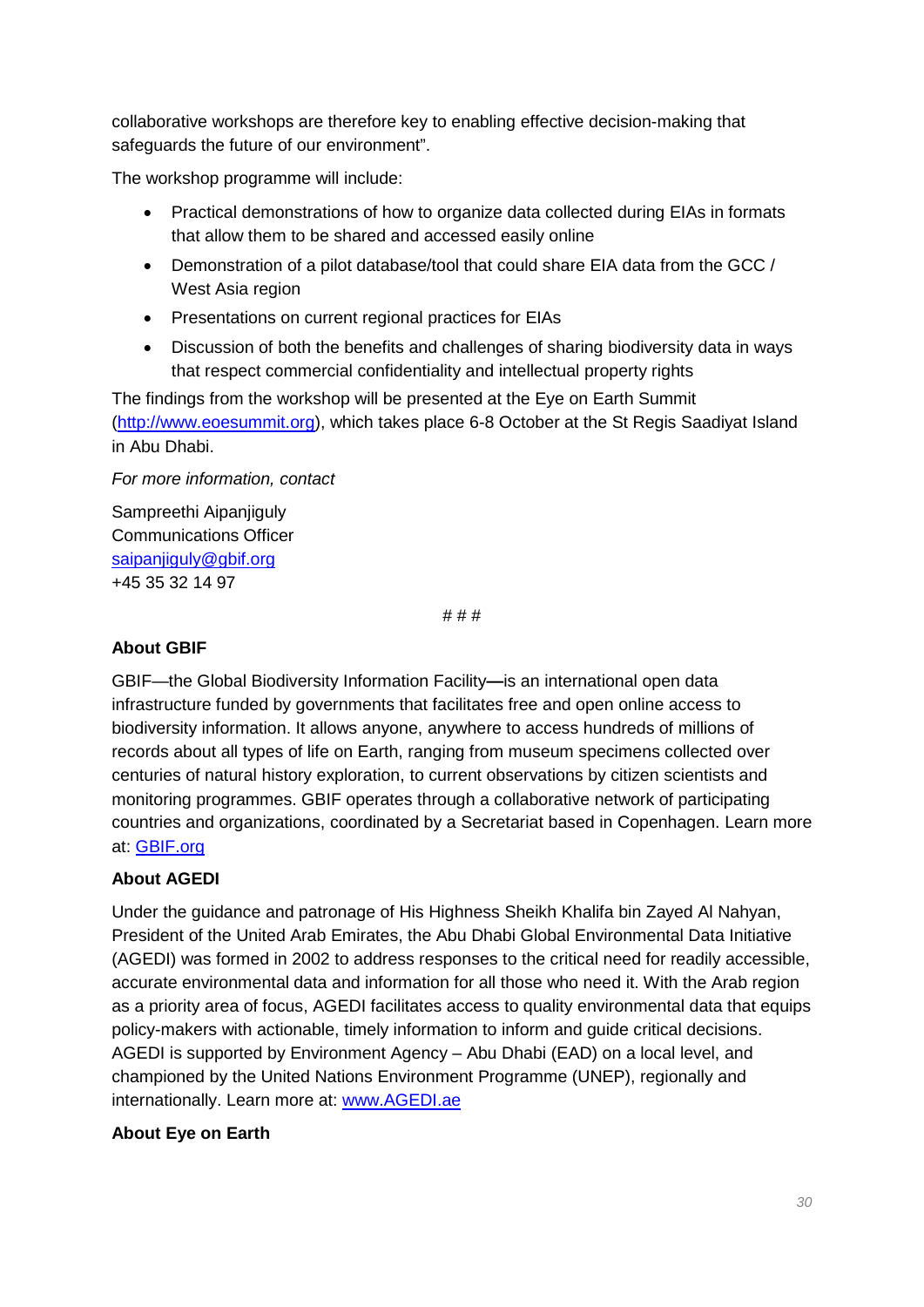collaborative workshops are therefore key to enabling effective decision-making that safeguards the future of our environment".

The workshop programme will include:

- Practical demonstrations of how to organize data collected during EIAs in formats that allow them to be shared and accessed easily online
- Demonstration of a pilot database/tool that could share EIA data from the GCC / West Asia region
- Presentations on current regional practices for EIAs
- Discussion of both the benefits and challenges of sharing biodiversity data in ways that respect commercial confidentiality and intellectual property rights

The findings from the workshop will be presented at the Eye on Earth Summit (http://www.eoesummit.org), which takes place 6-8 October at the St Regis Saadiyat Island in Abu Dhabi.

*For more information, contact*

Sampreethi Aipanjiguly
Communications Officer
saipanjiguly@gbif.org
+45 35 32 14 97

# # #

**About GBIF**

GBIF—the Global Biodiversity Information Facility—is an international open data infrastructure funded by governments that facilitates free and open online access to biodiversity information. It allows anyone, anywhere to access hundreds of millions of records about all types of life on Earth, ranging from museum specimens collected over centuries of natural history exploration, to current observations by citizen scientists and monitoring programmes. GBIF operates through a collaborative network of participating countries and organizations, coordinated by a Secretariat based in Copenhagen. Learn more at: GBIF.org

**About AGEDI**

Under the guidance and patronage of His Highness Sheikh Khalifa bin Zayed Al Nahyan, President of the United Arab Emirates, the Abu Dhabi Global Environmental Data Initiative (AGEDI) was formed in 2002 to address responses to the critical need for readily accessible, accurate environmental data and information for all those who need it. With the Arab region as a priority area of focus, AGEDI facilitates access to quality environmental data that equips policy-makers with actionable, timely information to inform and guide critical decisions. AGEDI is supported by Environment Agency – Abu Dhabi (EAD) on a local level, and championed by the United Nations Environment Programme (UNEP), regionally and internationally. Learn more at: www.AGEDI.ae

**About Eye on Earth**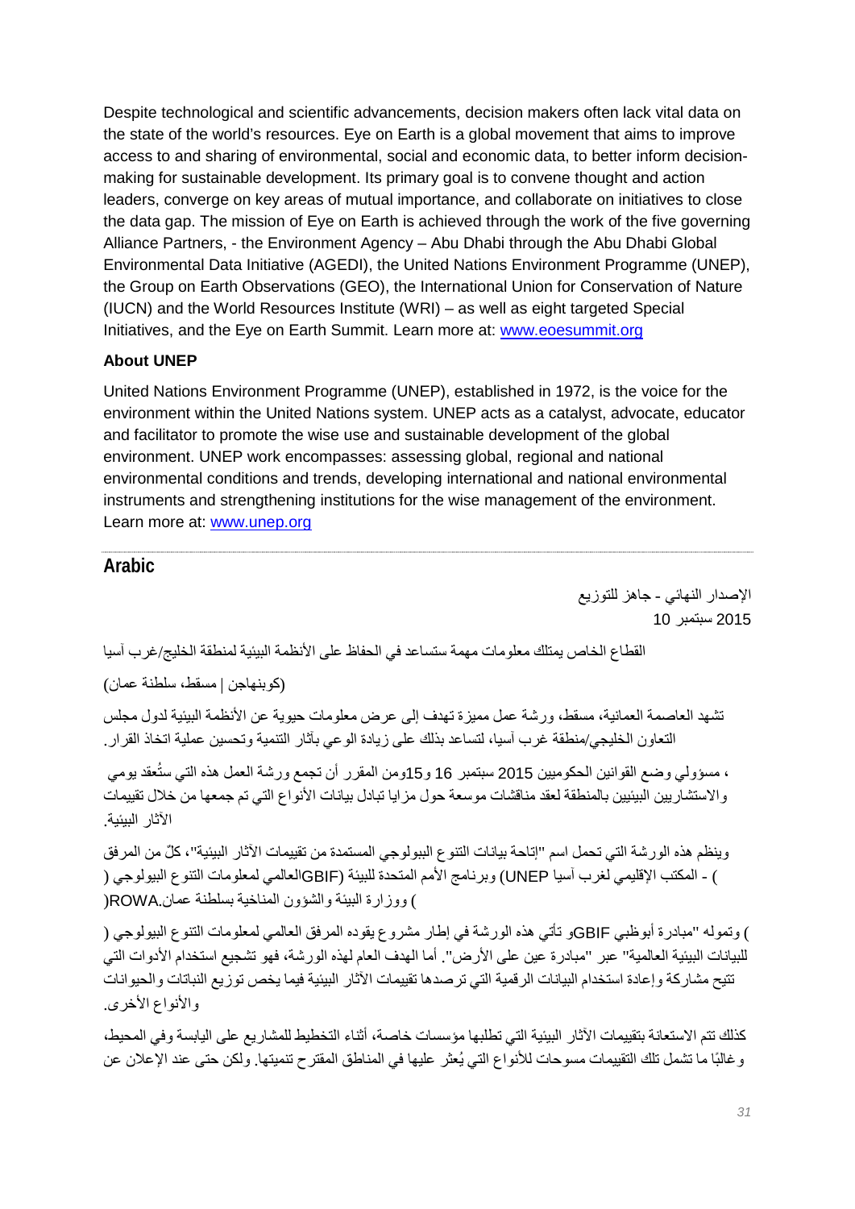Despite technological and scientific advancements, decision makers often lack vital data on the state of the world's resources. Eye on Earth is a global movement that aims to improve access to and sharing of environmental, social and economic data, to better inform decision-making for sustainable development. Its primary goal is to convene thought and action leaders, converge on key areas of mutual importance, and collaborate on initiatives to close the data gap. The mission of Eye on Earth is achieved through the work of the five governing Alliance Partners, - the Environment Agency – Abu Dhabi through the Abu Dhabi Global Environmental Data Initiative (AGEDI), the United Nations Environment Programme (UNEP), the Group on Earth Observations (GEO), the International Union for Conservation of Nature (IUCN) and the World Resources Institute (WRI) – as well as eight targeted Special Initiatives, and the Eye on Earth Summit. Learn more at: www.eoesummit.org

**About UNEP**

United Nations Environment Programme (UNEP), established in 1972, is the voice for the environment within the United Nations system. UNEP acts as a catalyst, advocate, educator and facilitator to promote the wise use and sustainable development of the global environment. UNEP work encompasses: assessing global, regional and national environmental conditions and trends, developing international and national environmental instruments and strengthening institutions for the wise management of the environment. Learn more at: www.unep.org

## Arabic

الإصدار النهائي - جاهز للتوزيع

10 سبتمبر 2015

القطاع الخاص يمتلك معلومات مهمة ستساعد في الحفاظ على الأنظمة البيئية لمنطقة الخليج/غرب آسيا

(كوبنهاجن | مسقط، سلطنة عمان)

تشهد العاصمة العمانية، مسقط، ورشة عمل مميزة تهدف إلى عرض معلومات حيوية عن الأنظمة البيئية لدول مجلس التعاون الخليجي/منطقة غرب آسيا، لتساعد بذلك على زيادة الوعي بآثار التنمية وتحسين عملية اتخاذ القرار.

ومن المقرر أن تجمع ورشة العمل هذه التي ستُعقد يومي 15 و16 سبتمبر 2015 مسؤولي وضع القوانين الحكوميين، والاستشاريين البيئيين بالمنطقة لعقد مناقشات موسعة حول مزايا تبادل بيانات الأنواع التي تم جمعها من خلال تقييمات الآثار البيئية.

وينظم هذه الورشة التي تحمل اسم "إتاحة بيانات التنوع البيولوجي المستمدة من تقييمات الآثار البيئية"، كلٌ من المرفق العالمي لمعلومات التنوع البيولوجي (GBIF) وبرنامج الأمم المتحدة للبيئة (UNEP) - المكتب الإقليمي لغرب آسيا (ROWA) ووزارة البيئة والشؤون المناخية بسلطنة عمان.

وتموله "مبادرة أبوظبي للبيانات البيئية العالمية" عبر "مبادرة عين على الأرض". وتأتي هذه الورشة في إطار مشروع يقوده المرفق العالمي لمعلومات التنوع البيولوجي (GBIF). أما الهدف العام لهذه الورشة، فهو تشجيع استخدام الأدوات التي تتيح مشاركة وإعادة استخدام البيانات الرقمية التي ترصدها تقييمات الآثار البيئية فيما يخص توزيع النباتات والحيوانات والأنواع الأخرى.

كذلك تتم الاستعانة بتقييمات الآثار البيئية التي تطلبها مؤسسات خاصة، أثناء التخطيط للمشاريع على اليابسة وفي المحيط، وغالبًا ما تشمل تلك التقييمات مسوحات للأنواع التي يُعثر عليها في المناطق المقترح تنميتها. ولكن حتى عند الإعلان عن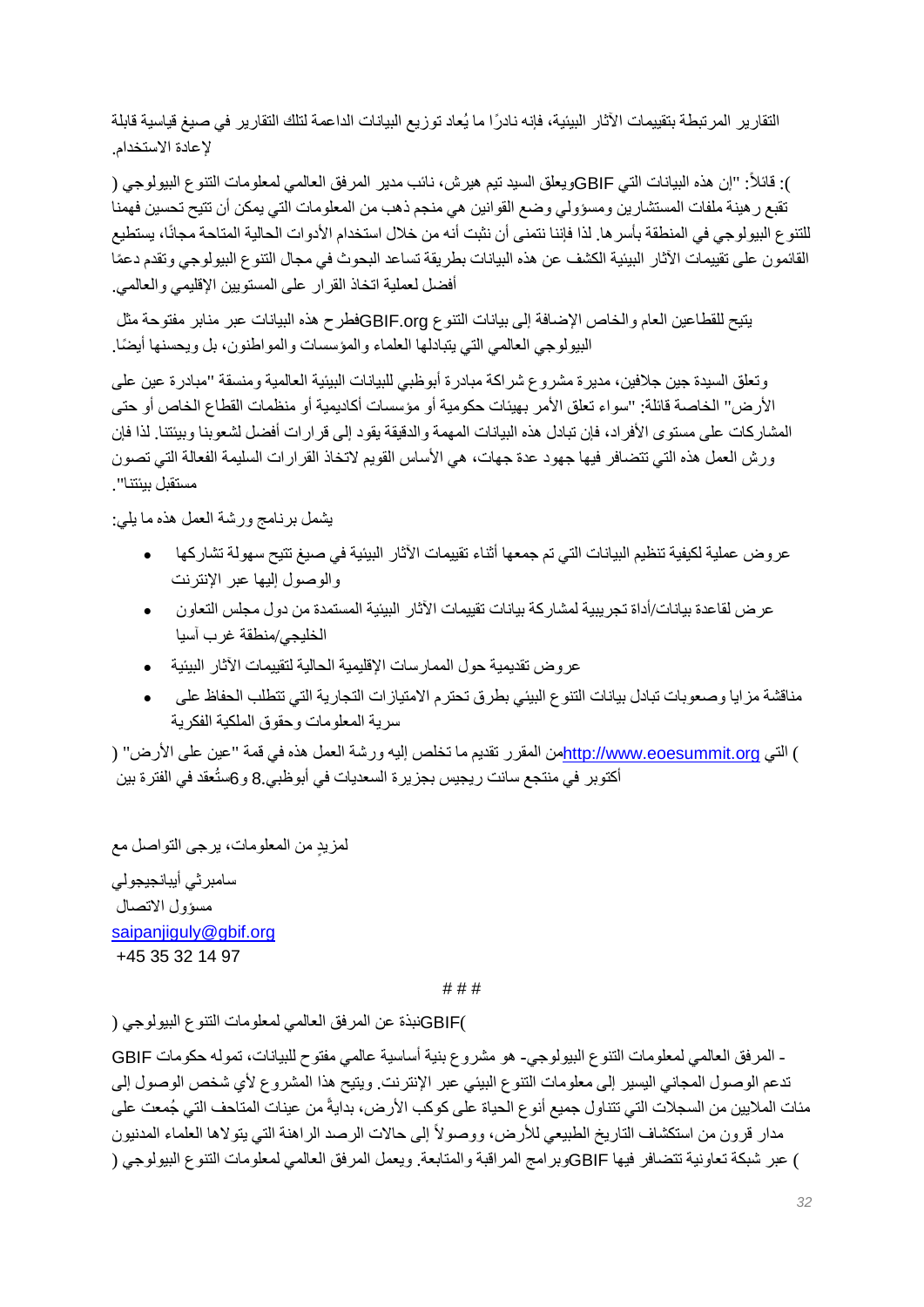التقارير المرتبطة بتقييمات الآثار البيئية، فإنه نادرًا ما يُعاد توزيع البيانات الداعمة لتلك التقارير في صيغ قياسية قابلة لإعادة الاستخدام.

ويعلق السيد تيم هيرش، نائب مدير المرفق العالمي لمعلومات التنوع البيولوجي (GBIF): قائلاً: "إن هذه البيانات التي تقبع رهينة ملفات المستشارين ومسؤولي وضع القوانين هي منجم ذهب من المعلومات التي يمكن أن تتيح تحسين فهمنا للتنوع البيولوجي في المنطقة بأسرها. لذا فإننا نتمنى أن نثبت أنه من خلال استخدام الأدوات الحالية المتاحة مجانًا، يستطيع القائمون على تقييمات الآثار البيئية الكشف عن هذه البيانات بطريقة تساعد البحوث في مجال التنوع البيولوجي وتقدم دعمًا أفضل لعملية اتخاذ القرار على المستويين الإقليمي والعالمي.

فطرح هذه البيانات عبر منابر مفتوحة مثل GBIF.org يتيح للقطاعين العام والخاص الإضافة إلى بيانات التنوع البيولوجي العالمي التي يتبادلها العلماء والمؤسسات والمواطنون، بل ويحسنها أيضًا.

وتعلق السيدة جين جلافين، مديرة مشروع شراكة مبادرة أبوظبي للبيانات البيئية العالمية ومنسقة "مبادرة عين على الأرض" الخاصة قائلة: "سواء تعلق الأمر بهيئات حكومية أو مؤسسات أكاديمية أو منظمات القطاع الخاص أو حتى المشاركات على مستوى الأفراد، فإن تبادل هذه البيانات المهمة والدقيقة يقود إلى قرارات أفضل لشعوبنا وبيئتنا. لذا فإن ورش العمل هذه التي تتضافر فيها جهود عدة جهات، هي الأساس القويم لاتخاذ القرارات السليمة الفعالة التي تصون مستقبل بيئتنا".

يشمل برنامج ورشة العمل هذه ما يلي:

- عروض عملية لكيفية تنظيم البيانات التي تم جمعها أثناء تقييمات الآثار البيئية في صيغ تتيح سهولة تشاركها والوصول إليها عبر الإنترنت
- عرض لقاعدة بيانات/أداة تجريبية لمشاركة بيانات تقييمات الآثار البيئية المستمدة من دول مجلس التعاون الخليجي/منطقة غرب آسيا
- عروض تقديمية حول الممارسات الإقليمية الحالية لتقييمات الآثار البيئية
- مناقشة مزايا وصعوبات تبادل بيانات التنوع البيئي بطرق تحترم الامتيازات التجارية التي تتطلب الحفاظ على سرية المعلومات وحقوق الملكية الفكرية

من المقرر تقديم ما تخلص إليه ورشة العمل هذه في قمة "عين على الأرض" (http://www.eoesummit.org) التي ستُعقد في الفترة بين 6 و8 أكتوبر في منتجع سانت ريجيس بجزيرة السعديات في أبوظبي.

لمزيدٍ من المعلومات، يرجى التواصل مع

سامبرثي أيبانجيجولي
مسؤول الاتصال
saipanjiguly@gbif.org
+45 35 32 14 97

# # #

نبذة عن المرفق العالمي لمعلومات التنوع البيولوجي (GBIF)

- المرفق العالمي لمعلومات التنوع البيولوجي- هو مشروع بنية أساسية عالمي مفتوح للبيانات، تموله حكومات GBIF تدعم الوصول المجاني اليسير إلى معلومات التنوع البيئي عبر الإنترنت. ويتيح هذا المشروع لأي شخص الوصول إلى مئات الملايين من السجلات التي تتناول جميع أنواع الحياة على كوكب الأرض، بدايةً من عينات المتاحف التي جُمعت على مدار قرون من استكشاف التاريخ الطبيعي للأرض، ووصولاً إلى حالات الرصد الراهنة التي يتولاها العلماء المدنيون وبرامج المراقبة والمتابعة. ويعمل المرفق العالمي لمعلومات التنوع البيولوجي (GBIF) عبر شبكة تعاونية تتضافر فيها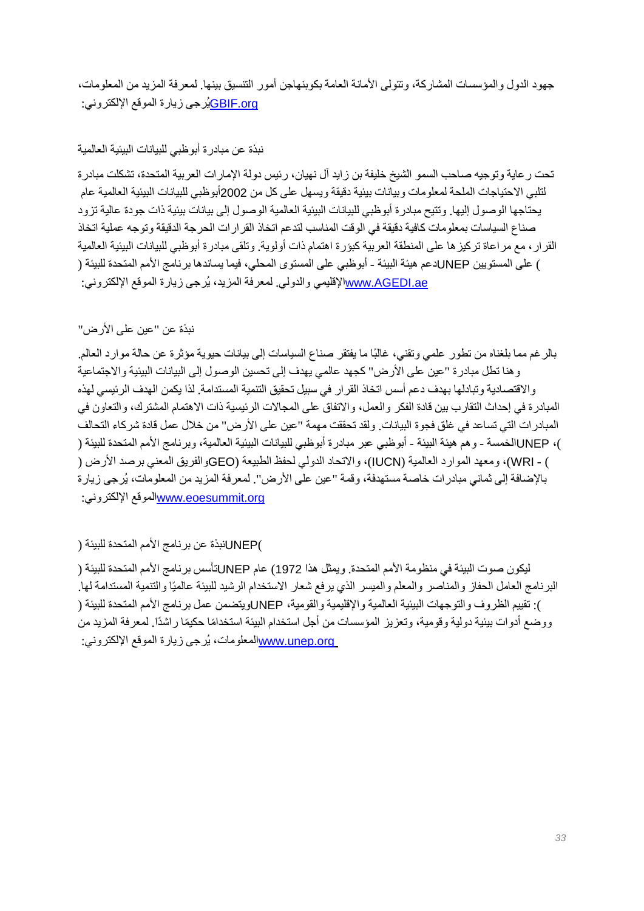جهود الدول والمؤسسات المشاركة، وتتولى الأمانة العامة بكوبنهاجن أمور التنسيق بينها. لمعرفة المزيد من المعلومات، يُرجى زيارة الموقع الإلكتروني: GBIF.org

## نبذة عن مبادرة أبوظبي للبيانات البيئية العالمية

تحت رعاية وتوجيه صاحب السمو الشيخ خليفة بن زايد آل نهيان، رئيس دولة الإمارات العربية المتحدة، تشكلت مبادرة أبوظبي للبيانات البيئية العالمية عام 2002 لتلبي الاحتياجات الملحة لمعلومات وبيانات بيئية دقيقة ويسهل على كل من يحتاجها الوصول إليها. وتتيح مبادرة أبوظبي للبيانات البيئية العالمية الوصول إلى بيانات بيئية ذات جودة عالية تزود صناع السياسات بمعلومات كافية دقيقة في الوقت المناسب لتدعم اتخاذ القرارات الحرجة الدقيقة وتوجه عملية اتخاذ القرار، مع مراعاة تركيزها على المنطقة العربية كبؤرة اهتمام ذات أولوية. وتلقى مبادرة أبوظبي للبيانات البيئية العالمية دعم هيئة البيئة - أبوظبي على المستوى المحلي، فيما يساندها برنامج الأمم المتحدة للبيئة (UNEP) على المستويين الإقليمي والدولي. لمعرفة المزيد، يُرجى زيارة الموقع الإلكتروني: www.AGEDI.ae

## نبذة عن "عين على الأرض"

بالرغم مما بلغناه من تطور علمي وتقني، غالبًا ما يفتقر صناع السياسات إلى بيانات حيوية مؤثرة عن حالة موارد العالم. وهنا تطل مبادرة "عين على الأرض" كجهد عالمي يهدف إلى تحسين الوصول إلى البيانات البيئية والاجتماعية والاقتصادية وتبادلها بهدف دعم أسس اتخاذ القرار في سبيل تحقيق التنمية المستدامة. لذا يكمن الهدف الرئيسي لهذه المبادرة في إحداث التقارب بين قادة الفكر والعمل، والاتفاق على المجالات الرئيسية ذات الاهتمام المشترك، والتعاون في المبادرات التي تساعد في غلق فجوة البيانات. ولقد تحققت مهمة "عين على الأرض" من خلال عمل قادة شركاء التحالف الخمسة - وهم هيئة البيئة - أبوظبي عبر مبادرة أبوظبي للبيانات البيئية العالمية، وبرنامج الأمم المتحدة للبيئة (UNEP)، ومعهد الموارد العالمية (WRI)، والاتحاد الدولي لحفظ الطبيعة (IUCN)، والفريق المعني برصد الأرض (GEO) - بالإضافة إلى ثماني مبادرات خاصة مستهدفة، وقمة "عين على الأرض". لمعرفة المزيد من المعلومات، يُرجى زيارة الموقع الإلكتروني: www.eoesummit.org

## نبذة عن برنامج الأمم المتحدة للبيئة (UNEP)

تأسس برنامج الأمم المتحدة للبيئة (UNEP) عام 1972 ليكون صوت البيئة في منظومة الأمم المتحدة. ويمثل هذا البرنامج العامل الحفاز والمناصر والمعلم والميسر الذي يرفع شعار الاستخدام الرشيد للبيئة عالميًا والتنمية المستدامة لها. ويتضمن عمل برنامج الأمم المتحدة للبيئة (UNEP): تقييم الظروف والتوجهات البيئية العالمية والإقليمية والقومية، ووضع أدوات بيئية دولية وقومية، وتعزيز المؤسسات من أجل استخدام البيئة استخدامًا حكيمًا راشدًا. لمعرفة المزيد من المعلومات، يُرجى زيارة الموقع الإلكتروني: www.unep.org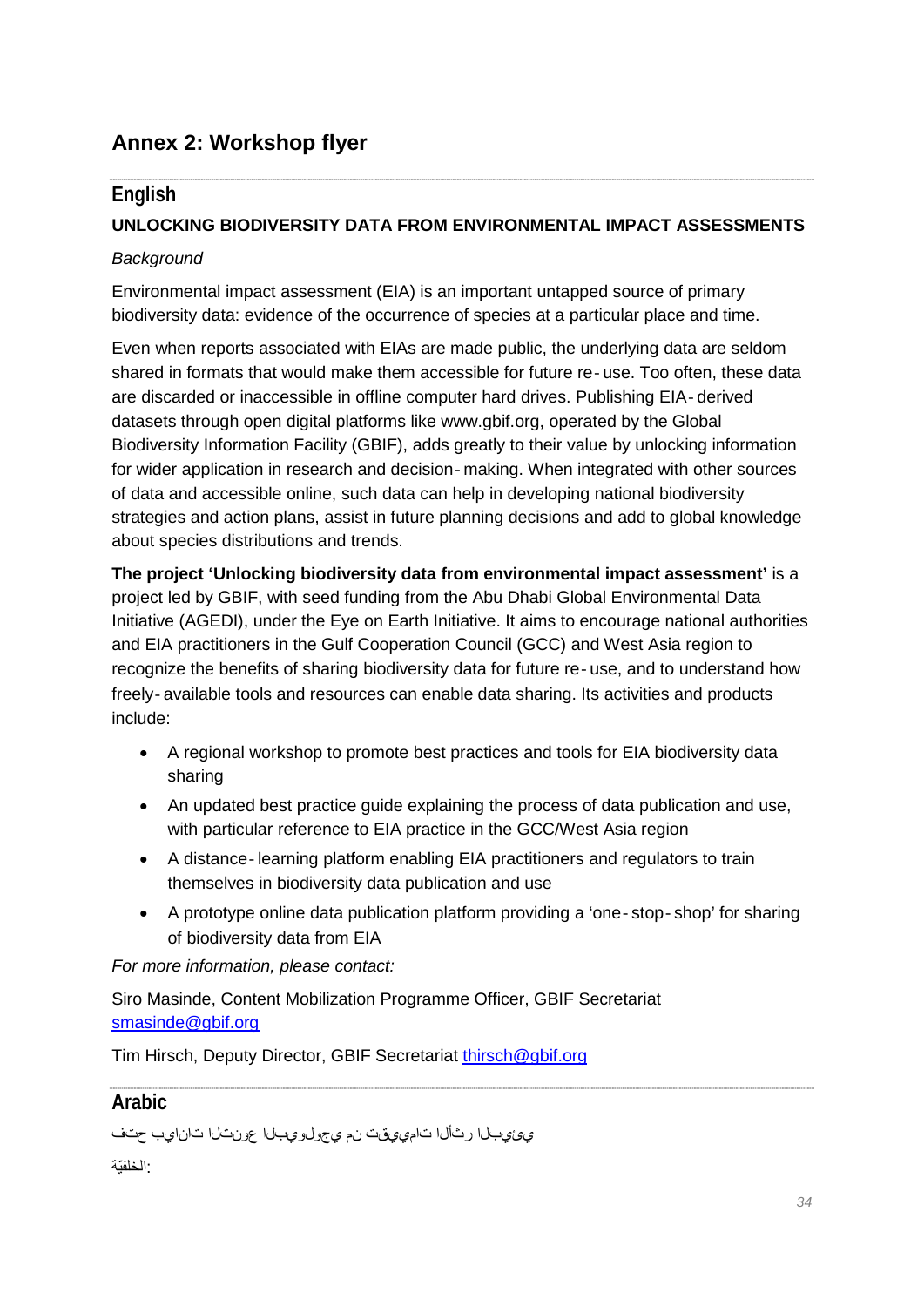## Annex 2: Workshop flyer

### English

**UNLOCKING BIODIVERSITY DATA FROM ENVIRONMENTAL IMPACT ASSESSMENTS**

*Background*

Environmental impact assessment (EIA) is an important untapped source of primary biodiversity data: evidence of the occurrence of species at a particular place and time.

Even when reports associated with EIAs are made public, the underlying data are seldom shared in formats that would make them accessible for future re-use. Too often, these data are discarded or inaccessible in offline computer hard drives. Publishing EIA-derived datasets through open digital platforms like www.gbif.org, operated by the Global Biodiversity Information Facility (GBIF), adds greatly to their value by unlocking information for wider application in research and decision-making. When integrated with other sources of data and accessible online, such data can help in developing national biodiversity strategies and action plans, assist in future planning decisions and add to global knowledge about species distributions and trends.

**The project 'Unlocking biodiversity data from environmental impact assessment'** is a project led by GBIF, with seed funding from the Abu Dhabi Global Environmental Data Initiative (AGEDI), under the Eye on Earth Initiative. It aims to encourage national authorities and EIA practitioners in the Gulf Cooperation Council (GCC) and West Asia region to recognize the benefits of sharing biodiversity data for future re-use, and to understand how freely-available tools and resources can enable data sharing. Its activities and products include:

- A regional workshop to promote best practices and tools for EIA biodiversity data sharing
- An updated best practice guide explaining the process of data publication and use, with particular reference to EIA practice in the GCC/West Asia region
- A distance-learning platform enabling EIA practitioners and regulators to train themselves in biodiversity data publication and use
- A prototype online data publication platform providing a 'one-stop-shop' for sharing of biodiversity data from EIA

*For more information, please contact:*

Siro Masinde, Content Mobilization Programme Officer, GBIF Secretariat
smasinde@gbif.org

Tim Hirsch, Deputy Director, GBIF Secretariat thirsch@gbif.org

### Arabic

فتح بيانات التنوع البيولوجي من تقييمات الأثر البيئي

الخلفيّة: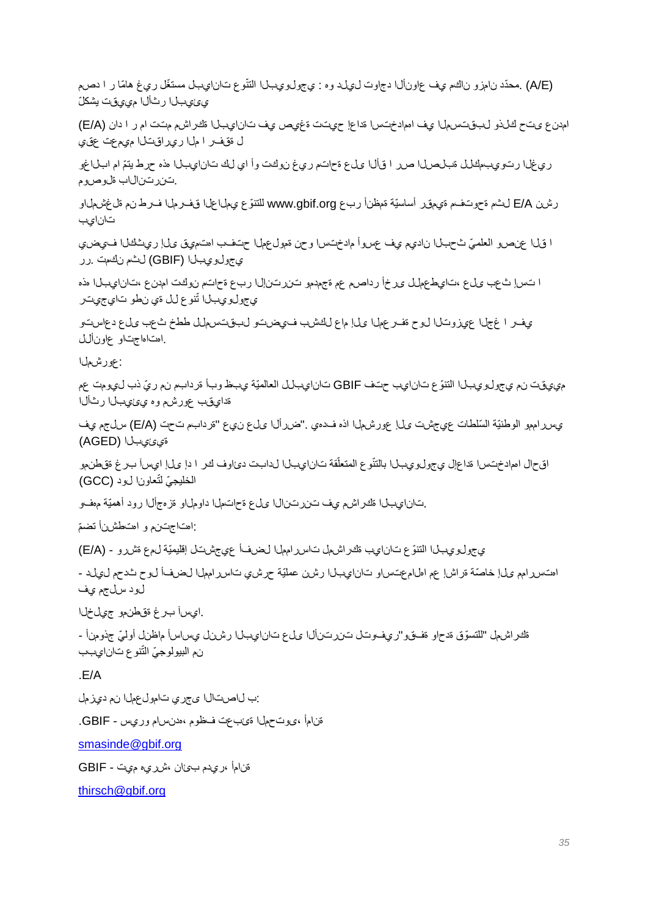(A/E) .محدّد نامزو ناكم يف عاونألا دجاوت ليلد وه : يجولويبلا عّونتلا تانايبل لغتسم ريغ اماه ار ا ردصم يئيبلا رثألا ميييقت يشكلّ

امدنع ىتح كلذو لبقتسملا يف اهمادختسا ةداعإ حيتت ةغيص يف تانايبلا ةكراشم متت ام ر ا دان (E/A) ل ةقفـرا ملا ريراقتلا ميمعت عقي

ريغلا رتويبمكلل ةبلصلا صرا ا قألا ىلع ةحاتم ريغ نوكت وأ اي لك تانايبلا هذه حرطُ يتم ام ابلاغو .تنرتنالاب ةلوصوم

رشن E/A لثم ةحوتفم ةيمقر ةيساسأ ةمظنأ ربع www.gbif.org عّونتلل يملاعلا قفـرملا فـرط نم ةلغشملاو تانايب

ا قل عنصر العلميّ ثحبلا نيدايم يف عسوأ مادختسا وحن ةمولعملا حتفب اهمييقت ىلإ ريثكلا فيضيو رر. نكمت لثم (GBIF) يجولويبلا

ا تسإ ثعب ىلع ،تايطعملل ىرخأ رداصم عم ةجمدمو تنرتنإلا ربع ةحاتم نوكت امدنع ،تانايبلا هذه يجولويبلا عّونت لل يف نطو تايجيتر

يفـر ا غلاج عيزوتلا لوح ةفـرعملا ىلإ ماع لكشب فيضيتو لبقتسملل ططخ ثعب ىلع دعاستو .اهاجتاو عاونألل

:عورشملا

مييقت نم يجولويبلا عّونتلا تانايب حتف GBIF تانايبلل ةيّملاعلا ةيبط وبأ ةردابم نم ريّ ذب ليومت عم ةداقيب عورشم وه يئيبلا رثألا

يسرامو الوطنيّة السّلطات عيجشت ىلإ عورشملا اذه فدهي .ضرألا ىلع نيع" ةردابم تحت (E/A) سلجم يف (AGED) ةيئيبلا

اقحال اهمادختسا ةداعإل يجولويبلا عّونتلاب ةقلّعتملا تانايبلا لدابت دئاوف كر ا دإ ىلإ ايسآ برغ ةقطنمو الخليجيّ نوا لتّعاون لود (GCC)

.تانايبلا ةكراشم يف تنرتنالا ىلع ةحاتملا داوملا ةزهجألا رود ةيّمهأ مهفو

:اهتاجتنم و اهتطشن تضمّ

(E/A) - يجولويبلا عّونتلا تانايب ةكراشمل تاسرامملا لضفأ عيجشتل ةيّميلقإ لمع ةشرو

- اهسرامو ىلإ ةصاخ ةراشإ عم اهلامعتساو تانايبلا رشن ةيّلمع حرشي تاسرامملا لضفأ لوح ددحم ليلد لود سلجم يف

.ايسآ برغ ةقطنمو جيلخلا

- ةكراشمل "للتسوّق ةدحاو ةفـقو"ريفـوتل تنرتنألا ىلع تانايبلا رشنل يساسأ ماظنل يّلوأ جذومنأ نم البيولوجيّ التّنوع تانايبب

.E/A

:ب لاصتالا ىجري تامولعملا نم ديزمل

.GBIF - ةنامأ ،ىوتحملا ةئبعت فظوم ،هدنساما وريس

smasinde@gbif.org

GBIF - ةنامأ ،ريدم بئان ،شريه ميت

thirsch@gbif.org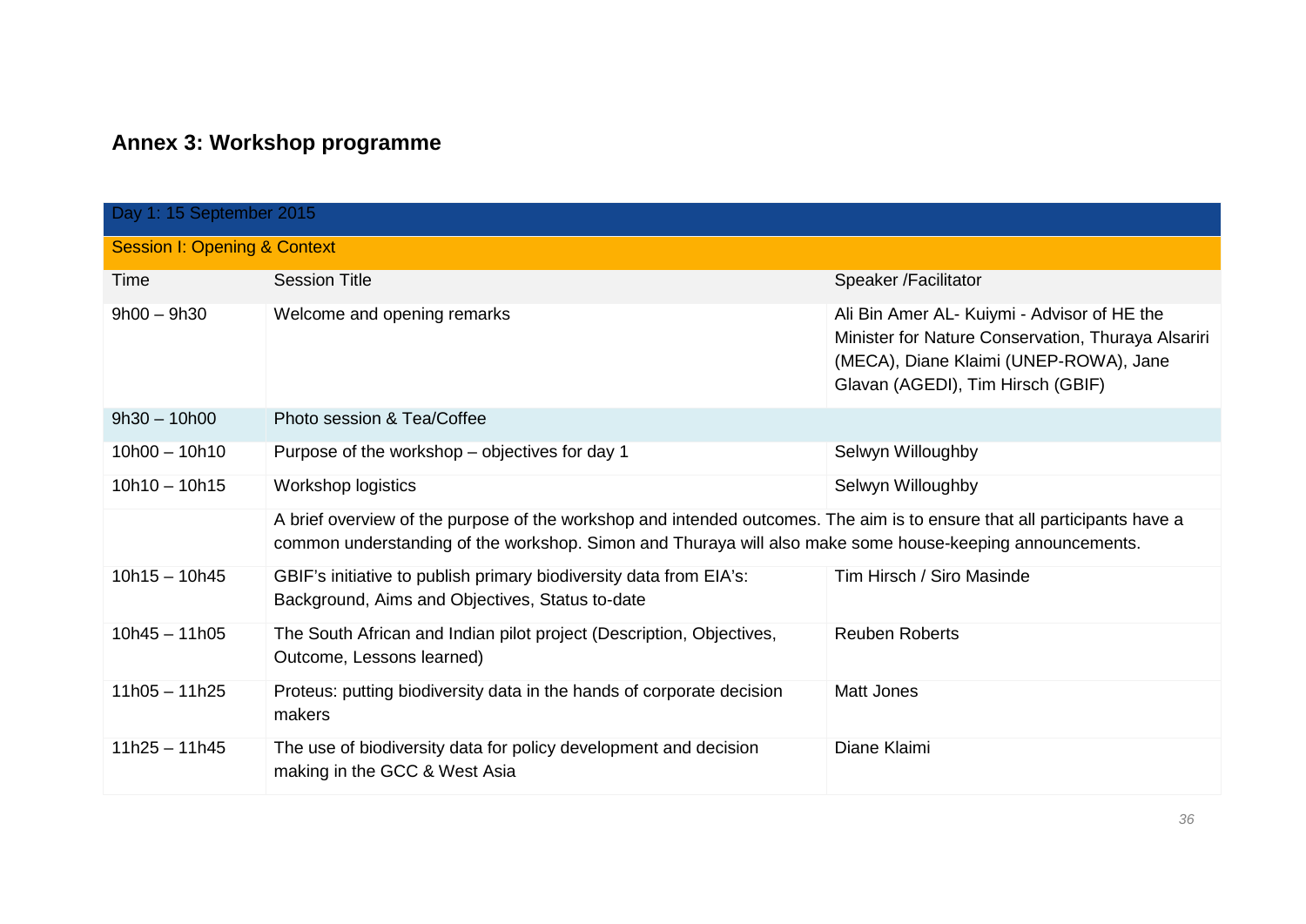## Annex 3: Workshop programme

| Day 1: 15 September 2015 | | |
|---|---|---|
| **Session I: Opening & Context** | | |
| Time | Session Title | Speaker /Facilitator |
| 9h00 – 9h30 | Welcome and opening remarks | Ali Bin Amer AL- Kuiymi - Advisor of HE the Minister for Nature Conservation, Thuraya Alsariri (MECA), Diane Klaimi (UNEP-ROWA), Jane Glavan (AGEDI), Tim Hirsch (GBIF) |
| 9h30 – 10h00 | Photo session & Tea/Coffee | |
| 10h00 – 10h10 | Purpose of the workshop – objectives for day 1 | Selwyn Willoughby |
| 10h10 – 10h15 | Workshop logistics | Selwyn Willoughby |
| | A brief overview of the purpose of the workshop and intended outcomes. The aim is to ensure that all participants have a common understanding of the workshop. Simon and Thuraya will also make some house-keeping announcements. | |
| 10h15 – 10h45 | GBIF's initiative to publish primary biodiversity data from EIA's: Background, Aims and Objectives, Status to-date | Tim Hirsch / Siro Masinde |
| 10h45 – 11h05 | The South African and Indian pilot project (Description, Objectives, Outcome, Lessons learned) | Reuben Roberts |
| 11h05 – 11h25 | Proteus: putting biodiversity data in the hands of corporate decision makers | Matt Jones |
| 11h25 – 11h45 | The use of biodiversity data for policy development and decision making in the GCC & West Asia | Diane Klaimi |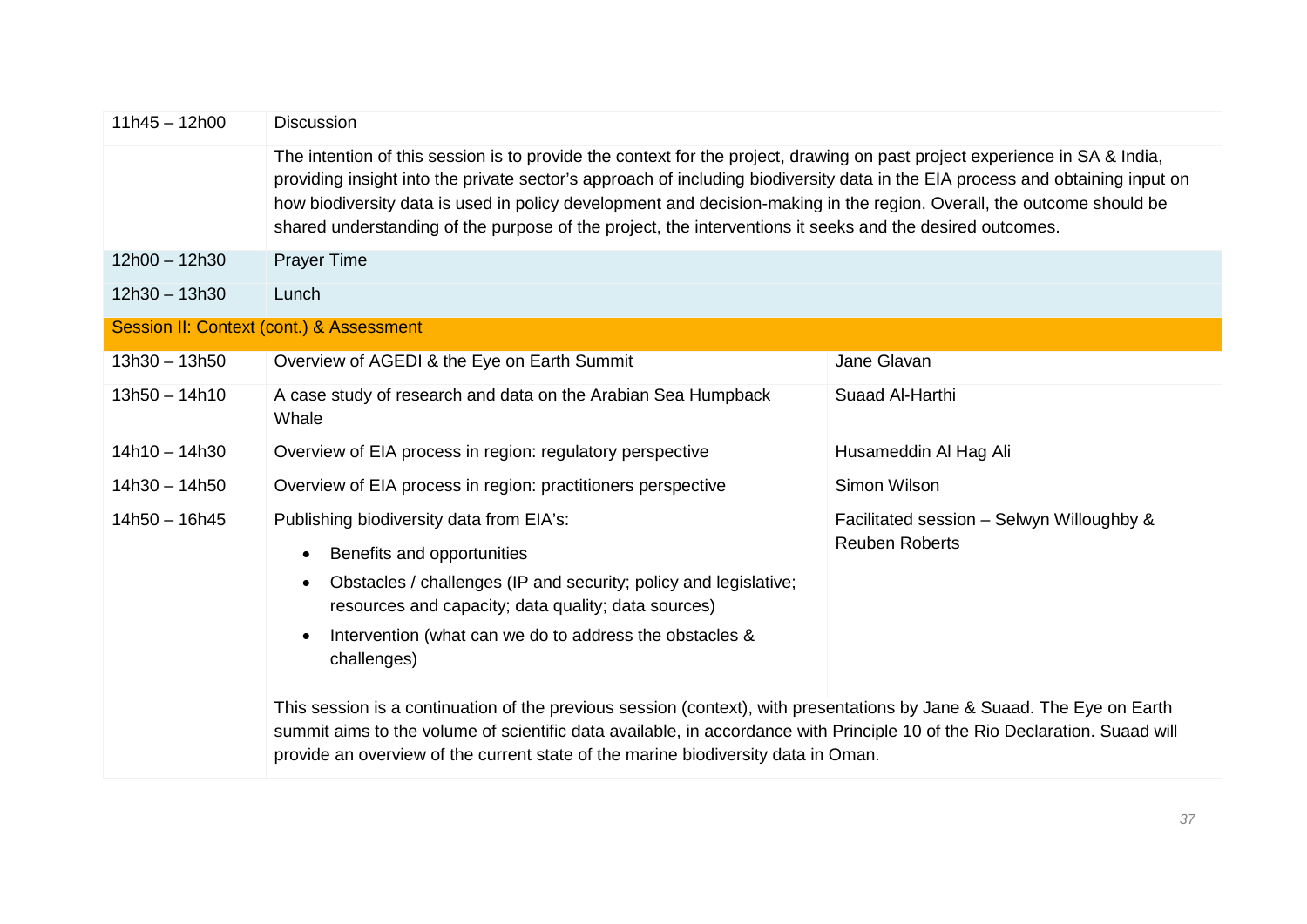| | | |
|---|---|---|
| 11h45 – 12h00 | Discussion | |
| | The intention of this session is to provide the context for the project, drawing on past project experience in SA & India, providing insight into the private sector's approach of including biodiversity data in the EIA process and obtaining input on how biodiversity data is used in policy development and decision-making in the region. Overall, the outcome should be shared understanding of the purpose of the project, the interventions it seeks and the desired outcomes. | |
| 12h00 – 12h30 | Prayer Time | |
| 12h30 – 13h30 | Lunch | |
| **Session II: Context (cont.) & Assessment** | | |
| 13h30 – 13h50 | Overview of AGEDI & the Eye on Earth Summit | Jane Glavan |
| 13h50 – 14h10 | A case study of research and data on the Arabian Sea Humpback Whale | Suaad Al-Harthi |
| 14h10 – 14h30 | Overview of EIA process in region: regulatory perspective | Husameddin Al Hag Ali |
| 14h30 – 14h50 | Overview of EIA process in region: practitioners perspective | Simon Wilson |
| 14h50 – 16h45 | Publishing biodiversity data from EIA's:<br>• Benefits and opportunities<br>• Obstacles / challenges (IP and security; policy and legislative; resources and capacity; data quality; data sources)<br>• Intervention (what can we do to address the obstacles & challenges) | Facilitated session – Selwyn Willoughby & Reuben Roberts |
| | This session is a continuation of the previous session (context), with presentations by Jane & Suaad. The Eye on Earth summit aims to the volume of scientific data available, in accordance with Principle 10 of the Rio Declaration. Suaad will provide an overview of the current state of the marine biodiversity data in Oman. | |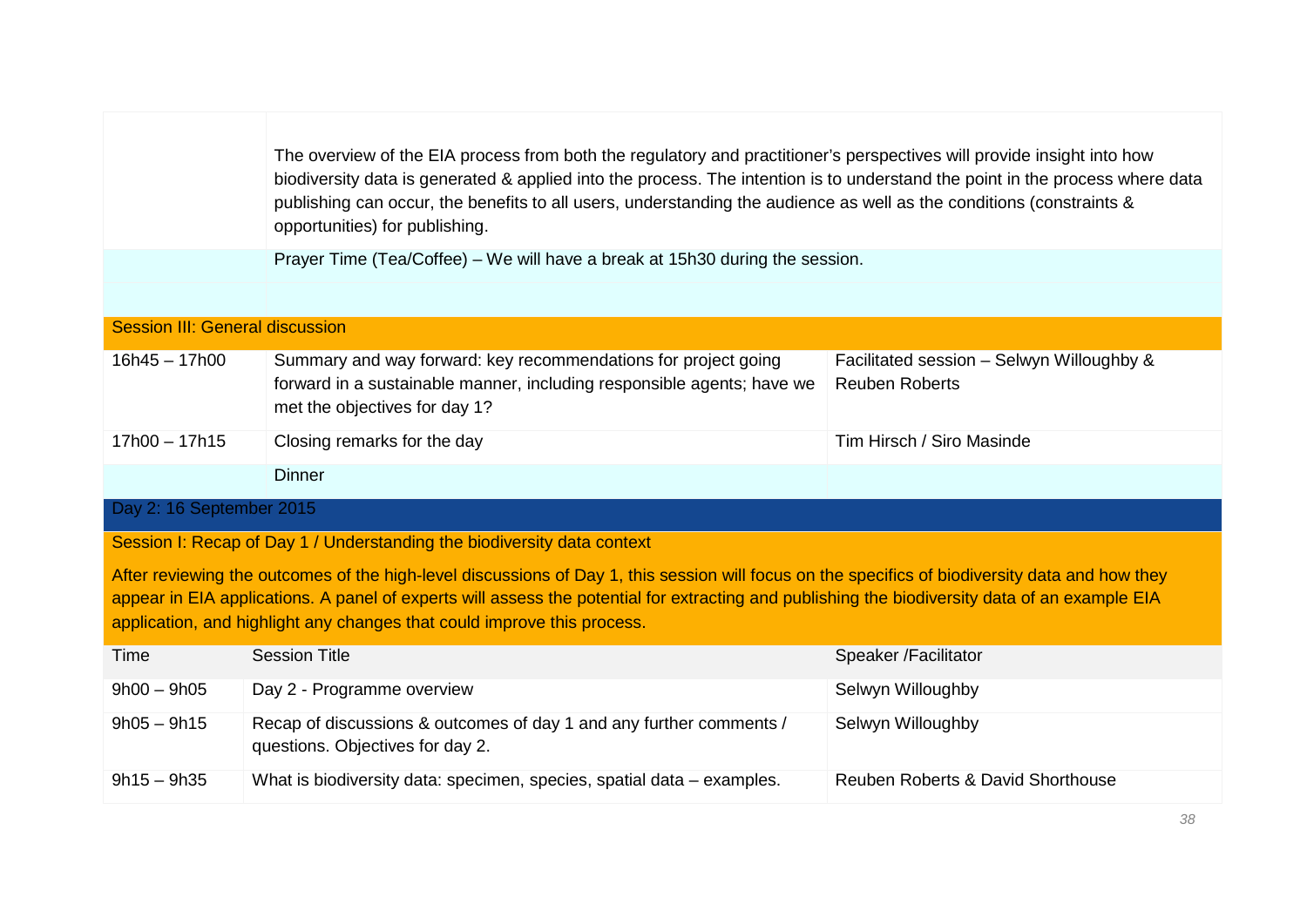| | | |
|---|---|---|
| | The overview of the EIA process from both the regulatory and practitioner's perspectives will provide insight into how biodiversity data is generated & applied into the process. The intention is to understand the point in the process where data publishing can occur, the benefits to all users, understanding the audience as well as the conditions (constraints & opportunities) for publishing. | |
| | Prayer Time (Tea/Coffee) – We will have a break at 15h30 during the session. | |
| **Session III: General discussion** | | |
| 16h45 – 17h00 | Summary and way forward: key recommendations for project going forward in a sustainable manner, including responsible agents; have we met the objectives for day 1? | Facilitated session – Selwyn Willoughby & Reuben Roberts |
| 17h00 – 17h15 | Closing remarks for the day | Tim Hirsch / Siro Masinde |
| | Dinner | |

## Day 2: 16 September 2015

### Session I: Recap of Day 1 / Understanding the biodiversity data context

After reviewing the outcomes of the high-level discussions of Day 1, this session will focus on the specifics of biodiversity data and how they appear in EIA applications. A panel of experts will assess the potential for extracting and publishing the biodiversity data of an example EIA application, and highlight any changes that could improve this process.

| Time | Session Title | Speaker /Facilitator |
|---|---|---|
| 9h00 – 9h05 | Day 2 - Programme overview | Selwyn Willoughby |
| 9h05 – 9h15 | Recap of discussions & outcomes of day 1 and any further comments / questions. Objectives for day 2. | Selwyn Willoughby |
| 9h15 – 9h35 | What is biodiversity data: specimen, species, spatial data – examples. | Reuben Roberts & David Shorthouse |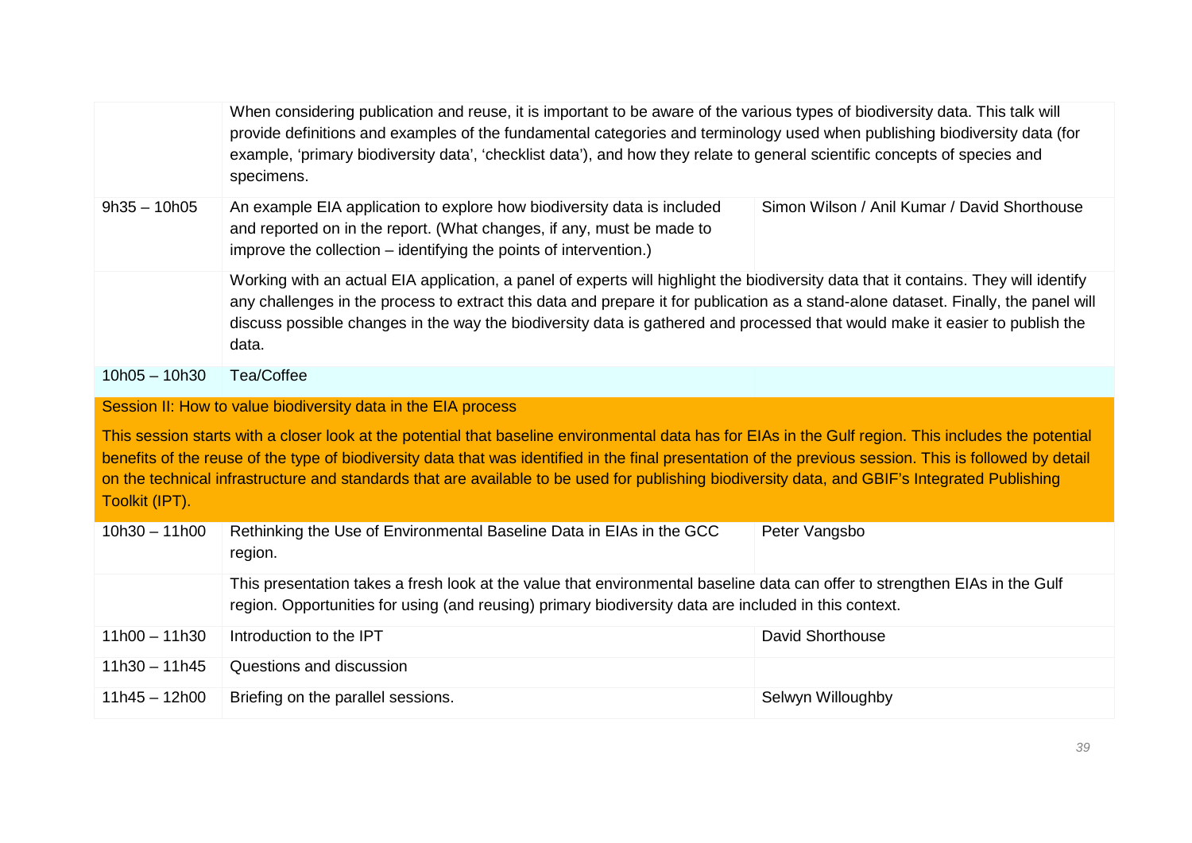| | | |
|---|---|---|
| | When considering publication and reuse, it is important to be aware of the various types of biodiversity data. This talk will provide definitions and examples of the fundamental categories and terminology used when publishing biodiversity data (for example, 'primary biodiversity data', 'checklist data'), and how they relate to general scientific concepts of species and specimens. | |
| 9h35 – 10h05 | An example EIA application to explore how biodiversity data is included and reported on in the report. (What changes, if any, must be made to improve the collection – identifying the points of intervention.) | Simon Wilson / Anil Kumar / David Shorthouse |
| | Working with an actual EIA application, a panel of experts will highlight the biodiversity data that it contains. They will identify any challenges in the process to extract this data and prepare it for publication as a stand-alone dataset. Finally, the panel will discuss possible changes in the way the biodiversity data is gathered and processed that would make it easier to publish the data. | |
| 10h05 – 10h30 | Tea/Coffee | |
| Session II: How to value biodiversity data in the EIA process | | |
| This session starts with a closer look at the potential that baseline environmental data has for EIAs in the Gulf region. This includes the potential benefits of the reuse of the type of biodiversity data that was identified in the final presentation of the previous session. This is followed by detail on the technical infrastructure and standards that are available to be used for publishing biodiversity data, and GBIF's Integrated Publishing Toolkit (IPT). | | |
| 10h30 – 11h00 | Rethinking the Use of Environmental Baseline Data in EIAs in the GCC region. | Peter Vangsbo |
| | This presentation takes a fresh look at the value that environmental baseline data can offer to strengthen EIAs in the Gulf region. Opportunities for using (and reusing) primary biodiversity data are included in this context. | |
| 11h00 – 11h30 | Introduction to the IPT | David Shorthouse |
| 11h30 – 11h45 | Questions and discussion | |
| 11h45 – 12h00 | Briefing on the parallel sessions. | Selwyn Willoughby |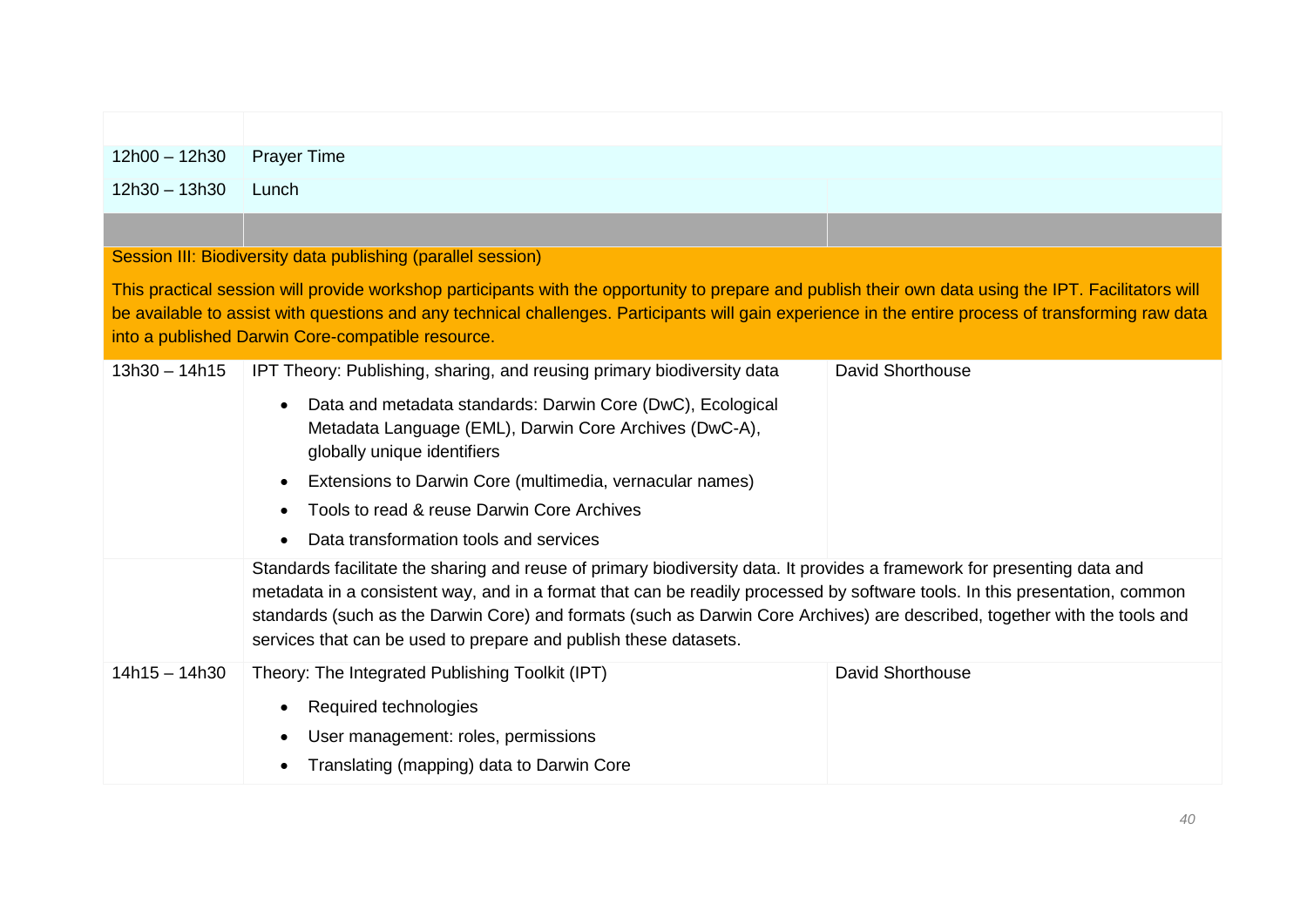| | | |
|---|---|---|
| 12h00 – 12h30 | Prayer Time | |
| 12h30 – 13h30 | Lunch | |
| | | |
| Session III: Biodiversity data publishing (parallel session)<br><br>This practical session will provide workshop participants with the opportunity to prepare and publish their own data using the IPT. Facilitators will be available to assist with questions and any technical challenges. Participants will gain experience in the entire process of transforming raw data into a published Darwin Core-compatible resource. | | |
| 13h30 – 14h15 | IPT Theory: Publishing, sharing, and reusing primary biodiversity data<br><br>• Data and metadata standards: Darwin Core (DwC), Ecological Metadata Language (EML), Darwin Core Archives (DwC-A), globally unique identifiers<br>• Extensions to Darwin Core (multimedia, vernacular names)<br>• Tools to read & reuse Darwin Core Archives<br>• Data transformation tools and services | David Shorthouse |
| | Standards facilitate the sharing and reuse of primary biodiversity data. It provides a framework for presenting data and metadata in a consistent way, and in a format that can be readily processed by software tools. In this presentation, common standards (such as the Darwin Core) and formats (such as Darwin Core Archives) are described, together with the tools and services that can be used to prepare and publish these datasets. | |
| 14h15 – 14h30 | Theory: The Integrated Publishing Toolkit (IPT)<br><br>• Required technologies<br>• User management: roles, permissions<br>• Translating (mapping) data to Darwin Core | David Shorthouse |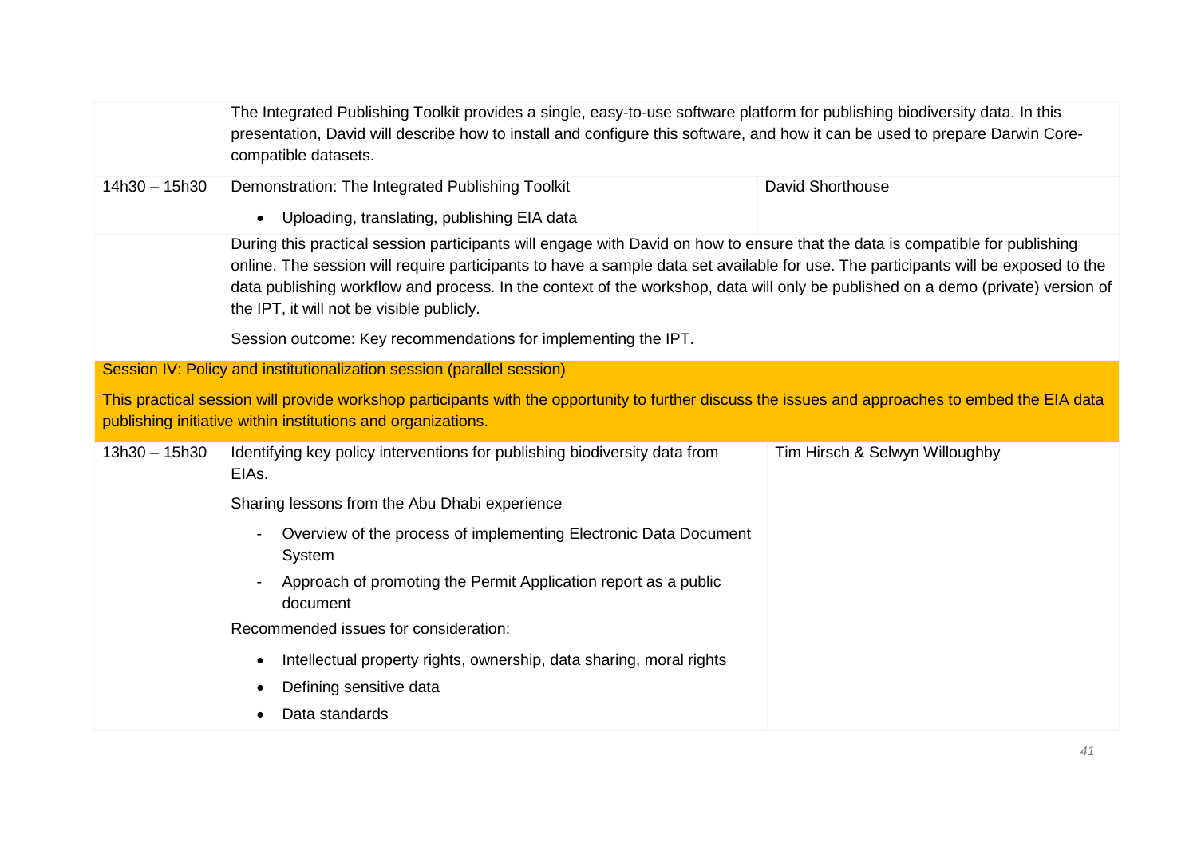| | | |
|---|---|---|
| | The Integrated Publishing Toolkit provides a single, easy-to-use software platform for publishing biodiversity data. In this presentation, David will describe how to install and configure this software, and how it can be used to prepare Darwin Core-compatible datasets. | |
| 14h30 – 15h30 | Demonstration: The Integrated Publishing Toolkit<br><br>• Uploading, translating, publishing EIA data | David Shorthouse |
| | During this practical session participants will engage with David on how to ensure that the data is compatible for publishing online. The session will require participants to have a sample data set available for use. The participants will be exposed to the data publishing workflow and process. In the context of the workshop, data will only be published on a demo (private) version of the IPT, it will not be visible publicly.<br><br>Session outcome: Key recommendations for implementing the IPT. | |
| **Session IV: Policy and institutionalization session (parallel session)**<br><br>This practical session will provide workshop participants with the opportunity to further discuss the issues and approaches to embed the EIA data publishing initiative within institutions and organizations. | | |
| 13h30 – 15h30 | Identifying key policy interventions for publishing biodiversity data from EIAs.<br><br>Sharing lessons from the Abu Dhabi experience<br><br>- Overview of the process of implementing Electronic Data Document System<br>- Approach of promoting the Permit Application report as a public document<br><br>Recommended issues for consideration:<br><br>• Intellectual property rights, ownership, data sharing, moral rights<br>• Defining sensitive data<br>• Data standards | Tim Hirsch & Selwyn Willoughby |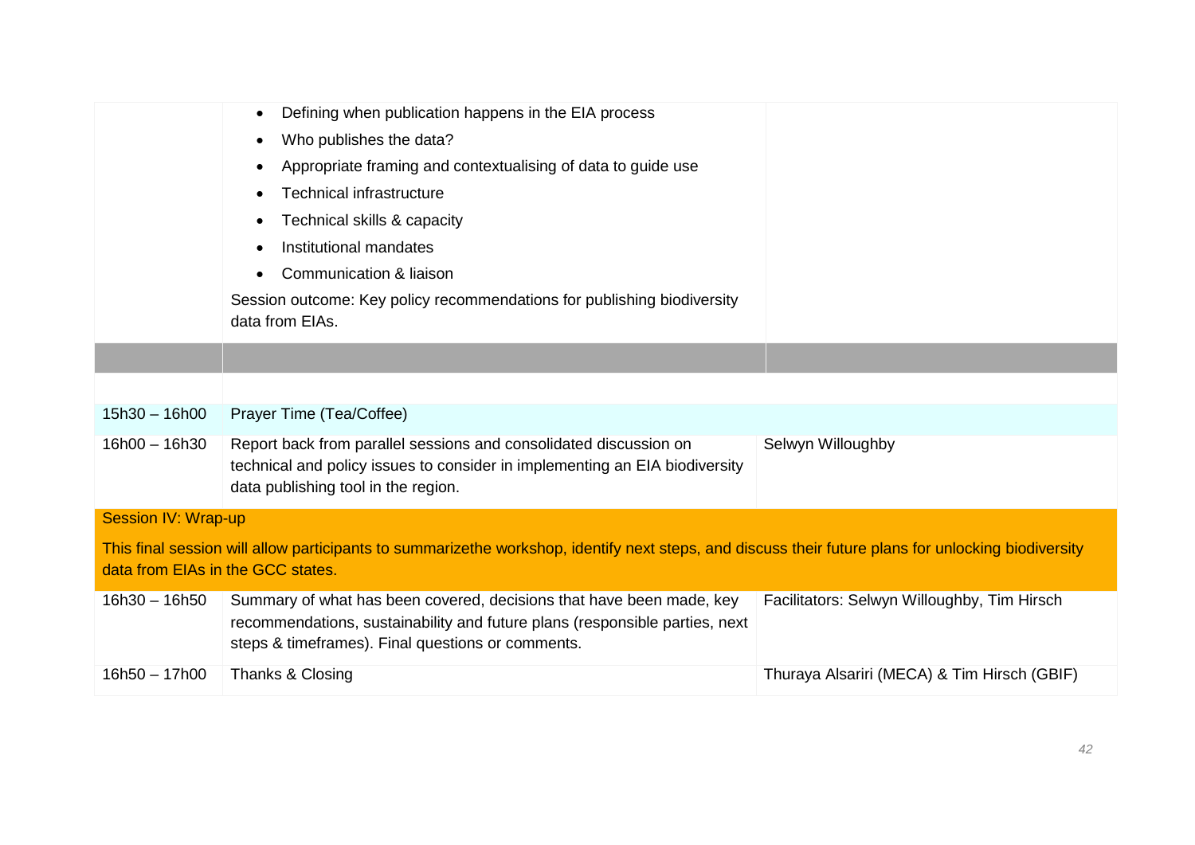| | | |
|---|---|---|
| | • Defining when publication happens in the EIA process<br>• Who publishes the data?<br>• Appropriate framing and contextualising of data to guide use<br>• Technical infrastructure<br>• Technical skills & capacity<br>• Institutional mandates<br>• Communication & liaison<br><br>Session outcome: Key policy recommendations for publishing biodiversity data from EIAs. | |
| | | |
| | | |
| 15h30 – 16h00 | Prayer Time (Tea/Coffee) | |
| 16h00 – 16h30 | Report back from parallel sessions and consolidated discussion on technical and policy issues to consider in implementing an EIA biodiversity data publishing tool in the region. | Selwyn Willoughby |
| Session IV: Wrap-up<br><br>This final session will allow participants to summarizethe workshop, identify next steps, and discuss their future plans for unlocking biodiversity data from EIAs in the GCC states. | | |
| 16h30 – 16h50 | Summary of what has been covered, decisions that have been made, key recommendations, sustainability and future plans (responsible parties, next steps & timeframes). Final questions or comments. | Facilitators: Selwyn Willoughby, Tim Hirsch |
| 16h50 – 17h00 | Thanks & Closing | Thuraya Alsariri (MECA) & Tim Hirsch (GBIF) |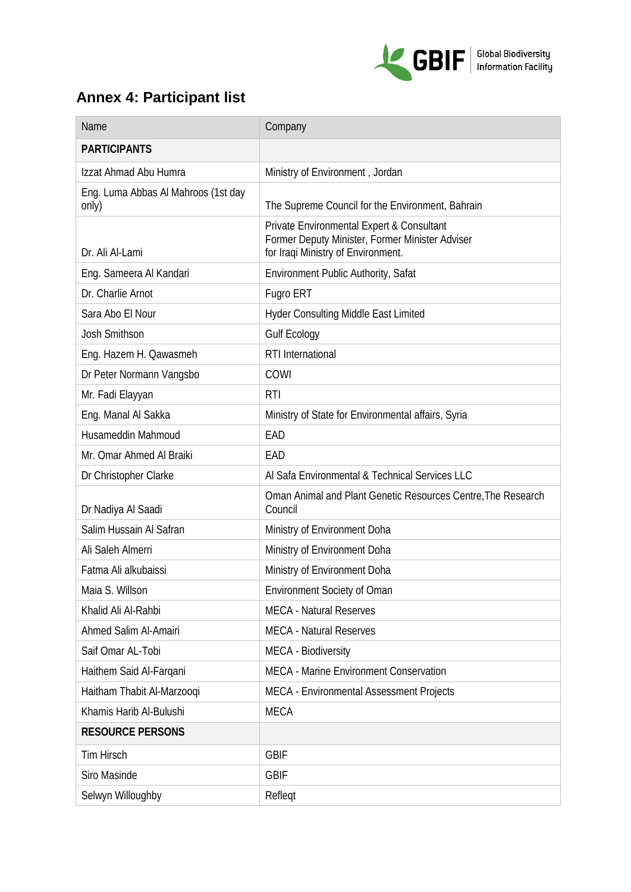## Annex 4: Participant list

| Name | Company |
|---|---|
| **PARTICIPANTS** | |
| Izzat Ahmad Abu Humra | Ministry of Environment , Jordan |
| Eng. Luma Abbas Al Mahroos (1st day only) | The Supreme Council for the Environment, Bahrain |
| Dr. Ali Al-Lami | Private Environmental Expert & Consultant Former Deputy Minister, Former Minister Adviser for Iraqi Ministry of Environment. |
| Eng. Sameera Al Kandari | Environment Public Authority, Safat |
| Dr. Charlie Arnot | Fugro ERT |
| Sara Abo El Nour | Hyder Consulting Middle East Limited |
| Josh Smithson | Gulf Ecology |
| Eng. Hazem H. Qawasmeh | RTI International |
| Dr Peter Normann Vangsbo | COWI |
| Mr. Fadi Elayyan | RTI |
| Eng. Manal Al Sakka | Ministry of State for Environmental affairs, Syria |
| Husameddin Mahmoud | EAD |
| Mr. Omar Ahmed Al Braiki | EAD |
| Dr Christopher Clarke | Al Safa Environmental & Technical Services LLC |
| Dr Nadiya Al Saadi | Oman Animal and Plant Genetic Resources Centre,The Research Council |
| Salim Hussain Al Safran | Ministry of Environment Doha |
| Ali Saleh Almerri | Ministry of Environment Doha |
| Fatma Ali alkubaissi | Ministry of Environment Doha |
| Maia S. Willson | Environment Society of Oman |
| Khalid Ali Al-Rahbi | MECA - Natural Reserves |
| Ahmed Salim Al-Amairi | MECA - Natural Reserves |
| Saif Omar AL-Tobi | MECA - Biodiversity |
| Haithem Said Al-Farqani | MECA - Marine Environment Conservation |
| Haitham Thabit Al-Marzooqi | MECA - Environmental Assessment Projects |
| Khamis Harib Al-Bulushi | MECA |
| **RESOURCE PERSONS** | |
| Tim Hirsch | GBIF |
| Siro Masinde | GBIF |
| Selwyn Willoughby | Refleqt |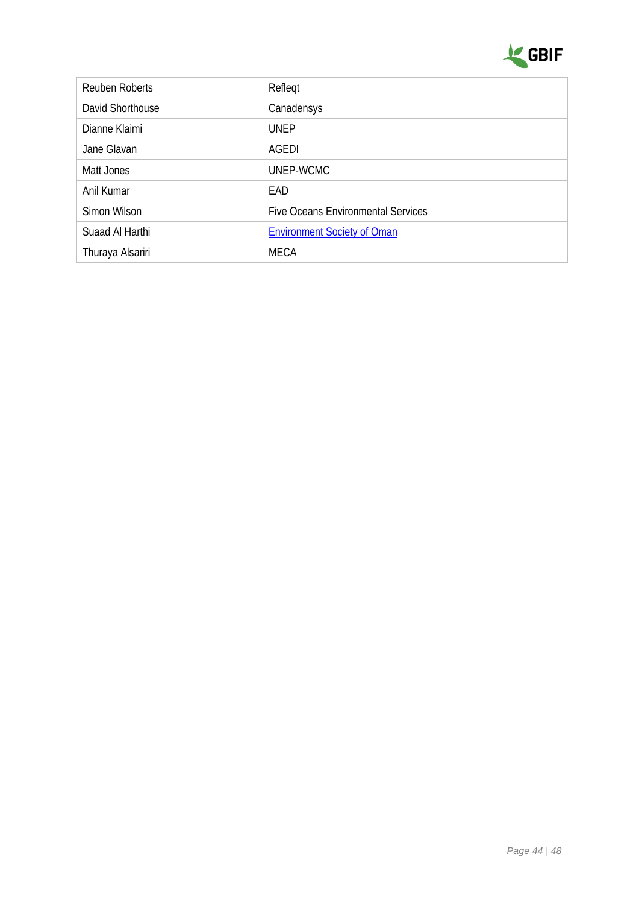| | |
|---|---|
| Reuben Roberts | Refleqt |
| David Shorthouse | Canadensys |
| Dianne Klaimi | UNEP |
| Jane Glavan | AGEDI |
| Matt Jones | UNEP-WCMC |
| Anil Kumar | EAD |
| Simon Wilson | Five Oceans Environmental Services |
| Suaad Al Harthi | Environment Society of Oman |
| Thuraya Alsariri | MECA |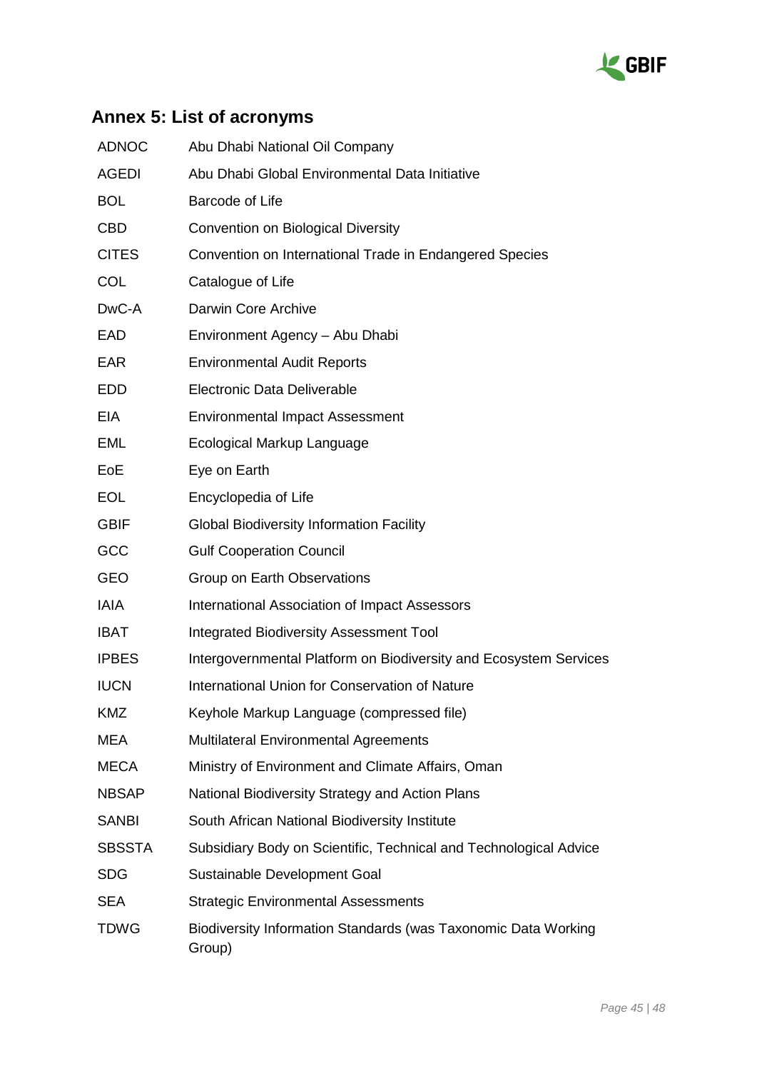## Annex 5: List of acronyms

| | |
|---|---|
| ADNOC | Abu Dhabi National Oil Company |
| AGEDI | Abu Dhabi Global Environmental Data Initiative |
| BOL | Barcode of Life |
| CBD | Convention on Biological Diversity |
| CITES | Convention on International Trade in Endangered Species |
| COL | Catalogue of Life |
| DwC-A | Darwin Core Archive |
| EAD | Environment Agency – Abu Dhabi |
| EAR | Environmental Audit Reports |
| EDD | Electronic Data Deliverable |
| EIA | Environmental Impact Assessment |
| EML | Ecological Markup Language |
| EoE | Eye on Earth |
| EOL | Encyclopedia of Life |
| GBIF | Global Biodiversity Information Facility |
| GCC | Gulf Cooperation Council |
| GEO | Group on Earth Observations |
| IAIA | International Association of Impact Assessors |
| IBAT | Integrated Biodiversity Assessment Tool |
| IPBES | Intergovernmental Platform on Biodiversity and Ecosystem Services |
| IUCN | International Union for Conservation of Nature |
| KMZ | Keyhole Markup Language (compressed file) |
| MEA | Multilateral Environmental Agreements |
| MECA | Ministry of Environment and Climate Affairs, Oman |
| NBSAP | National Biodiversity Strategy and Action Plans |
| SANBI | South African National Biodiversity Institute |
| SBSSTA | Subsidiary Body on Scientific, Technical and Technological Advice |
| SDG | Sustainable Development Goal |
| SEA | Strategic Environmental Assessments |
| TDWG | Biodiversity Information Standards (was Taxonomic Data Working Group) |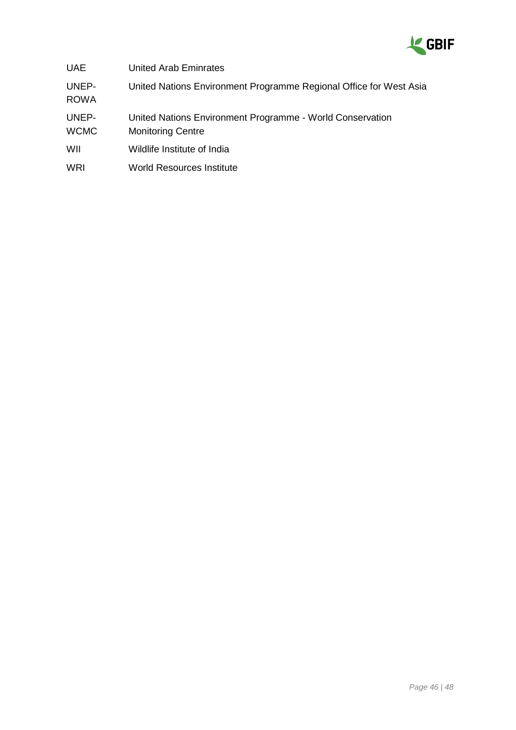| | |
|---|---|
| UAE | United Arab Eminrates |
| UNEP-ROWA | United Nations Environment Programme Regional Office for West Asia |
| UNEP-WCMC | United Nations Environment Programme - World Conservation Monitoring Centre |
| WII | Wildlife Institute of India |
| WRI | World Resources Institute |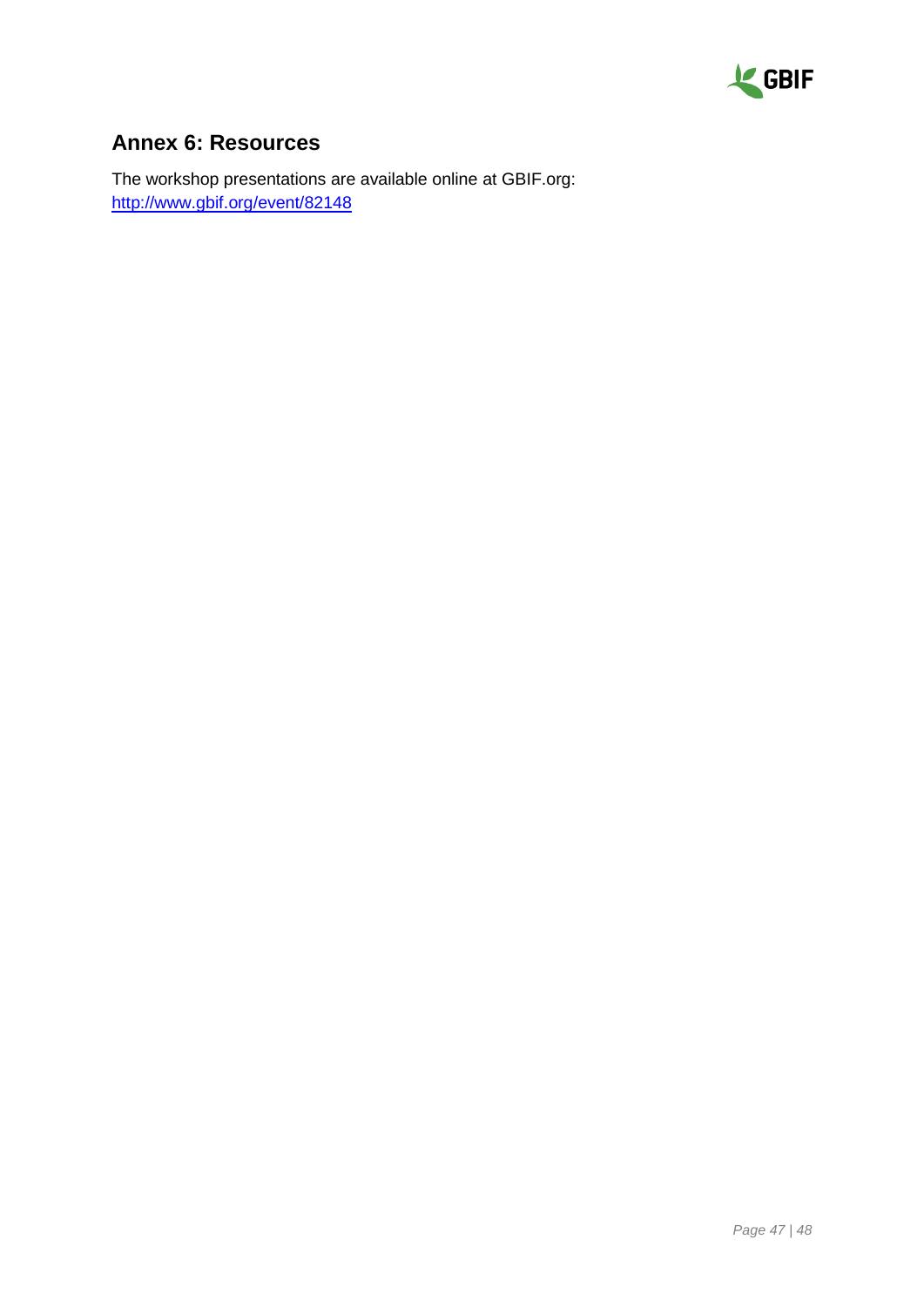## Annex 6: Resources

The workshop presentations are available online at GBIF.org:
http://www.gbif.org/event/82148